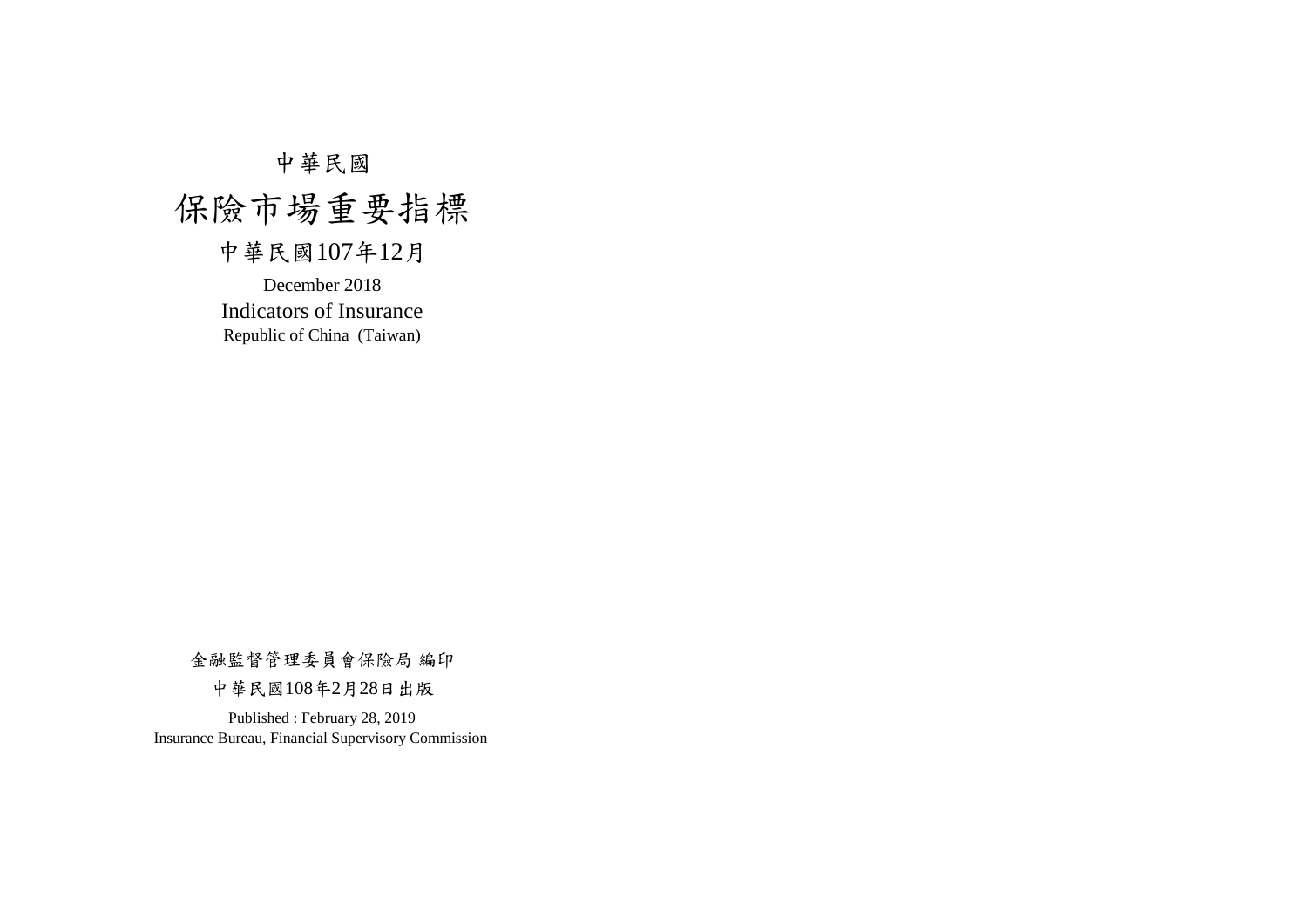中華民國

# 保險市場重要指標

## 中華民國107年12月

December 2018

Indicators of Insurance

Republic of China (Taiwan)

金融監督管理委員會保險局 編印

中華民國108年2月28日出版

Published : February 28, 2019

Insurance Bureau, Financial Supervisory Commission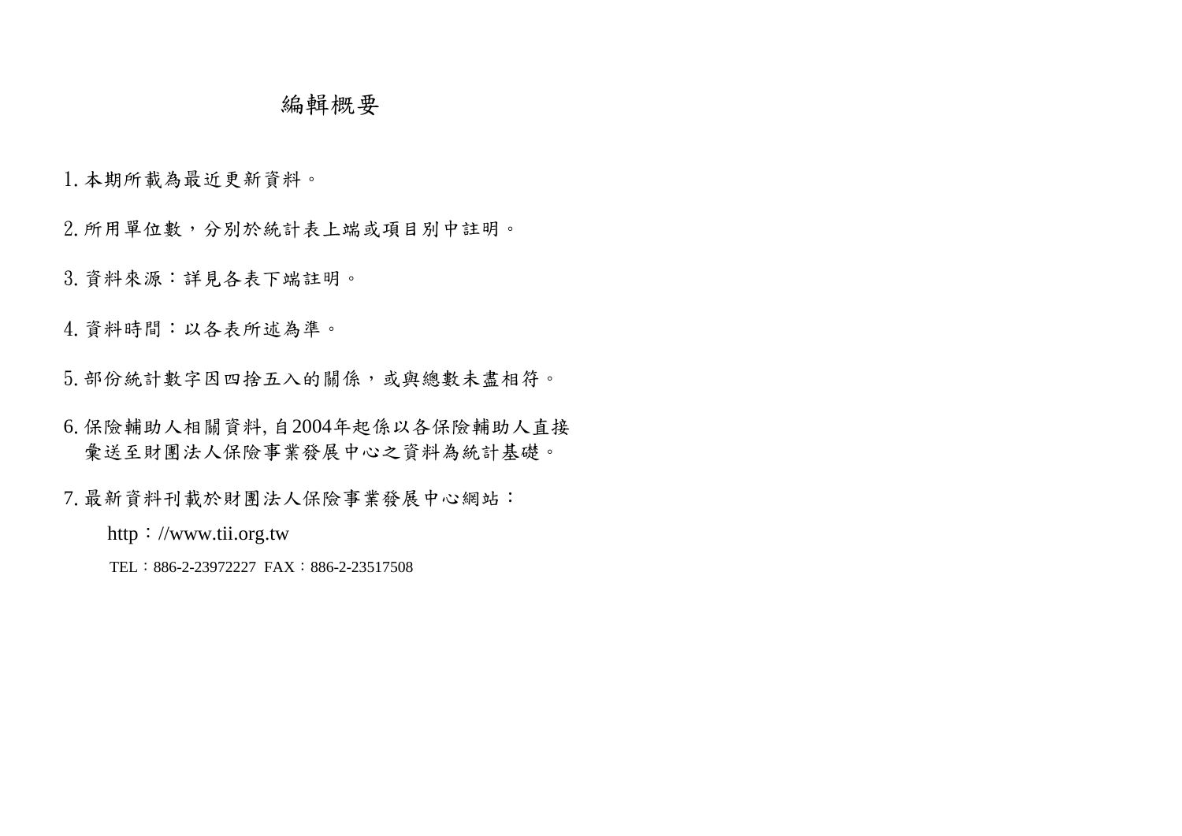# 編輯概要

1. 本期所載為最近更新資料。

2. 所用單位數，分別於統計表上端或項目別中註明。

3. 資料來源：詳見各表下端註明。

4. 資料時間：以各表所述為準。

5. 部份統計數字因四捨五入的關係，或與總數未盡相符。

6. 保險輔助人相關資料, 自2004年起係以各保險輔助人直接彙送至財團法人保險事業發展中心之資料為統計基礎。

7. 最新資料刊載於財團法人保險事業發展中心網站：

   http：//www.tii.org.tw

   TEL：886-2-23972227 FAX：886-2-23517508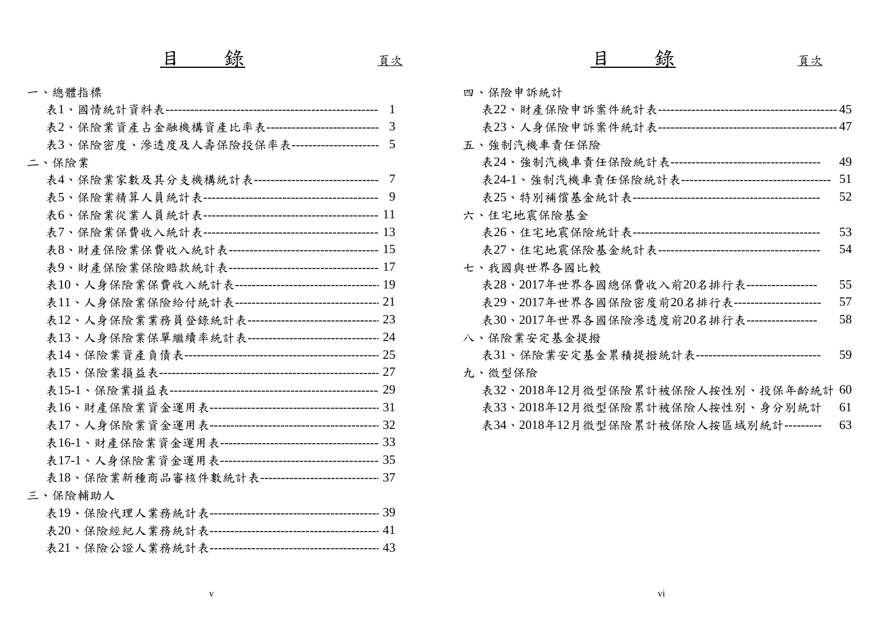# 目　　錄

頁次

一、總體指標

表1、國情統計資料表---------------------------------------------------- 1

表2、保險業資產占金融機構資產比率表--------------------------- 3

表3、保險密度、滲透度及人壽保險投保率表--------------------- 5

二、保險業

表4、保險業家數及其分支機構統計表------------------------------- 7

表5、保險業精算人員統計表------------------------------------------- 9

表6、保險業從業人員統計表------------------------------------------ 11

表7、保險業保費收入統計表------------------------------------------ 13

表8、財產保險業保費收入統計表------------------------------------ 15

表9、財產保險業保險賠款統計表------------------------------------ 17

表10、人身保險業保費收入統計表---------------------------------- 19

表11、人身保險業保險給付統計表---------------------------------- 21

表12、人身保險業業務員登錄統計表------------------------------- 23

表13、人身保險業保單繼續率統計表------------------------------- 24

表14、保險業資產負債表---------------------------------------------- 25

表15、保險業損益表---------------------------------------------------- 27

表15-1、保險業損益表------------------------------------------------- 29

表16、財產保險業資金運用表---------------------------------------- 31

表17、人身保險業資金運用表---------------------------------------- 32

表16-1、財產保險業資金運用表-------------------------------------- 33

表17-1、人身保險業資金運用表-------------------------------------- 35

表18、保險業新種商品審核件數統計表---------------------------- 37

三、保險輔助人

表19、保險代理人業務統計表---------------------------------------- 39

表20、保險經紀人業務統計表---------------------------------------- 41

表21、保險公證人業務統計表---------------------------------------- 43

# 目　　錄

頁次

四、保險申訴統計

表22、財產保險申訴案件統計表------------------------------------------ 45

表23、人身保險申訴案件統計表------------------------------------------ 47

五、強制汽機車責任保險

表24、強制汽機車責任保險統計表------------------------------------ 49

表24-1、強制汽機車責任保險統計表--------------------------------- 51

表25、特別補償基金統計表------------------------------------------- 52

六、住宅地震保險基金

表26、住宅地震保險統計表------------------------------------------- 53

表27、住宅地震保險基金統計表--------------------------------------- 54

七、我國與世界各國比較

表28、2017年世界各國總保費收入前20名排行表----------------- 55

表29、2017年世界各國保險密度前20名排行表--------------------- 57

表30、2017年世界各國保險滲透度前20名排行表----------------- 58

八、保險業安定基金提撥

表31、保險業安定基金累積提撥統計表----------------------------- 59

九、微型保險

表32、2018年12月微型保險累計被保險人按性別、投保年齡統計 60

表33、2018年12月微型保險累計被保險人按性別、身分別統計 61

表34、2018年12月微型保險累計被保險人按區域別統計--------- 63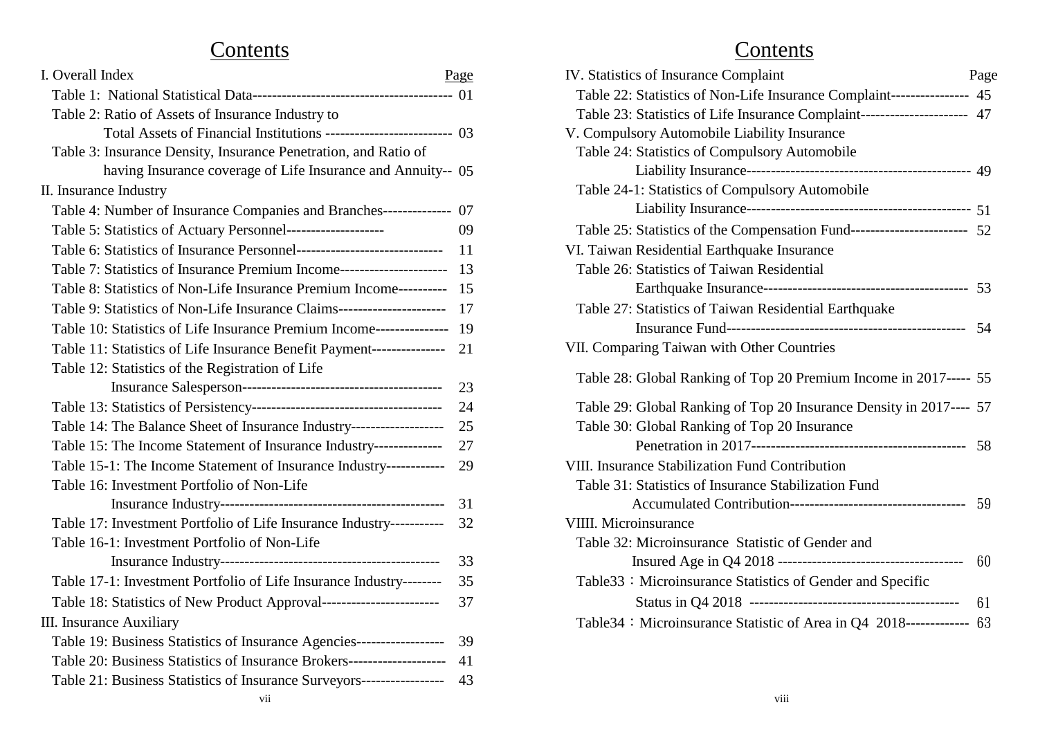# Contents

| I. Overall Index | Page |
|---|---|
| Table 1: National Statistical Data | 01 |
| Table 2: Ratio of Assets of Insurance Industry to Total Assets of Financial Institutions | 03 |
| Table 3: Insurance Density, Insurance Penetration, and Ratio of having Insurance coverage of Life Insurance and Annuity | 05 |
| **II. Insurance Industry** | |
| Table 4: Number of Insurance Companies and Branches | 07 |
| Table 5: Statistics of Actuary Personnel | 09 |
| Table 6: Statistics of Insurance Personnel | 11 |
| Table 7: Statistics of Insurance Premium Income | 13 |
| Table 8: Statistics of Non-Life Insurance Premium Income | 15 |
| Table 9: Statistics of Non-Life Insurance Claims | 17 |
| Table 10: Statistics of Life Insurance Premium Income | 19 |
| Table 11: Statistics of Life Insurance Benefit Payment | 21 |
| Table 12: Statistics of the Registration of Life Insurance Salesperson | 23 |
| Table 13: Statistics of Persistency | 24 |
| Table 14: The Balance Sheet of Insurance Industry | 25 |
| Table 15: The Income Statement of Insurance Industry | 27 |
| Table 15-1: The Income Statement of Insurance Industry | 29 |
| Table 16: Investment Portfolio of Non-Life Insurance Industry | 31 |
| Table 17: Investment Portfolio of Life Insurance Industry | 32 |
| Table 16-1: Investment Portfolio of Non-Life Insurance Industry | 33 |
| Table 17-1: Investment Portfolio of Life Insurance Industry | 35 |
| Table 18: Statistics of New Product Approval | 37 |
| **III. Insurance Auxiliary** | |
| Table 19: Business Statistics of Insurance Agencies | 39 |
| Table 20: Business Statistics of Insurance Brokers | 41 |
| Table 21: Business Statistics of Insurance Surveyors | 43 |

# Contents

| IV. Statistics of Insurance Complaint | Page |
|---|---|
| Table 22: Statistics of Non-Life Insurance Complaint | 45 |
| Table 23: Statistics of Life Insurance Complaint | 47 |
| **V. Compulsory Automobile Liability Insurance** | |
| Table 24: Statistics of Compulsory Automobile Liability Insurance | 49 |
| Table 24-1: Statistics of Compulsory Automobile Liability Insurance | 51 |
| Table 25: Statistics of the Compensation Fund | 52 |
| **VI. Taiwan Residential Earthquake Insurance** | |
| Table 26: Statistics of Taiwan Residential Earthquake Insurance | 53 |
| Table 27: Statistics of Taiwan Residential Earthquake Insurance Fund | 54 |
| **VII. Comparing Taiwan with Other Countries** | |
| Table 28: Global Ranking of Top 20 Premium Income in 2017 | 55 |
| Table 29: Global Ranking of Top 20 Insurance Density in 2017 | 57 |
| Table 30: Global Ranking of Top 20 Insurance Penetration in 2017 | 58 |
| **VIII. Insurance Stabilization Fund Contribution** | |
| Table 31: Statistics of Insurance Stabilization Fund Accumulated Contribution | 59 |
| **VIIII. Microinsurance** | |
| Table 32: Microinsurance Statistic of Gender and Insured Age in Q4 2018 | 60 |
| Table33：Microinsurance Statistics of Gender and Specific Status in Q4 2018 | 61 |
| Table34：Microinsurance Statistic of Area in Q4 2018 | 63 |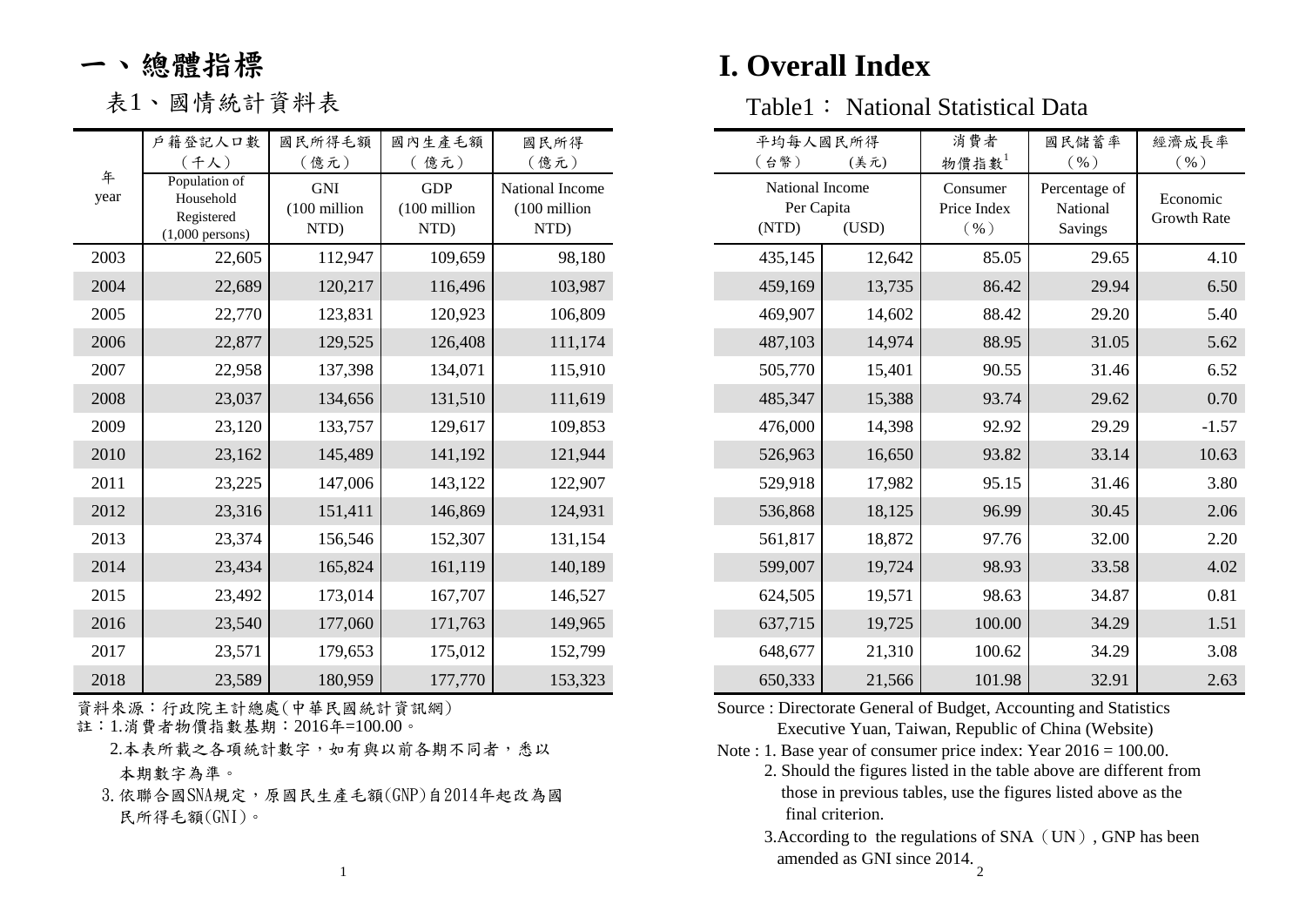# 一、總體指標

# I. Overall Index

## 表1、國情統計資料表

## Table1： National Statistical Data

| 年<br>year | 戶籍登記人口數（千人）<br>Population of Household Registered (1,000 persons) | 國民所得毛額（億元）<br>GNI (100 million NTD) | 國內生產毛額（億元）<br>GDP (100 million NTD) | 國民所得（億元）<br>National Income (100 million NTD) | 平均每人國民所得（台幣）<br>National Income Per Capita (NTD) | 平均每人國民所得（美元）<br>National Income Per Capita (USD) | 消費者物價指數[1]<br>Consumer Price Index（%） | 國民儲蓄率（%）<br>Percentage of National Savings | 經濟成長率（%）<br>Economic Growth Rate |
|---|---|---|---|---|---|---|---|---|---|
| 2003 | 22,605 | 112,947 | 109,659 | 98,180 | 435,145 | 12,642 | 85.05 | 29.65 | 4.10 |
| 2004 | 22,689 | 120,217 | 116,496 | 103,987 | 459,169 | 13,735 | 86.42 | 29.94 | 6.50 |
| 2005 | 22,770 | 123,831 | 120,923 | 106,809 | 469,907 | 14,602 | 88.42 | 29.20 | 5.40 |
| 2006 | 22,877 | 129,525 | 126,408 | 111,174 | 487,103 | 14,974 | 88.95 | 31.05 | 5.62 |
| 2007 | 22,958 | 137,398 | 134,071 | 115,910 | 505,770 | 15,401 | 90.55 | 31.46 | 6.52 |
| 2008 | 23,037 | 134,656 | 131,510 | 111,619 | 485,347 | 15,388 | 93.74 | 29.62 | 0.70 |
| 2009 | 23,120 | 133,757 | 129,617 | 109,853 | 476,000 | 14,398 | 92.92 | 29.29 | -1.57 |
| 2010 | 23,162 | 145,489 | 141,192 | 121,944 | 526,963 | 16,650 | 93.82 | 33.14 | 10.63 |
| 2011 | 23,225 | 147,006 | 143,122 | 122,907 | 529,918 | 17,982 | 95.15 | 31.46 | 3.80 |
| 2012 | 23,316 | 151,411 | 146,869 | 124,931 | 536,868 | 18,125 | 96.99 | 30.45 | 2.06 |
| 2013 | 23,374 | 156,546 | 152,307 | 131,154 | 561,817 | 18,872 | 97.76 | 32.00 | 2.20 |
| 2014 | 23,434 | 165,824 | 161,119 | 140,189 | 599,007 | 19,724 | 98.93 | 33.58 | 4.02 |
| 2015 | 23,492 | 173,014 | 167,707 | 146,527 | 624,505 | 19,571 | 98.63 | 34.87 | 0.81 |
| 2016 | 23,540 | 177,060 | 171,763 | 149,965 | 637,715 | 19,725 | 100.00 | 34.29 | 1.51 |
| 2017 | 23,571 | 179,653 | 175,012 | 152,799 | 648,677 | 21,310 | 100.62 | 34.29 | 3.08 |
| 2018 | 23,589 | 180,959 | 177,770 | 153,323 | 650,333 | 21,566 | 101.98 | 32.91 | 2.63 |

資料來源：行政院主計總處(中華民國統計資訊網)

註：1.消費者物價指數基期：2016年=100.00。

2.本表所載之各項統計數字，如有與以前各期不同者，悉以本期數字為準。

3.依聯合國SNA規定，原國民生產毛額(GNP)自2014年起改為國民所得毛額(GNI)。

Source : Directorate General of Budget, Accounting and Statistics Executive Yuan, Taiwan, Republic of China (Website)

Note : 1. Base year of consumer price index: Year 2016 = 100.00.

2. Should the figures listed in the table above are different from those in previous tables, use the figures listed above as the final criterion.

3.According to the regulations of SNA（UN）, GNP has been amended as GNI since 2014.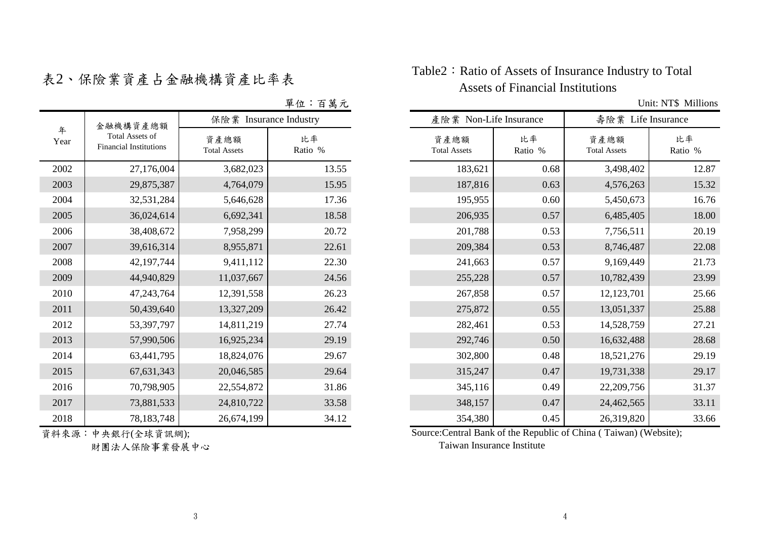# 表2、保險業資產占金融機構資產比率表

# Table2：Ratio of Assets of Insurance Industry to Total Assets of Financial Institutions

單位：百萬元 Unit: NT$ Millions

| 年 Year | 金融機構資產總額 Total Assets of Financial Institutions | 保險業 Insurance Industry | | 產險業 Non-Life Insurance | | 壽險業 Life Insurance | |
|---|---|---|---|---|---|---|---|
| | | 資產總額 Total Assets | 比率 Ratio % | 資產總額 Total Assets | 比率 Ratio % | 資產總額 Total Assets | 比率 Ratio % |
| 2002 | 27,176,004 | 3,682,023 | 13.55 | 183,621 | 0.68 | 3,498,402 | 12.87 |
| 2003 | 29,875,387 | 4,764,079 | 15.95 | 187,816 | 0.63 | 4,576,263 | 15.32 |
| 2004 | 32,531,284 | 5,646,628 | 17.36 | 195,955 | 0.60 | 5,450,673 | 16.76 |
| 2005 | 36,024,614 | 6,692,341 | 18.58 | 206,935 | 0.57 | 6,485,405 | 18.00 |
| 2006 | 38,408,672 | 7,958,299 | 20.72 | 201,788 | 0.53 | 7,756,511 | 20.19 |
| 2007 | 39,616,314 | 8,955,871 | 22.61 | 209,384 | 0.53 | 8,746,487 | 22.08 |
| 2008 | 42,197,744 | 9,411,112 | 22.30 | 241,663 | 0.57 | 9,169,449 | 21.73 |
| 2009 | 44,940,829 | 11,037,667 | 24.56 | 255,228 | 0.57 | 10,782,439 | 23.99 |
| 2010 | 47,243,764 | 12,391,558 | 26.23 | 267,858 | 0.57 | 12,123,701 | 25.66 |
| 2011 | 50,439,640 | 13,327,209 | 26.42 | 275,872 | 0.55 | 13,051,337 | 25.88 |
| 2012 | 53,397,797 | 14,811,219 | 27.74 | 282,461 | 0.53 | 14,528,759 | 27.21 |
| 2013 | 57,990,506 | 16,925,234 | 29.19 | 292,746 | 0.50 | 16,632,488 | 28.68 |
| 2014 | 63,441,795 | 18,824,076 | 29.67 | 302,800 | 0.48 | 18,521,276 | 29.19 |
| 2015 | 67,631,343 | 20,046,585 | 29.64 | 315,247 | 0.47 | 19,731,338 | 29.17 |
| 2016 | 70,798,905 | 22,554,872 | 31.86 | 345,116 | 0.49 | 22,209,756 | 31.37 |
| 2017 | 73,881,533 | 24,810,722 | 33.58 | 348,157 | 0.47 | 24,462,565 | 33.11 |
| 2018 | 78,183,748 | 26,674,199 | 34.12 | 354,380 | 0.45 | 26,319,820 | 33.66 |

資料來源：中央銀行(全球資訊網);
財團法人保險事業發展中心

Source:Central Bank of the Republic of China ( Taiwan) (Website);
Taiwan Insurance Institute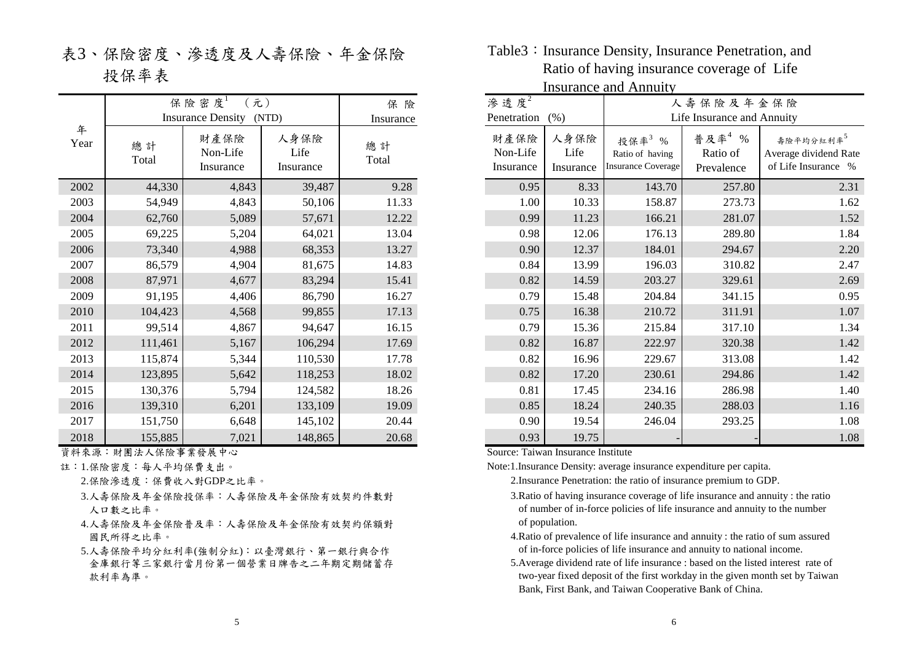# 表3、保險密度、滲透度及人壽保險、年金保險投保率表

# Table3：Insurance Density, Insurance Penetration, and Ratio of having insurance coverage of Life Insurance and Annuity

| 年 Year | 保險密度[1]（元） Insurance Density (NTD) | | | 保險滲透度[2] Insurance Penetration (%) | | | 人壽保險及年金保險 Life Insurance and Annuity | | |
|---|---|---|---|---|---|---|---|---|---|
| | 總計 Total | 財產保險 Non-Life Insurance | 人身保險 Life Insurance | 總計 Total | 財產保險 Non-Life Insurance | 人身保險 Life Insurance | 投保率[3] % Ratio of having Insurance Coverage | 普及率[4] % Ratio of Prevalence | 壽險平均分紅利率[5] Average dividend Rate of Life Insurance % |
| 2002 | 44,330 | 4,843 | 39,487 | 9.28 | 0.95 | 8.33 | 143.70 | 257.80 | 2.31 |
| 2003 | 54,949 | 4,843 | 50,106 | 11.33 | 1.00 | 10.33 | 158.87 | 273.73 | 1.62 |
| 2004 | 62,760 | 5,089 | 57,671 | 12.22 | 0.99 | 11.23 | 166.21 | 281.07 | 1.52 |
| 2005 | 69,225 | 5,204 | 64,021 | 13.04 | 0.98 | 12.06 | 176.13 | 289.80 | 1.84 |
| 2006 | 73,340 | 4,988 | 68,353 | 13.27 | 0.90 | 12.37 | 184.01 | 294.67 | 2.20 |
| 2007 | 86,579 | 4,904 | 81,675 | 14.83 | 0.84 | 13.99 | 196.03 | 310.82 | 2.47 |
| 2008 | 87,971 | 4,677 | 83,294 | 15.41 | 0.82 | 14.59 | 203.27 | 329.61 | 2.69 |
| 2009 | 91,195 | 4,406 | 86,790 | 16.27 | 0.79 | 15.48 | 204.84 | 341.15 | 0.95 |
| 2010 | 104,423 | 4,568 | 99,855 | 17.13 | 0.75 | 16.38 | 210.72 | 311.91 | 1.07 |
| 2011 | 99,514 | 4,867 | 94,647 | 16.15 | 0.79 | 15.36 | 215.84 | 317.10 | 1.34 |
| 2012 | 111,461 | 5,167 | 106,294 | 17.69 | 0.82 | 16.87 | 222.97 | 320.38 | 1.42 |
| 2013 | 115,874 | 5,344 | 110,530 | 17.78 | 0.82 | 16.96 | 229.67 | 313.08 | 1.42 |
| 2014 | 123,895 | 5,642 | 118,253 | 18.02 | 0.82 | 17.20 | 230.61 | 294.86 | 1.42 |
| 2015 | 130,376 | 5,794 | 124,582 | 18.26 | 0.81 | 17.45 | 234.16 | 286.98 | 1.40 |
| 2016 | 139,310 | 6,201 | 133,109 | 19.09 | 0.85 | 18.24 | 240.35 | 288.03 | 1.16 |
| 2017 | 151,750 | 6,648 | 145,102 | 20.44 | 0.90 | 19.54 | 246.04 | 293.25 | 1.08 |
| 2018 | 155,885 | 7,021 | 148,865 | 20.68 | 0.93 | 19.75 | - | - | 1.08 |

資料來源：財團法人保險事業發展中心

註：1.保險密度：每人平均保費支出。

2.保險滲透度：保費收入對GDP之比率。

3.人壽保險及年金保險投保率：人壽保險及年金保險有效契約件數對人口數之比率。

4.人壽保險及年金保險普及率：人壽保險及年金保險有效契約保額對國民所得之比率。

5.人壽保險平均分紅利率(強制分紅)：以臺灣銀行、第一銀行與合作金庫銀行等三家銀行當月份第一個營業日牌告之二年期定期儲蓄存款利率為準。

Source: Taiwan Insurance Institute

Note:1.Insurance Density: average insurance expenditure per capita.

2.Insurance Penetration: the ratio of insurance premium to GDP.

3.Ratio of having insurance coverage of life insurance and annuity : the ratio of number of in-force policies of life insurance and annuity to the number of population.

4.Ratio of prevalence of life insurance and annuity : the ratio of sum assured of in-force policies of life insurance and annuity to national income.

5.Average dividend rate of life insurance : based on the listed interest rate of two-year fixed deposit of the first workday in the given month set by Taiwan Bank, First Bank, and Taiwan Cooperative Bank of China.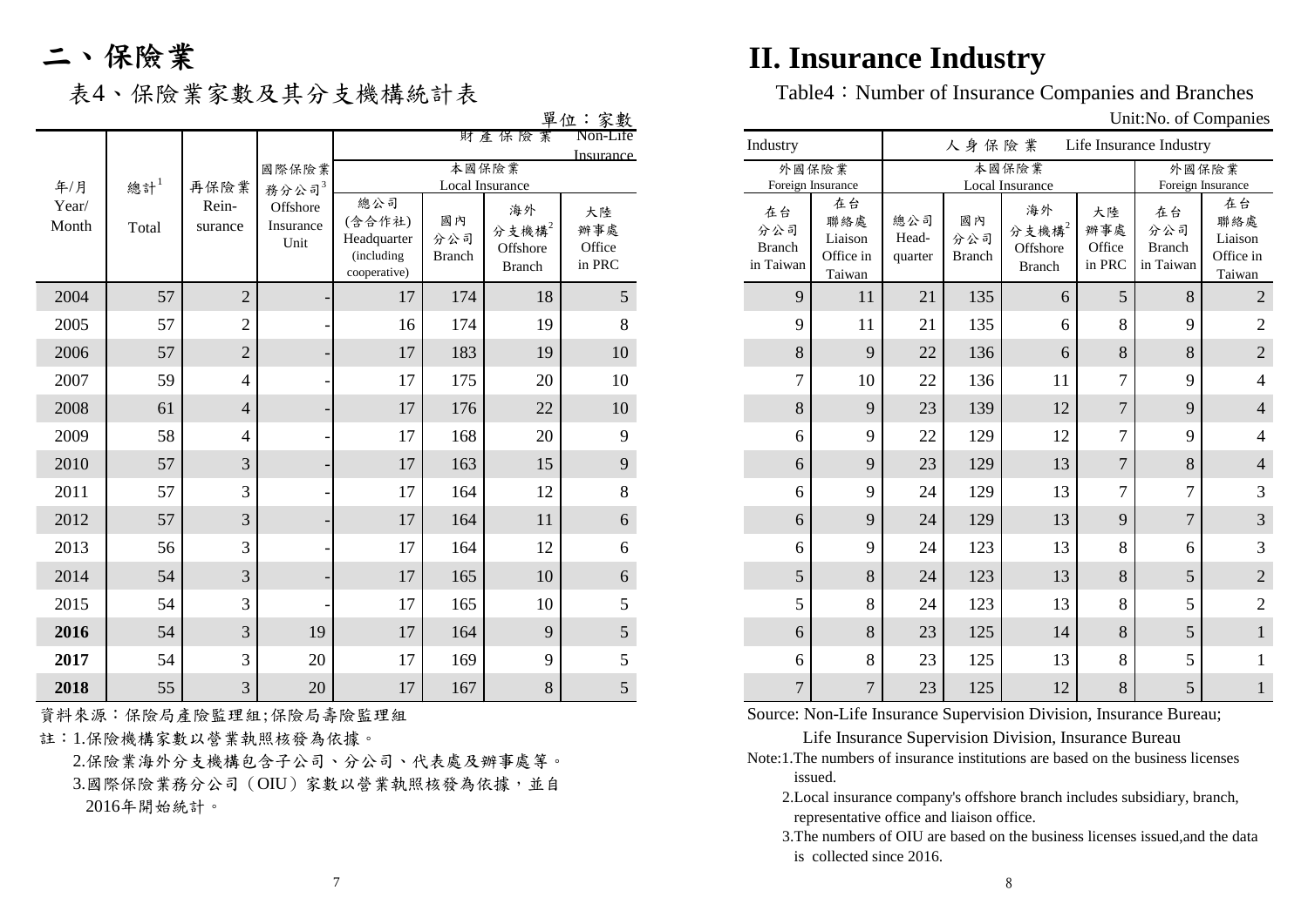# 二、保險業

# II. Insurance Industry

## 表4、保險業家數及其分支機構統計表

## Table4：Number of Insurance Companies and Branches

單位：家數 Unit:No. of Companies

| 年/月 Year/ Month | 總計[1] Total | 再保險業 Rein-surance | 國際保險業務分公司[3] Offshore Insurance Unit | 財產保險業 Non-Life Insurance Industry | | | | | | 人身保險業 Life Insurance Industry | | | | | |
|---|---|---|---|---|---|---|---|---|---|---|---|---|---|---|---|
| | | | | 本國保險業 Local Insurance | | | | 外國保險業 Foreign Insurance | | 本國保險業 Local Insurance | | | | 外國保險業 Foreign Insurance | |
| | | | | 總公司(含合作社) Headquarter (including cooperative) | 國內分公司 Branch | 海外分支機構[2] Offshore Branch | 大陸辦事處 Office in PRC | 在台分公司 Branch in Taiwan | 在台聯絡處 Liaison Office in Taiwan | 總公司 Head-quarter | 國內分公司 Branch | 海外分支機構[2] Offshore Branch | 大陸辦事處 Office in PRC | 在台分公司 Branch in Taiwan | 在台聯絡處 Liaison Office in Taiwan |
| 2004 | 57 | 2 | - | 17 | 174 | 18 | 5 | 9 | 11 | 21 | 135 | 6 | 5 | 8 | 2 |
| 2005 | 57 | 2 | - | 16 | 174 | 19 | 8 | 9 | 11 | 21 | 135 | 6 | 8 | 9 | 2 |
| 2006 | 57 | 2 | - | 17 | 183 | 19 | 10 | 8 | 9 | 22 | 136 | 6 | 8 | 8 | 2 |
| 2007 | 59 | 4 | - | 17 | 175 | 20 | 10 | 7 | 10 | 22 | 136 | 11 | 7 | 9 | 4 |
| 2008 | 61 | 4 | - | 17 | 176 | 22 | 10 | 8 | 9 | 23 | 139 | 12 | 7 | 9 | 4 |
| 2009 | 58 | 4 | - | 17 | 168 | 20 | 9 | 6 | 9 | 22 | 129 | 12 | 7 | 9 | 4 |
| 2010 | 57 | 3 | - | 17 | 163 | 15 | 9 | 6 | 9 | 23 | 129 | 13 | 7 | 8 | 4 |
| 2011 | 57 | 3 | - | 17 | 164 | 12 | 8 | 6 | 9 | 24 | 129 | 13 | 7 | 7 | 3 |
| 2012 | 57 | 3 | - | 17 | 164 | 11 | 6 | 6 | 9 | 24 | 129 | 13 | 9 | 7 | 3 |
| 2013 | 56 | 3 | - | 17 | 164 | 12 | 6 | 6 | 9 | 24 | 123 | 13 | 8 | 6 | 3 |
| 2014 | 54 | 3 | - | 17 | 165 | 10 | 6 | 5 | 8 | 24 | 123 | 13 | 8 | 5 | 2 |
| 2015 | 54 | 3 | - | 17 | 165 | 10 | 5 | 5 | 8 | 24 | 123 | 13 | 8 | 5 | 2 |
| **2016** | 54 | 3 | 19 | 17 | 164 | 9 | 5 | 6 | 8 | 23 | 125 | 14 | 8 | 5 | 1 |
| **2017** | 54 | 3 | 20 | 17 | 169 | 9 | 5 | 6 | 8 | 23 | 125 | 13 | 8 | 5 | 1 |
| **2018** | 55 | 3 | 20 | 17 | 167 | 8 | 5 | 7 | 7 | 23 | 125 | 12 | 8 | 5 | 1 |

資料來源：保險局產險監理組;保險局壽險監理組

註：1.保險機構家數以營業執照核發為依據。

2.保險業海外分支機構包含子公司、分公司、代表處及辦事處等。

3.國際保險業務分公司（OIU）家數以營業執照核發為依據，並自2016年開始統計。

Source: Non-Life Insurance Supervision Division, Insurance Bureau; Life Insurance Supervision Division, Insurance Bureau

Note:1.The numbers of insurance institutions are based on the business licenses issued.

2.Local insurance company's offshore branch includes subsidiary, branch, representative office and liaison office.

3.The numbers of OIU are based on the business licenses issued,and the data is collected since 2016.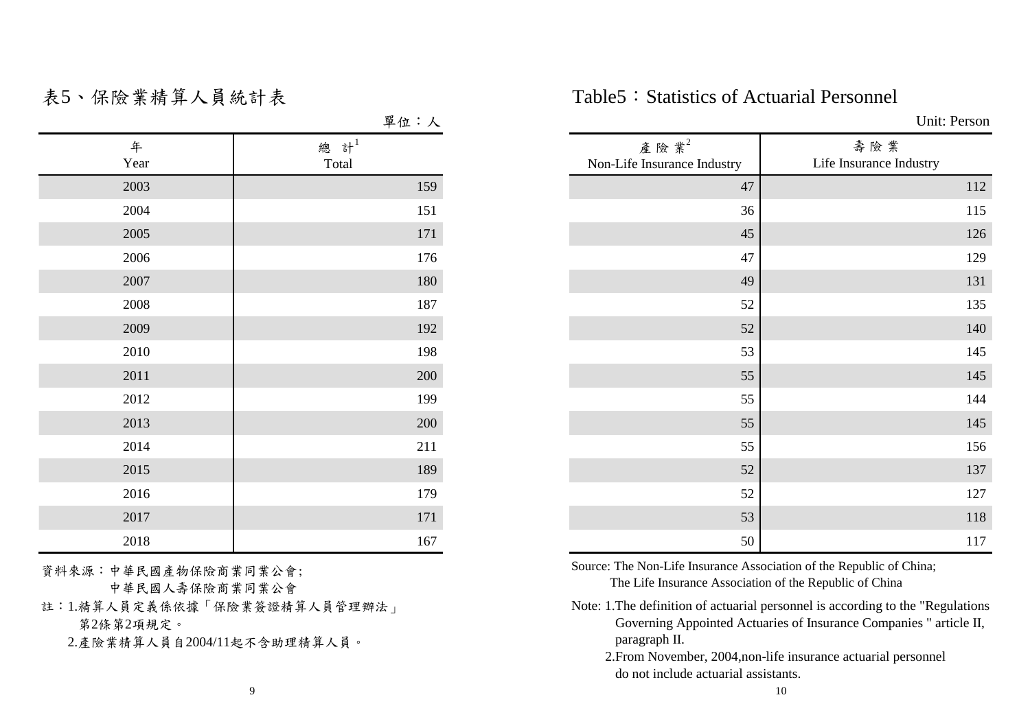# 表5、保險業精算人員統計表

# Table5：Statistics of Actuarial Personnel

單位：人　　Unit: Person

| 年<br>Year | 總　計[1]<br>Total | 產險業[2]<br>Non-Life Insurance Industry | 壽險業<br>Life Insurance Industry |
|---|---|---|---|
| 2003 | 159 | 47 | 112 |
| 2004 | 151 | 36 | 115 |
| 2005 | 171 | 45 | 126 |
| 2006 | 176 | 47 | 129 |
| 2007 | 180 | 49 | 131 |
| 2008 | 187 | 52 | 135 |
| 2009 | 192 | 52 | 140 |
| 2010 | 198 | 53 | 145 |
| 2011 | 200 | 55 | 145 |
| 2012 | 199 | 55 | 144 |
| 2013 | 200 | 55 | 145 |
| 2014 | 211 | 55 | 156 |
| 2015 | 189 | 52 | 137 |
| 2016 | 179 | 52 | 127 |
| 2017 | 171 | 53 | 118 |
| 2018 | 167 | 50 | 117 |

資料來源：中華民國產物保險商業同業公會;
　　　　　中華民國人壽保險商業同業公會

註：1.精算人員定義係依據「保險業簽證精算人員管理辦法」第2條第2項規定。
　　2.產險業精算人員自2004/11起不含助理精算人員。

Source: The Non-Life Insurance Association of the Republic of China;
　　The Life Insurance Association of the Republic of China

Note: 1.The definition of actuarial personnel is according to the "Regulations Governing Appointed Actuaries of Insurance Companies " article II, paragraph II.
　　2.From November, 2004,non-life insurance actuarial personnel do not include actuarial assistants.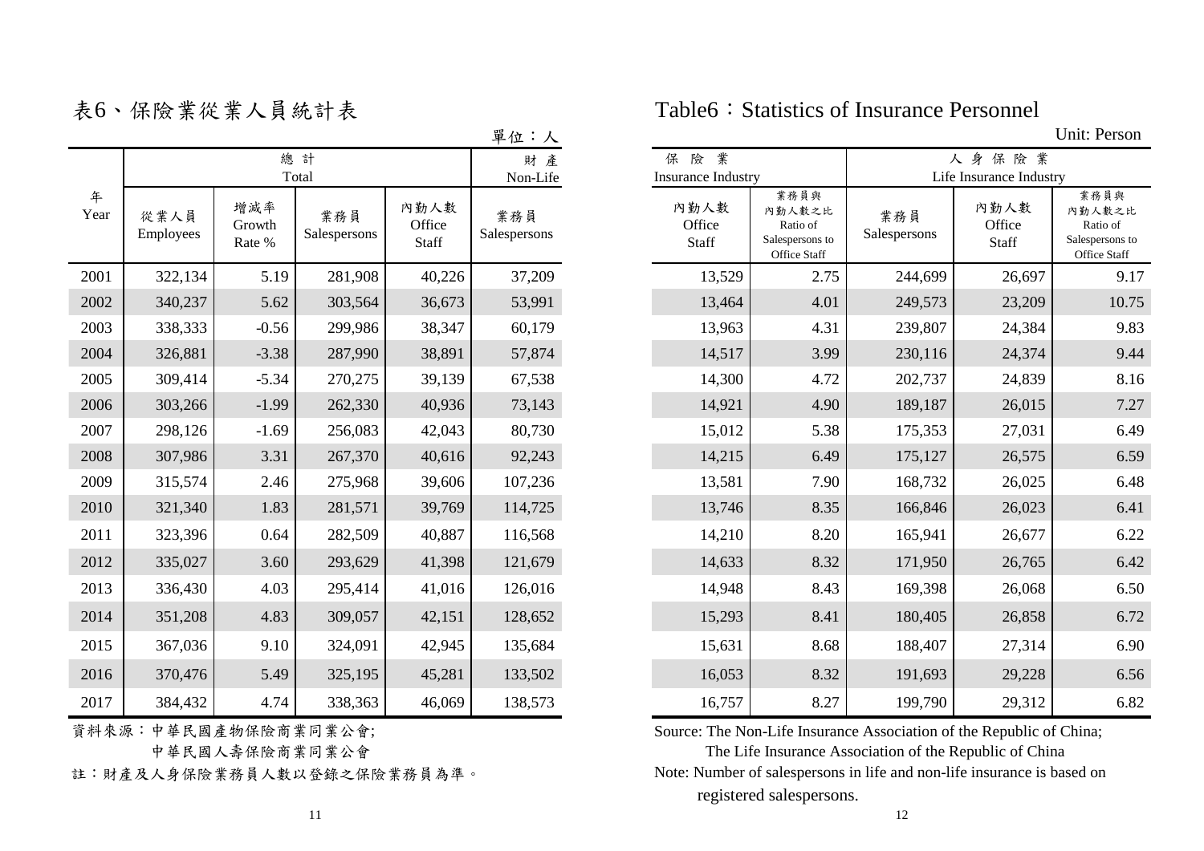# 表6、保險業從業人員統計表

# Table6：Statistics of Insurance Personnel

單位：人 Unit: Person

| 年 Year | 總計 Total | | | | 財產 Non-Life | | | 人身保險業 Life Insurance Industry | | |
|---|---|---|---|---|---|---|---|---|---|---|
| | | | | | 保險業 Insurance Industry | | | | | |
| | 從業人員 Employees | 增減率 Growth Rate % | 業務員 Salespersons | 內勤人數 Office Staff | 業務員 Salespersons | 內勤人數 Office Staff | 業務員與內勤人數之比 Ratio of Salespersons to Office Staff | 業務員 Salespersons | 內勤人數 Office Staff | 業務員與內勤人數之比 Ratio of Salespersons to Office Staff |
| 2001 | 322,134 | 5.19 | 281,908 | 40,226 | 37,209 | 13,529 | 2.75 | 244,699 | 26,697 | 9.17 |
| 2002 | 340,237 | 5.62 | 303,564 | 36,673 | 53,991 | 13,464 | 4.01 | 249,573 | 23,209 | 10.75 |
| 2003 | 338,333 | -0.56 | 299,986 | 38,347 | 60,179 | 13,963 | 4.31 | 239,807 | 24,384 | 9.83 |
| 2004 | 326,881 | -3.38 | 287,990 | 38,891 | 57,874 | 14,517 | 3.99 | 230,116 | 24,374 | 9.44 |
| 2005 | 309,414 | -5.34 | 270,275 | 39,139 | 67,538 | 14,300 | 4.72 | 202,737 | 24,839 | 8.16 |
| 2006 | 303,266 | -1.99 | 262,330 | 40,936 | 73,143 | 14,921 | 4.90 | 189,187 | 26,015 | 7.27 |
| 2007 | 298,126 | -1.69 | 256,083 | 42,043 | 80,730 | 15,012 | 5.38 | 175,353 | 27,031 | 6.49 |
| 2008 | 307,986 | 3.31 | 267,370 | 40,616 | 92,243 | 14,215 | 6.49 | 175,127 | 26,575 | 6.59 |
| 2009 | 315,574 | 2.46 | 275,968 | 39,606 | 107,236 | 13,581 | 7.90 | 168,732 | 26,025 | 6.48 |
| 2010 | 321,340 | 1.83 | 281,571 | 39,769 | 114,725 | 13,746 | 8.35 | 166,846 | 26,023 | 6.41 |
| 2011 | 323,396 | 0.64 | 282,509 | 40,887 | 116,568 | 14,210 | 8.20 | 165,941 | 26,677 | 6.22 |
| 2012 | 335,027 | 3.60 | 293,629 | 41,398 | 121,679 | 14,633 | 8.32 | 171,950 | 26,765 | 6.42 |
| 2013 | 336,430 | 4.03 | 295,414 | 41,016 | 126,016 | 14,948 | 8.43 | 169,398 | 26,068 | 6.50 |
| 2014 | 351,208 | 4.83 | 309,057 | 42,151 | 128,652 | 15,293 | 8.41 | 180,405 | 26,858 | 6.72 |
| 2015 | 367,036 | 9.10 | 324,091 | 42,945 | 135,684 | 15,631 | 8.68 | 188,407 | 27,314 | 6.90 |
| 2016 | 370,476 | 5.49 | 325,195 | 45,281 | 133,502 | 16,053 | 8.32 | 191,693 | 29,228 | 6.56 |
| 2017 | 384,432 | 4.74 | 338,363 | 46,069 | 138,573 | 16,757 | 8.27 | 199,790 | 29,312 | 6.82 |

資料來源：中華民國產物保險商業同業公會;
　　　　　中華民國人壽保險商業同業公會

註：財產及人身保險業務員人數以登錄之保險業務員為準。

Source: The Non-Life Insurance Association of the Republic of China;
The Life Insurance Association of the Republic of China

Note: Number of salespersons in life and non-life insurance is based on registered salespersons.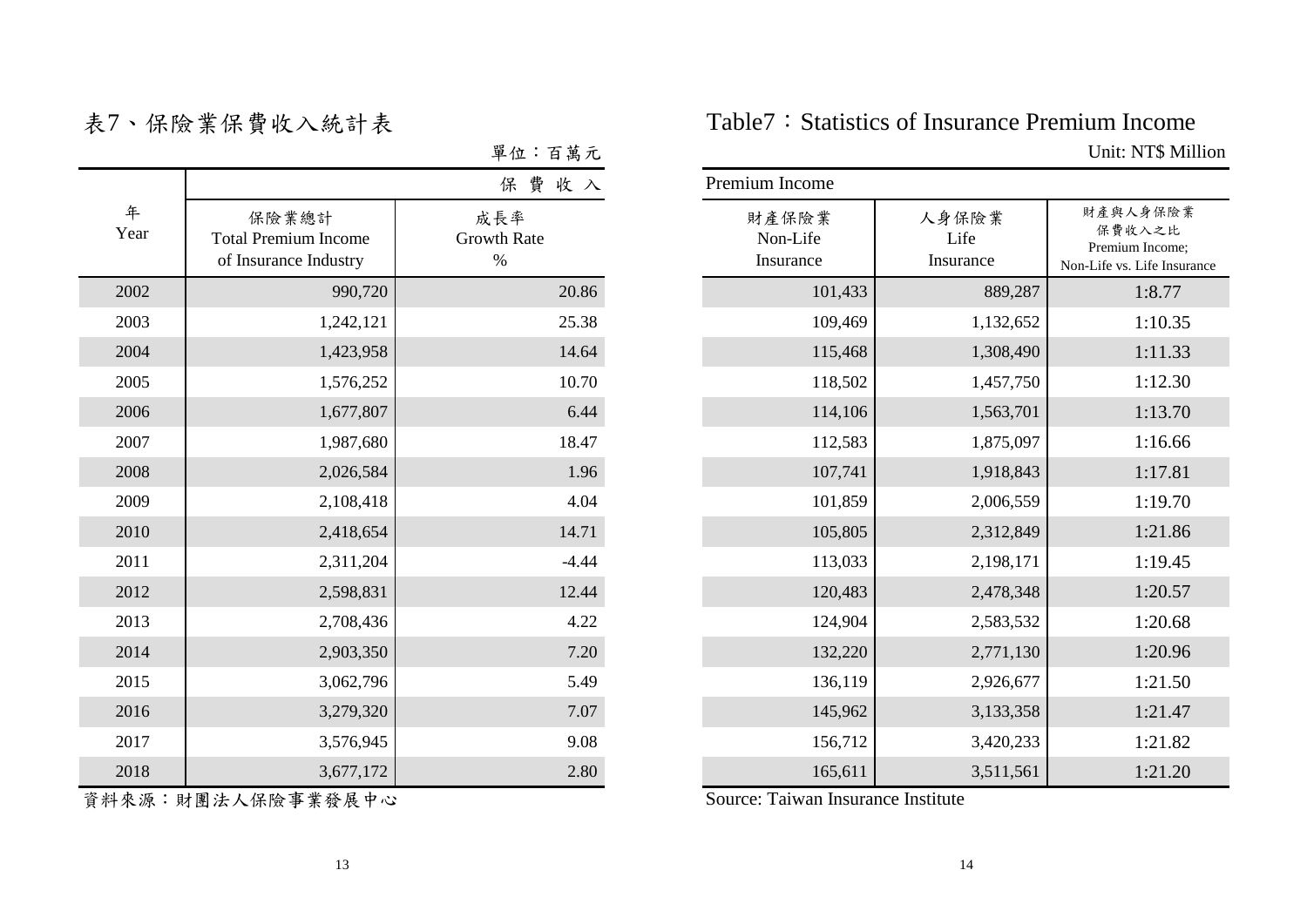# 表7、保險業保費收入統計表

# Table7：Statistics of Insurance Premium Income

單位：百萬元

Unit: NT$ Million

| 年<br>Year | 保費收入 Premium Income | | | | |
|---|---|---|---|---|---|
| | 保險業總計<br>Total Premium Income of Insurance Industry | 成長率<br>Growth Rate<br>% | 財產保險業<br>Non-Life Insurance | 人身保險業<br>Life Insurance | 財產與人身保險業保費收入之比<br>Premium Income; Non-Life vs. Life Insurance |
| 2002 | 990,720 | 20.86 | 101,433 | 889,287 | 1:8.77 |
| 2003 | 1,242,121 | 25.38 | 109,469 | 1,132,652 | 1:10.35 |
| 2004 | 1,423,958 | 14.64 | 115,468 | 1,308,490 | 1:11.33 |
| 2005 | 1,576,252 | 10.70 | 118,502 | 1,457,750 | 1:12.30 |
| 2006 | 1,677,807 | 6.44 | 114,106 | 1,563,701 | 1:13.70 |
| 2007 | 1,987,680 | 18.47 | 112,583 | 1,875,097 | 1:16.66 |
| 2008 | 2,026,584 | 1.96 | 107,741 | 1,918,843 | 1:17.81 |
| 2009 | 2,108,418 | 4.04 | 101,859 | 2,006,559 | 1:19.70 |
| 2010 | 2,418,654 | 14.71 | 105,805 | 2,312,849 | 1:21.86 |
| 2011 | 2,311,204 | -4.44 | 113,033 | 2,198,171 | 1:19.45 |
| 2012 | 2,598,831 | 12.44 | 120,483 | 2,478,348 | 1:20.57 |
| 2013 | 2,708,436 | 4.22 | 124,904 | 2,583,532 | 1:20.68 |
| 2014 | 2,903,350 | 7.20 | 132,220 | 2,771,130 | 1:20.96 |
| 2015 | 3,062,796 | 5.49 | 136,119 | 2,926,677 | 1:21.50 |
| 2016 | 3,279,320 | 7.07 | 145,962 | 3,133,358 | 1:21.47 |
| 2017 | 3,576,945 | 9.08 | 156,712 | 3,420,233 | 1:21.82 |
| 2018 | 3,677,172 | 2.80 | 165,611 | 3,511,561 | 1:21.20 |

資料來源：財團法人保險事業發展中心

Source: Taiwan Insurance Institute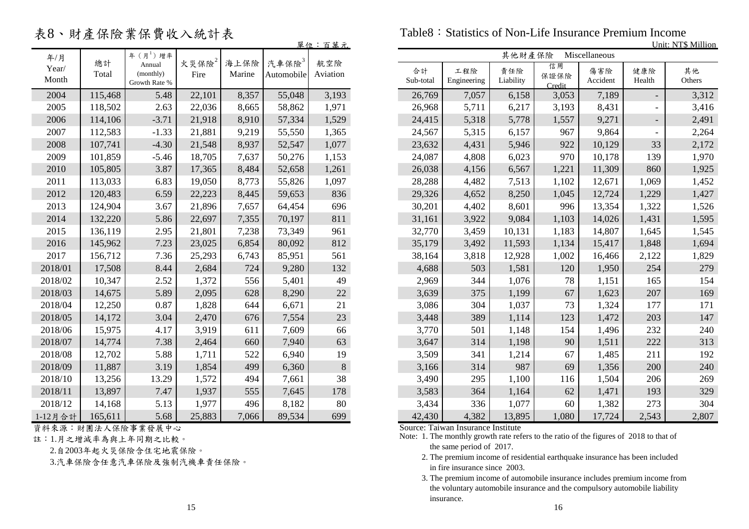# 表8、財產保險業保費收入統計表

# Table8：Statistics of Non-Life Insurance Premium Income

單位：百萬元 Unit: NT$ Million

| 年/月 Year/ Month | 總計 Total | 年（月[1]）增率 Annual (monthly) Growth Rate % | 火災保險[2] Fire | 海上保險 Marine | 汽車保險[3] Automobile | 航空險 Aviation | 其他財產保險 Miscellaneous | | | | | | |
|---|---|---|---|---|---|---|---|---|---|---|---|---|---|
| | | | | | | | 合計 Sub-total | 工程險 Engineering | 責任險 Liability | 信用保證保險 Credit | 傷害險 Accident | 健康險 Health | 其他 Others |
| 2004 | 115,468 | 5.48 | 22,101 | 8,357 | 55,048 | 3,193 | 26,769 | 7,057 | 6,158 | 3,053 | 7,189 | - | 3,312 |
| 2005 | 118,502 | 2.63 | 22,036 | 8,665 | 58,862 | 1,971 | 26,968 | 5,711 | 6,217 | 3,193 | 8,431 | - | 3,416 |
| 2006 | 114,106 | -3.71 | 21,918 | 8,910 | 57,334 | 1,529 | 24,415 | 5,318 | 5,778 | 1,557 | 9,271 | - | 2,491 |
| 2007 | 112,583 | -1.33 | 21,881 | 9,219 | 55,550 | 1,365 | 24,567 | 5,315 | 6,157 | 967 | 9,864 | - | 2,264 |
| 2008 | 107,741 | -4.30 | 21,548 | 8,937 | 52,547 | 1,077 | 23,632 | 4,431 | 5,946 | 922 | 10,129 | 33 | 2,172 |
| 2009 | 101,859 | -5.46 | 18,705 | 7,637 | 50,276 | 1,153 | 24,087 | 4,808 | 6,023 | 970 | 10,178 | 139 | 1,970 |
| 2010 | 105,805 | 3.87 | 17,365 | 8,484 | 52,658 | 1,261 | 26,038 | 4,156 | 6,567 | 1,221 | 11,309 | 860 | 1,925 |
| 2011 | 113,033 | 6.83 | 19,050 | 8,773 | 55,826 | 1,097 | 28,288 | 4,482 | 7,513 | 1,102 | 12,671 | 1,069 | 1,452 |
| 2012 | 120,483 | 6.59 | 22,223 | 8,445 | 59,653 | 836 | 29,326 | 4,652 | 8,250 | 1,045 | 12,724 | 1,229 | 1,427 |
| 2013 | 124,904 | 3.67 | 21,896 | 7,657 | 64,454 | 696 | 30,201 | 4,402 | 8,601 | 996 | 13,354 | 1,322 | 1,526 |
| 2014 | 132,220 | 5.86 | 22,697 | 7,355 | 70,197 | 811 | 31,161 | 3,922 | 9,084 | 1,103 | 14,026 | 1,431 | 1,595 |
| 2015 | 136,119 | 2.95 | 21,801 | 7,238 | 73,349 | 961 | 32,770 | 3,459 | 10,131 | 1,183 | 14,807 | 1,645 | 1,545 |
| 2016 | 145,962 | 7.23 | 23,025 | 6,854 | 80,092 | 812 | 35,179 | 3,492 | 11,593 | 1,134 | 15,417 | 1,848 | 1,694 |
| 2017 | 156,712 | 7.36 | 25,293 | 6,743 | 85,951 | 561 | 38,164 | 3,818 | 12,928 | 1,002 | 16,466 | 2,122 | 1,829 |
| 2018/01 | 17,508 | 8.44 | 2,684 | 724 | 9,280 | 132 | 4,688 | 503 | 1,581 | 120 | 1,950 | 254 | 279 |
| 2018/02 | 10,347 | 2.52 | 1,372 | 556 | 5,401 | 49 | 2,969 | 344 | 1,076 | 78 | 1,151 | 165 | 154 |
| 2018/03 | 14,675 | 5.89 | 2,095 | 628 | 8,290 | 22 | 3,639 | 375 | 1,199 | 67 | 1,623 | 207 | 169 |
| 2018/04 | 12,250 | 0.87 | 1,828 | 644 | 6,671 | 21 | 3,086 | 304 | 1,037 | 73 | 1,324 | 177 | 171 |
| 2018/05 | 14,172 | 3.04 | 2,470 | 676 | 7,554 | 23 | 3,448 | 389 | 1,114 | 123 | 1,472 | 203 | 147 |
| 2018/06 | 15,975 | 4.17 | 3,919 | 611 | 7,609 | 66 | 3,770 | 501 | 1,148 | 154 | 1,496 | 232 | 240 |
| 2018/07 | 14,774 | 7.38 | 2,464 | 660 | 7,940 | 63 | 3,647 | 314 | 1,198 | 90 | 1,511 | 222 | 313 |
| 2018/08 | 12,702 | 5.88 | 1,711 | 522 | 6,940 | 19 | 3,509 | 341 | 1,214 | 67 | 1,485 | 211 | 192 |
| 2018/09 | 11,887 | 3.19 | 1,854 | 499 | 6,360 | 8 | 3,166 | 314 | 987 | 69 | 1,356 | 200 | 240 |
| 2018/10 | 13,256 | 13.29 | 1,572 | 494 | 7,661 | 38 | 3,490 | 295 | 1,100 | 116 | 1,504 | 206 | 269 |
| 2018/11 | 13,897 | 7.47 | 1,937 | 555 | 7,645 | 178 | 3,583 | 364 | 1,164 | 62 | 1,471 | 193 | 329 |
| 2018/12 | 14,168 | 5.13 | 1,977 | 496 | 8,182 | 80 | 3,434 | 336 | 1,077 | 60 | 1,382 | 273 | 304 |
| 1-12月合計 | 165,611 | 5.68 | 25,883 | 7,066 | 89,534 | 699 | 42,430 | 4,382 | 13,895 | 1,080 | 17,724 | 2,543 | 2,807 |

資料來源：財團法人保險事業發展中心

註：1.月之增減率為與上年同期之比較。

2.自2003年起火災保險含住宅地震保險。

3.汽車保險含任意汽車保險及強制汽機車責任保險。

Source: Taiwan Insurance Institute

Note: 1. The monthly growth rate refers to the ratio of the figures of 2018 to that of the same period of 2017.

2. The premium income of residential earthquake insurance has been included in fire insurance since 2003.

3. The premium income of automobile insurance includes premium income from the voluntary automobile insurance and the compulsory automobile liability insurance.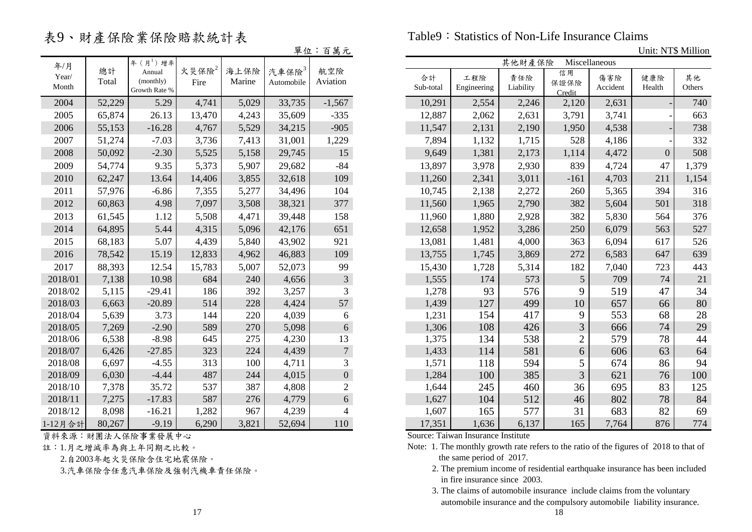# 表9、財產保險業保險賠款統計表

# Table9：Statistics of Non-Life Insurance Claims

單位：百萬元 Unit: NT$ Million

| 年/月 Year/ Month | 總計 Total | 年（月[1]）增率 Annual (monthly) Growth Rate % | 火災保險[2] Fire | 海上保險 Marine | 汽車保險[3] Automobile | 航空險 Aviation | 其他財產保險 Miscellaneous | | | | | | |
|---|---|---|---|---|---|---|---|---|---|---|---|---|---|
| | | | | | | | 合計 Sub-total | 工程險 Engineering | 責任險 Liability | 信用保證保險 Credit | 傷害險 Accident | 健康險 Health | 其他 Others |
| 2004 | 52,229 | 5.29 | 4,741 | 5,029 | 33,735 | -1,567 | 10,291 | 2,554 | 2,246 | 2,120 | 2,631 | - | 740 |
| 2005 | 65,874 | 26.13 | 13,470 | 4,243 | 35,609 | -335 | 12,887 | 2,062 | 2,631 | 3,791 | 3,741 | - | 663 |
| 2006 | 55,153 | -16.28 | 4,767 | 5,529 | 34,215 | -905 | 11,547 | 2,131 | 2,190 | 1,950 | 4,538 | - | 738 |
| 2007 | 51,274 | -7.03 | 3,736 | 7,413 | 31,001 | 1,229 | 7,894 | 1,132 | 1,715 | 528 | 4,186 | - | 332 |
| 2008 | 50,092 | -2.30 | 5,525 | 5,158 | 29,745 | 15 | 9,649 | 1,381 | 2,173 | 1,114 | 4,472 | 0 | 508 |
| 2009 | 54,774 | 9.35 | 5,373 | 5,907 | 29,682 | -84 | 13,897 | 3,978 | 2,930 | 839 | 4,724 | 47 | 1,379 |
| 2010 | 62,247 | 13.64 | 14,406 | 3,855 | 32,618 | 109 | 11,260 | 2,341 | 3,011 | -161 | 4,703 | 211 | 1,154 |
| 2011 | 57,976 | -6.86 | 7,355 | 5,277 | 34,496 | 104 | 10,745 | 2,138 | 2,272 | 260 | 5,365 | 394 | 316 |
| 2012 | 60,863 | 4.98 | 7,097 | 3,508 | 38,321 | 377 | 11,560 | 1,965 | 2,790 | 382 | 5,604 | 501 | 318 |
| 2013 | 61,545 | 1.12 | 5,508 | 4,471 | 39,448 | 158 | 11,960 | 1,880 | 2,928 | 382 | 5,830 | 564 | 376 |
| 2014 | 64,895 | 5.44 | 4,315 | 5,096 | 42,176 | 651 | 12,658 | 1,952 | 3,286 | 250 | 6,079 | 563 | 527 |
| 2015 | 68,183 | 5.07 | 4,439 | 5,840 | 43,902 | 921 | 13,081 | 1,481 | 4,000 | 363 | 6,094 | 617 | 526 |
| 2016 | 78,542 | 15.19 | 12,833 | 4,962 | 46,883 | 109 | 13,755 | 1,745 | 3,869 | 272 | 6,583 | 647 | 639 |
| 2017 | 88,393 | 12.54 | 15,783 | 5,007 | 52,073 | 99 | 15,430 | 1,728 | 5,314 | 182 | 7,040 | 723 | 443 |
| 2018/01 | 7,138 | 10.98 | 684 | 240 | 4,656 | 3 | 1,555 | 174 | 573 | 5 | 709 | 74 | 21 |
| 2018/02 | 5,115 | -29.41 | 186 | 392 | 3,257 | 3 | 1,278 | 93 | 576 | 9 | 519 | 47 | 34 |
| 2018/03 | 6,663 | -20.89 | 514 | 228 | 4,424 | 57 | 1,439 | 127 | 499 | 10 | 657 | 66 | 80 |
| 2018/04 | 5,639 | 3.73 | 144 | 220 | 4,039 | 6 | 1,231 | 154 | 417 | 9 | 553 | 68 | 28 |
| 2018/05 | 7,269 | -2.90 | 589 | 270 | 5,098 | 6 | 1,306 | 108 | 426 | 3 | 666 | 74 | 29 |
| 2018/06 | 6,538 | -8.98 | 645 | 275 | 4,230 | 13 | 1,375 | 134 | 538 | 2 | 579 | 78 | 44 |
| 2018/07 | 6,426 | -27.85 | 323 | 224 | 4,439 | 7 | 1,433 | 114 | 581 | 6 | 606 | 63 | 64 |
| 2018/08 | 6,697 | -4.55 | 313 | 100 | 4,711 | 3 | 1,571 | 118 | 594 | 5 | 674 | 86 | 94 |
| 2018/09 | 6,030 | -4.44 | 487 | 244 | 4,015 | 0 | 1,284 | 100 | 385 | 3 | 621 | 76 | 100 |
| 2018/10 | 7,378 | 35.72 | 537 | 387 | 4,808 | 2 | 1,644 | 245 | 460 | 36 | 695 | 83 | 125 |
| 2018/11 | 7,275 | -17.83 | 587 | 276 | 4,779 | 6 | 1,627 | 104 | 512 | 46 | 802 | 78 | 84 |
| 2018/12 | 8,098 | -16.21 | 1,282 | 967 | 4,239 | 4 | 1,607 | 165 | 577 | 31 | 683 | 82 | 69 |
| 1-12月合計 | 80,267 | -9.19 | 6,290 | 3,821 | 52,694 | 110 | 17,351 | 1,636 | 6,137 | 165 | 7,764 | 876 | 774 |

資料來源：財團法人保險事業發展中心

註：1.月之增減率為與上年同期之比較。

2.自2003年起火災保險含住宅地震保險。

3.汽車保險含任意汽車保險及強制汽機車責任保險。

Source: Taiwan Insurance Institute

Note: 1. The monthly growth rate refers to the ratio of the figures of 2018 to that of the same period of 2017.

2. The premium income of residential earthquake insurance has been included in fire insurance since 2003.

3. The claims of automobile insurance include claims from the voluntary automobile insurance and the compulsory automobile liability insurance.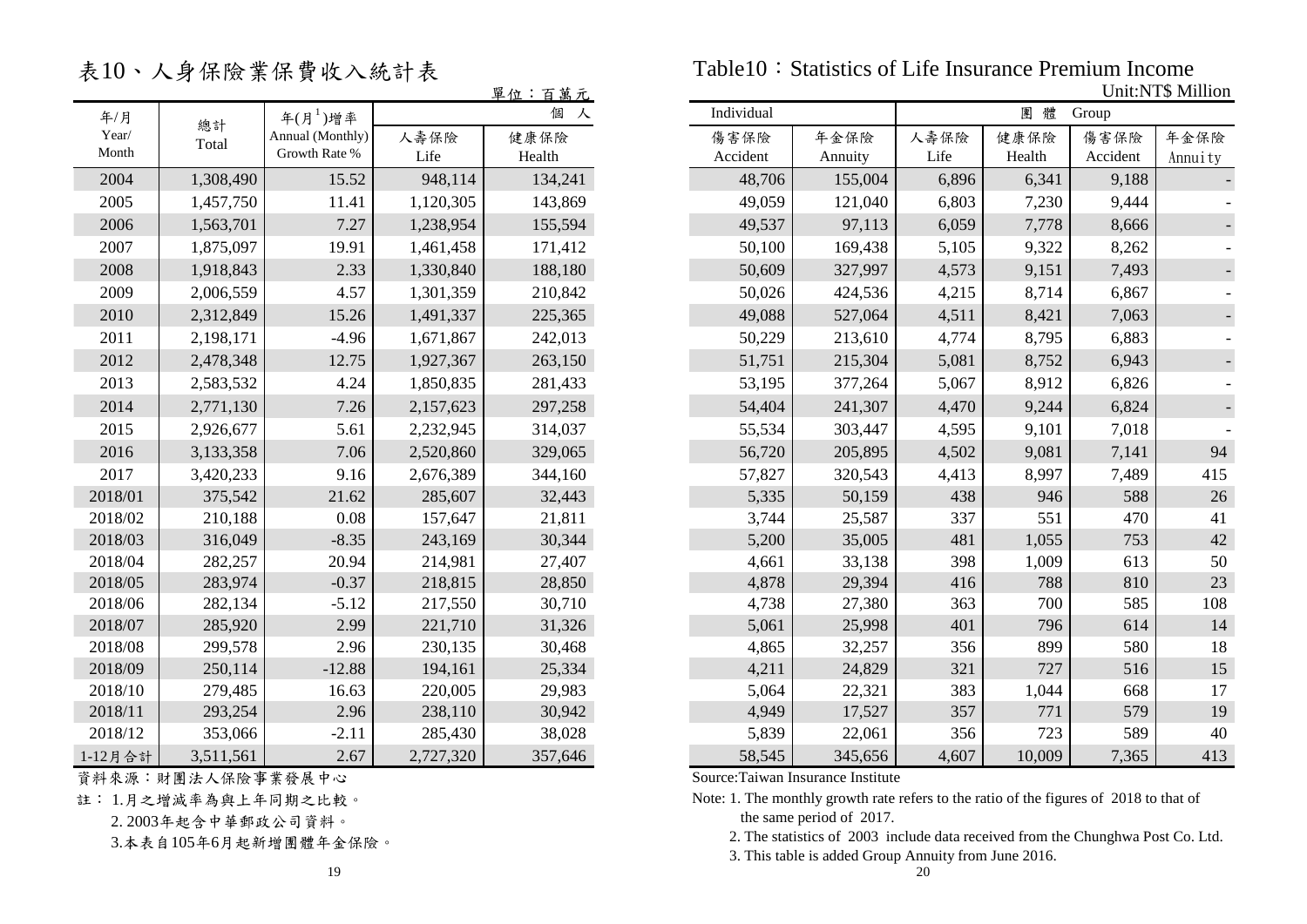# 表10、人身保險業保費收入統計表

# Table10：Statistics of Life Insurance Premium Income

單位：百萬元 Unit:NT$ Million

| 年/月 Year/ Month | 總計 Total | 年(月[1])增率 Annual (Monthly) Growth Rate % | 個人 Individual | | | | 團體 Group | | | |
|---|---|---|---|---|---|---|---|---|---|---|
| | | | 人壽保險 Life | 健康保險 Health | 傷害保險 Accident | 年金保險 Annuity | 人壽保險 Life | 健康保險 Health | 傷害保險 Accident | 年金保險 Annuity |
| 2004 | 1,308,490 | 15.52 | 948,114 | 134,241 | 48,706 | 155,004 | 6,896 | 6,341 | 9,188 | - |
| 2005 | 1,457,750 | 11.41 | 1,120,305 | 143,869 | 49,059 | 121,040 | 6,803 | 7,230 | 9,444 | - |
| 2006 | 1,563,701 | 7.27 | 1,238,954 | 155,594 | 49,537 | 97,113 | 6,059 | 7,778 | 8,666 | - |
| 2007 | 1,875,097 | 19.91 | 1,461,458 | 171,412 | 50,100 | 169,438 | 5,105 | 9,322 | 8,262 | - |
| 2008 | 1,918,843 | 2.33 | 1,330,840 | 188,180 | 50,609 | 327,997 | 4,573 | 9,151 | 7,493 | - |
| 2009 | 2,006,559 | 4.57 | 1,301,359 | 210,842 | 50,026 | 424,536 | 4,215 | 8,714 | 6,867 | - |
| 2010 | 2,312,849 | 15.26 | 1,491,337 | 225,365 | 49,088 | 527,064 | 4,511 | 8,421 | 7,063 | - |
| 2011 | 2,198,171 | -4.96 | 1,671,867 | 242,013 | 50,229 | 213,610 | 4,774 | 8,795 | 6,883 | - |
| 2012 | 2,478,348 | 12.75 | 1,927,367 | 263,150 | 51,751 | 215,304 | 5,081 | 8,752 | 6,943 | - |
| 2013 | 2,583,532 | 4.24 | 1,850,835 | 281,433 | 53,195 | 377,264 | 5,067 | 8,912 | 6,826 | - |
| 2014 | 2,771,130 | 7.26 | 2,157,623 | 297,258 | 54,404 | 241,307 | 4,470 | 9,244 | 6,824 | - |
| 2015 | 2,926,677 | 5.61 | 2,232,945 | 314,037 | 55,534 | 303,447 | 4,595 | 9,101 | 7,018 | - |
| 2016 | 3,133,358 | 7.06 | 2,520,860 | 329,065 | 56,720 | 205,895 | 4,502 | 9,081 | 7,141 | 94 |
| 2017 | 3,420,233 | 9.16 | 2,676,389 | 344,160 | 57,827 | 320,543 | 4,413 | 8,997 | 7,489 | 415 |
| 2018/01 | 375,542 | 21.62 | 285,607 | 32,443 | 5,335 | 50,159 | 438 | 946 | 588 | 26 |
| 2018/02 | 210,188 | 0.08 | 157,647 | 21,811 | 3,744 | 25,587 | 337 | 551 | 470 | 41 |
| 2018/03 | 316,049 | -8.35 | 243,169 | 30,344 | 5,200 | 35,005 | 481 | 1,055 | 753 | 42 |
| 2018/04 | 282,257 | 20.94 | 214,981 | 27,407 | 4,661 | 33,138 | 398 | 1,009 | 613 | 50 |
| 2018/05 | 283,974 | -0.37 | 218,815 | 28,850 | 4,878 | 29,394 | 416 | 788 | 810 | 23 |
| 2018/06 | 282,134 | -5.12 | 217,550 | 30,710 | 4,738 | 27,380 | 363 | 700 | 585 | 108 |
| 2018/07 | 285,920 | 2.99 | 221,710 | 31,326 | 5,061 | 25,998 | 401 | 796 | 614 | 14 |
| 2018/08 | 299,578 | 2.96 | 230,135 | 30,468 | 4,865 | 32,257 | 356 | 899 | 580 | 18 |
| 2018/09 | 250,114 | -12.88 | 194,161 | 25,334 | 4,211 | 24,829 | 321 | 727 | 516 | 15 |
| 2018/10 | 279,485 | 16.63 | 220,005 | 29,983 | 5,064 | 22,321 | 383 | 1,044 | 668 | 17 |
| 2018/11 | 293,254 | 2.96 | 238,110 | 30,942 | 4,949 | 17,527 | 357 | 771 | 579 | 19 |
| 2018/12 | 353,066 | -2.11 | 285,430 | 38,028 | 5,839 | 22,061 | 356 | 723 | 589 | 40 |
| 1-12月合計 | 3,511,561 | 2.67 | 2,727,320 | 357,646 | 58,545 | 345,656 | 4,607 | 10,009 | 7,365 | 413 |

資料來源：財團法人保險事業發展中心

註： 1.月之增減率為與上年同期之比較。

2. 2003年起含中華郵政公司資料。

3.本表自105年6月起新增團體年金保險。

Source:Taiwan Insurance Institute

Note: 1. The monthly growth rate refers to the ratio of the figures of 2018 to that of the same period of 2017.

2. The statistics of 2003 include data received from the Chunghwa Post Co. Ltd.

3. This table is added Group Annuity from June 2016.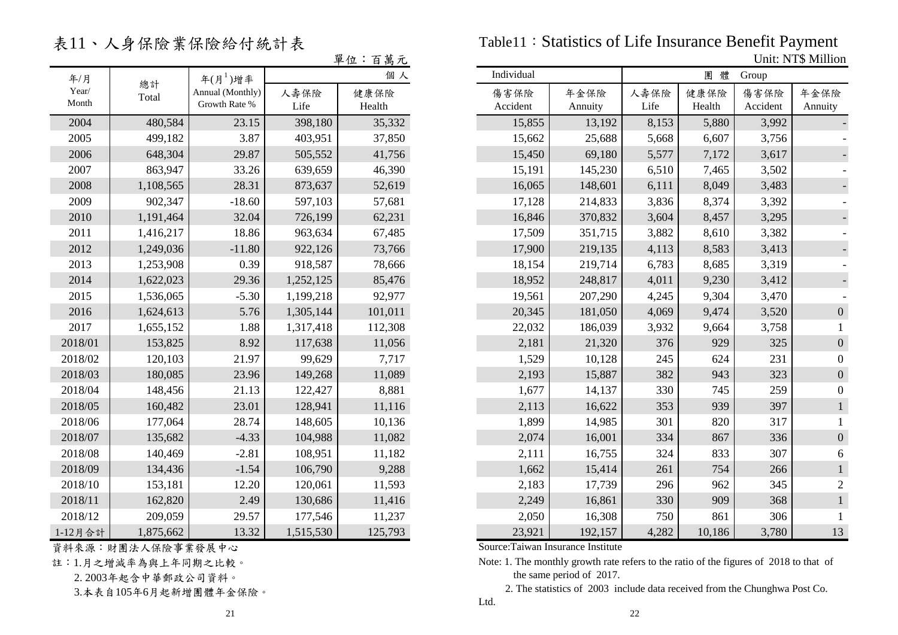# 表11、人身保險業保險給付統計表

# Table11：Statistics of Life Insurance Benefit Payment

單位：百萬元 Unit: NT$ Million

| 年/月 Year/ Month | 總計 Total | 年(月[1])增率 Annual (Monthly) Growth Rate % | 個人 Individual | | | | 團體 Group | | | |
|---|---|---|---|---|---|---|---|---|---|---|
| | | | 人壽保險 Life | 健康保險 Health | 傷害保險 Accident | 年金保險 Annuity | 人壽保險 Life | 健康保險 Health | 傷害保險 Accident | 年金保險 Annuity |
| 2004 | 480,584 | 23.15 | 398,180 | 35,332 | 15,855 | 13,192 | 8,153 | 5,880 | 3,992 | - |
| 2005 | 499,182 | 3.87 | 403,951 | 37,850 | 15,662 | 25,688 | 5,668 | 6,607 | 3,756 | - |
| 2006 | 648,304 | 29.87 | 505,552 | 41,756 | 15,450 | 69,180 | 5,577 | 7,172 | 3,617 | - |
| 2007 | 863,947 | 33.26 | 639,659 | 46,390 | 15,191 | 145,230 | 6,510 | 7,465 | 3,502 | - |
| 2008 | 1,108,565 | 28.31 | 873,637 | 52,619 | 16,065 | 148,601 | 6,111 | 8,049 | 3,483 | - |
| 2009 | 902,347 | -18.60 | 597,103 | 57,681 | 17,128 | 214,833 | 3,836 | 8,374 | 3,392 | - |
| 2010 | 1,191,464 | 32.04 | 726,199 | 62,231 | 16,846 | 370,832 | 3,604 | 8,457 | 3,295 | - |
| 2011 | 1,416,217 | 18.86 | 963,634 | 67,485 | 17,509 | 351,715 | 3,882 | 8,610 | 3,382 | - |
| 2012 | 1,249,036 | -11.80 | 922,126 | 73,766 | 17,900 | 219,135 | 4,113 | 8,583 | 3,413 | - |
| 2013 | 1,253,908 | 0.39 | 918,587 | 78,666 | 18,154 | 219,714 | 6,783 | 8,685 | 3,319 | - |
| 2014 | 1,622,023 | 29.36 | 1,252,125 | 85,476 | 18,952 | 248,817 | 4,011 | 9,230 | 3,412 | - |
| 2015 | 1,536,065 | -5.30 | 1,199,218 | 92,977 | 19,561 | 207,290 | 4,245 | 9,304 | 3,470 | - |
| 2016 | 1,624,613 | 5.76 | 1,305,144 | 101,011 | 20,345 | 181,050 | 4,069 | 9,474 | 3,520 | 0 |
| 2017 | 1,655,152 | 1.88 | 1,317,418 | 112,308 | 22,032 | 186,039 | 3,932 | 9,664 | 3,758 | 1 |
| 2018/01 | 153,825 | 8.92 | 117,638 | 11,056 | 2,181 | 21,320 | 376 | 929 | 325 | 0 |
| 2018/02 | 120,103 | 21.97 | 99,629 | 7,717 | 1,529 | 10,128 | 245 | 624 | 231 | 0 |
| 2018/03 | 180,085 | 23.96 | 149,268 | 11,089 | 2,193 | 15,887 | 382 | 943 | 323 | 0 |
| 2018/04 | 148,456 | 21.13 | 122,427 | 8,881 | 1,677 | 14,137 | 330 | 745 | 259 | 0 |
| 2018/05 | 160,482 | 23.01 | 128,941 | 11,116 | 2,113 | 16,622 | 353 | 939 | 397 | 1 |
| 2018/06 | 177,064 | 28.74 | 148,605 | 10,136 | 1,899 | 14,985 | 301 | 820 | 317 | 1 |
| 2018/07 | 135,682 | -4.33 | 104,988 | 11,082 | 2,074 | 16,001 | 334 | 867 | 336 | 0 |
| 2018/08 | 140,469 | -2.81 | 108,951 | 11,182 | 2,111 | 16,755 | 324 | 833 | 307 | 6 |
| 2018/09 | 134,436 | -1.54 | 106,790 | 9,288 | 1,662 | 15,414 | 261 | 754 | 266 | 1 |
| 2018/10 | 153,181 | 12.20 | 120,061 | 11,593 | 2,183 | 17,739 | 296 | 962 | 345 | 2 |
| 2018/11 | 162,820 | 2.49 | 130,686 | 11,416 | 2,249 | 16,861 | 330 | 909 | 368 | 1 |
| 2018/12 | 209,059 | 29.57 | 177,546 | 11,237 | 2,050 | 16,308 | 750 | 861 | 306 | 1 |
| 1-12月合計 | 1,875,662 | 13.32 | 1,515,530 | 125,793 | 23,921 | 192,157 | 4,282 | 10,186 | 3,780 | 13 |

資料來源：財團法人保險事業發展中心

註：1.月之增減率為與上年同期之比較。

2. 2003年起含中華郵政公司資料。

3.本表自105年6月起新增團體年金保險。

Source:Taiwan Insurance Institute

Note: 1. The monthly growth rate refers to the ratio of the figures of 2018 to that of the same period of 2017.

2. The statistics of 2003 include data received from the Chunghwa Post Co. Ltd.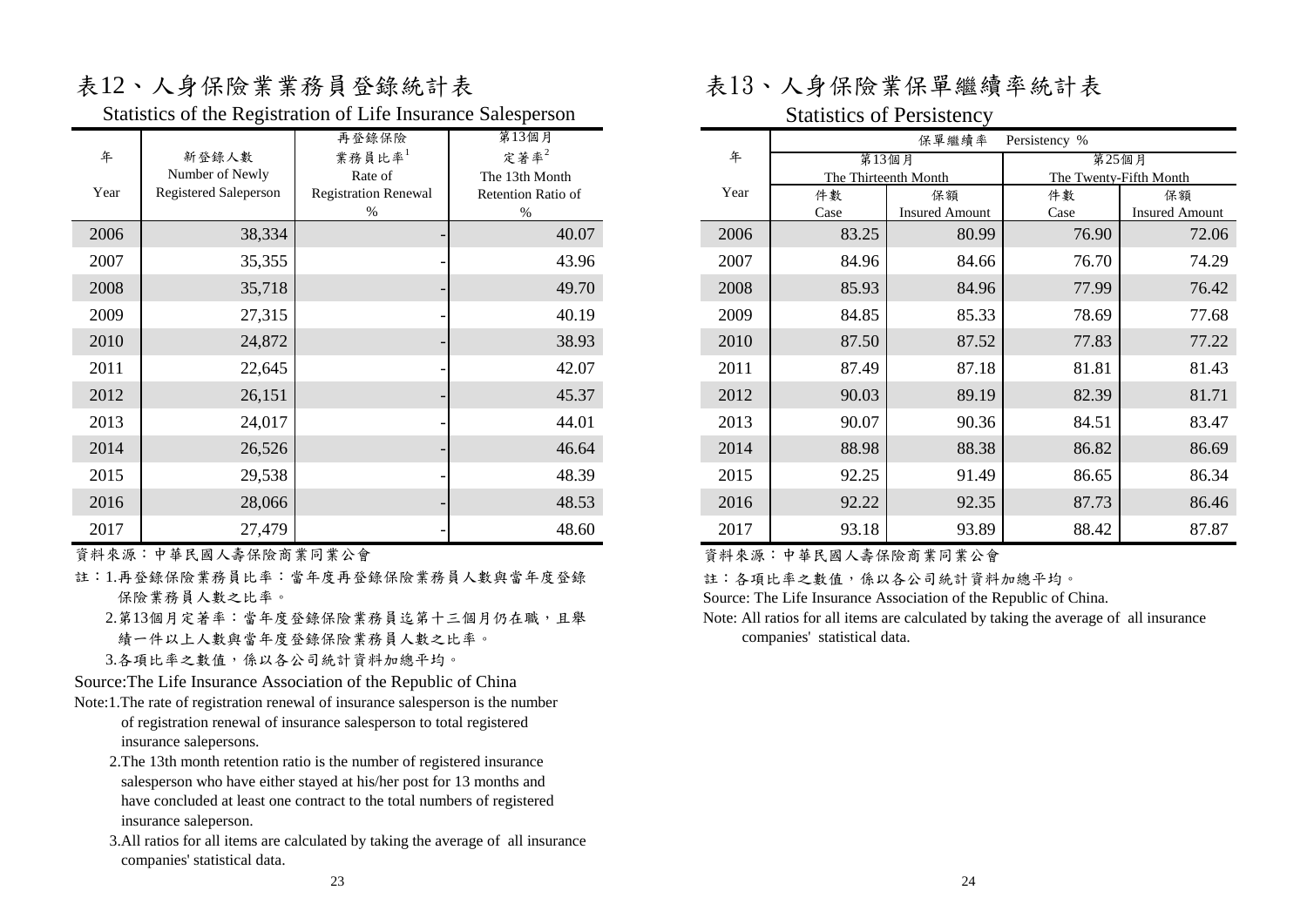# 表12、人身保險業業務員登錄統計表

Statistics of the Registration of Life Insurance Salesperson

| 年<br>Year | 新登錄人數<br>Number of Newly<br>Registered Saleperson | 再登錄保險業務員比率[1]<br>Rate of<br>Registration Renewal<br>% | 第13個月定著率[2]<br>The 13th Month<br>Retention Ratio of<br>% |
|---|---|---|---|
| 2006 | 38,334 | - | 40.07 |
| 2007 | 35,355 | - | 43.96 |
| 2008 | 35,718 | - | 49.70 |
| 2009 | 27,315 | - | 40.19 |
| 2010 | 24,872 | - | 38.93 |
| 2011 | 22,645 | - | 42.07 |
| 2012 | 26,151 | - | 45.37 |
| 2013 | 24,017 | - | 44.01 |
| 2014 | 26,526 | - | 46.64 |
| 2015 | 29,538 | - | 48.39 |
| 2016 | 28,066 | - | 48.53 |
| 2017 | 27,479 | - | 48.60 |

資料來源：中華民國人壽保險商業同業公會

註：1.再登錄保險業務員比率：當年度再登錄保險業務員人數與當年度登錄保險業務員人數之比率。

2.第13個月定著率：當年度登錄保險業務員迄第十三個月仍在職，且舉績一件以上人數與當年度登錄保險業務員人數之比率。

3.各項比率之數值，係以各公司統計資料加總平均。

Source:The Life Insurance Association of the Republic of China

Note:1.The rate of registration renewal of insurance salesperson is the number of registration renewal of insurance salesperson to total registered insurance salepersons.

2.The 13th month retention ratio is the number of registered insurance salesperson who have either stayed at his/her post for 13 months and have concluded at least one contract to the total numbers of registered insurance saleperson.

3.All ratios for all items are calculated by taking the average of all insurance companies' statistical data.

# 表13、人身保險業保單繼續率統計表

Statistics of Persistency

| 年<br>Year | 保單繼續率 Persistency %<br>第13個月<br>The Thirteenth Month<br>件數<br>Case | <br><br><br>保額<br>Insured Amount | <br>第25個月<br>The Twenty-Fifth Month<br>件數<br>Case | <br><br><br>保額<br>Insured Amount |
|---|---|---|---|---|
| 2006 | 83.25 | 80.99 | 76.90 | 72.06 |
| 2007 | 84.96 | 84.66 | 76.70 | 74.29 |
| 2008 | 85.93 | 84.96 | 77.99 | 76.42 |
| 2009 | 84.85 | 85.33 | 78.69 | 77.68 |
| 2010 | 87.50 | 87.52 | 77.83 | 77.22 |
| 2011 | 87.49 | 87.18 | 81.81 | 81.43 |
| 2012 | 90.03 | 89.19 | 82.39 | 81.71 |
| 2013 | 90.07 | 90.36 | 84.51 | 83.47 |
| 2014 | 88.98 | 88.38 | 86.82 | 86.69 |
| 2015 | 92.25 | 91.49 | 86.65 | 86.34 |
| 2016 | 92.22 | 92.35 | 87.73 | 86.46 |
| 2017 | 93.18 | 93.89 | 88.42 | 87.87 |

資料來源：中華民國人壽保險商業同業公會

註：各項比率之數值，係以各公司統計資料加總平均。

Source: The Life Insurance Association of the Republic of China.

Note: All ratios for all items are calculated by taking the average of all insurance companies' statistical data.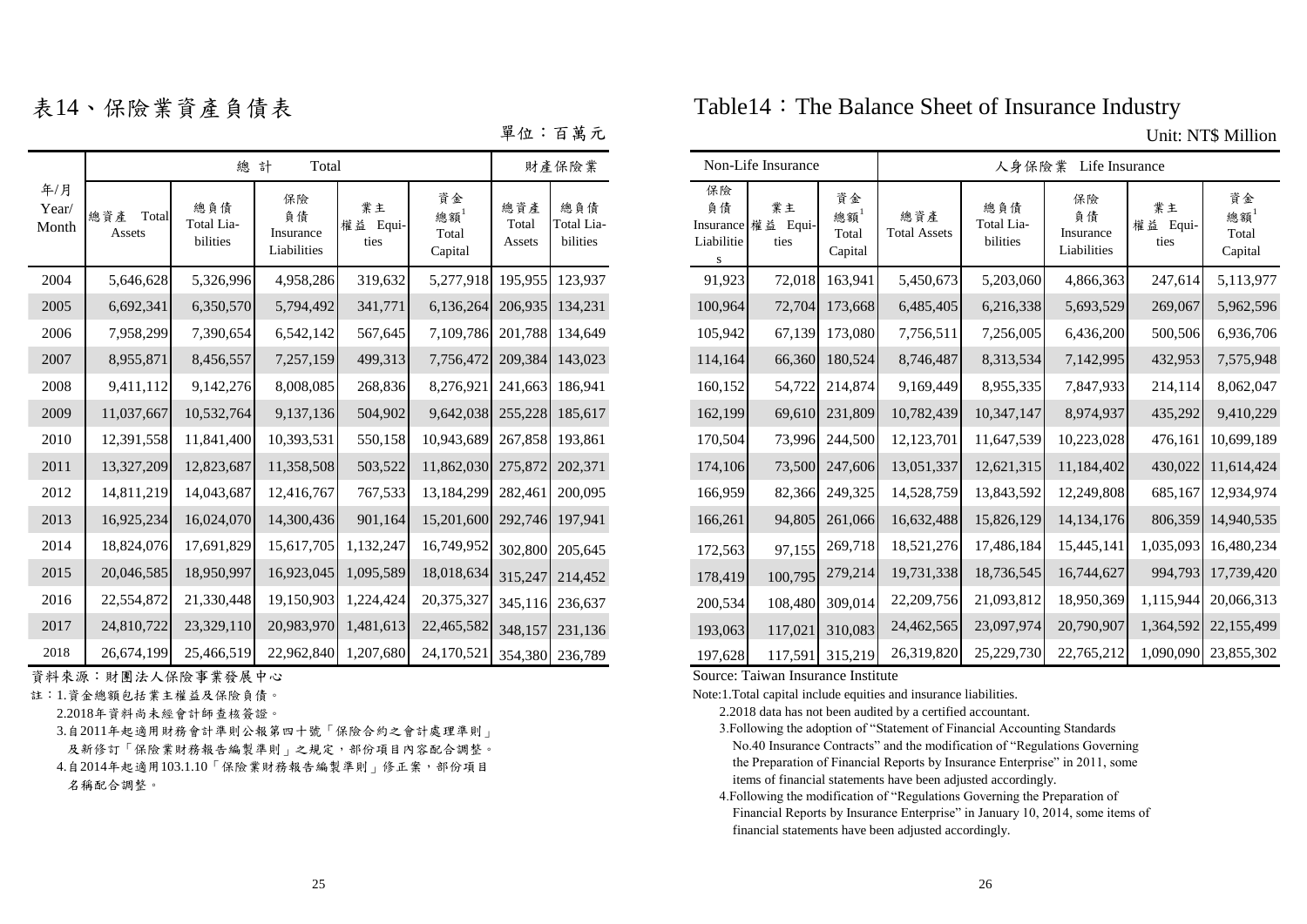# 表14、保險業資產負債表

# Table14：The Balance Sheet of Insurance Industry

單位：百萬元　Unit: NT$ Million

| 年/月 Year/ Month | 總計 Total | | | | | 財產保險業 Non-Life Insurance | | | | | 人身保險業 Life Insurance | | | | |
|---|---|---|---|---|---|---|---|---|---|---|---|---|---|---|---|
| | 總資產 Total Assets | 總負債 Total Liabilities | 保險負債 Insurance Liabilities | 業主權益 Equities | 資金總額[1] Total Capital | 總資產 Total Assets | 總負債 Total Liabilities | 保險負債 Insurance Liabilities | 業主權益 Equities | 資金總額[1] Total Capital | 總資產 Total Assets | 總負債 Total Liabilities | 保險負債 Insurance Liabilities | 業主權益 Equities | 資金總額[1] Total Capital |
| 2004 | 5,646,628 | 5,326,996 | 4,958,286 | 319,632 | 5,277,918 | 195,955 | 123,937 | 91,923 | 72,018 | 163,941 | 5,450,673 | 5,203,060 | 4,866,363 | 247,614 | 5,113,977 |
| 2005 | 6,692,341 | 6,350,570 | 5,794,492 | 341,771 | 6,136,264 | 206,935 | 134,231 | 100,964 | 72,704 | 173,668 | 6,485,405 | 6,216,338 | 5,693,529 | 269,067 | 5,962,596 |
| 2006 | 7,958,299 | 7,390,654 | 6,542,142 | 567,645 | 7,109,786 | 201,788 | 134,649 | 105,942 | 67,139 | 173,080 | 7,756,511 | 7,256,005 | 6,436,200 | 500,506 | 6,936,706 |
| 2007 | 8,955,871 | 8,456,557 | 7,257,159 | 499,313 | 7,756,472 | 209,384 | 143,023 | 114,164 | 66,360 | 180,524 | 8,746,487 | 8,313,534 | 7,142,995 | 432,953 | 7,575,948 |
| 2008 | 9,411,112 | 9,142,276 | 8,008,085 | 268,836 | 8,276,921 | 241,663 | 186,941 | 160,152 | 54,722 | 214,874 | 9,169,449 | 8,955,335 | 7,847,933 | 214,114 | 8,062,047 |
| 2009 | 11,037,667 | 10,532,764 | 9,137,136 | 504,902 | 9,642,038 | 255,228 | 185,617 | 162,199 | 69,610 | 231,809 | 10,782,439 | 10,347,147 | 8,974,937 | 435,292 | 9,410,229 |
| 2010 | 12,391,558 | 11,841,400 | 10,393,531 | 550,158 | 10,943,689 | 267,858 | 193,861 | 170,504 | 73,996 | 244,500 | 12,123,701 | 11,647,539 | 10,223,028 | 476,161 | 10,699,189 |
| 2011 | 13,327,209 | 12,823,687 | 11,358,508 | 503,522 | 11,862,030 | 275,872 | 202,371 | 174,106 | 73,500 | 247,606 | 13,051,337 | 12,621,315 | 11,184,402 | 430,022 | 11,614,424 |
| 2012 | 14,811,219 | 14,043,687 | 12,416,767 | 767,533 | 13,184,299 | 282,461 | 200,095 | 166,959 | 82,366 | 249,325 | 14,528,759 | 13,843,592 | 12,249,808 | 685,167 | 12,934,974 |
| 2013 | 16,925,234 | 16,024,070 | 14,300,436 | 901,164 | 15,201,600 | 292,746 | 197,941 | 166,261 | 94,805 | 261,066 | 16,632,488 | 15,826,129 | 14,134,176 | 806,359 | 14,940,535 |
| 2014 | 18,824,076 | 17,691,829 | 15,617,705 | 1,132,247 | 16,749,952 | 302,800 | 205,645 | 172,563 | 97,155 | 269,718 | 18,521,276 | 17,486,184 | 15,445,141 | 1,035,093 | 16,480,234 |
| 2015 | 20,046,585 | 18,950,997 | 16,923,045 | 1,095,589 | 18,018,634 | 315,247 | 214,452 | 178,419 | 100,795 | 279,214 | 19,731,338 | 18,736,545 | 16,744,627 | 994,793 | 17,739,420 |
| 2016 | 22,554,872 | 21,330,448 | 19,150,903 | 1,224,424 | 20,375,327 | 345,116 | 236,637 | 200,534 | 108,480 | 309,014 | 22,209,756 | 21,093,812 | 18,950,369 | 1,115,944 | 20,066,313 |
| 2017 | 24,810,722 | 23,329,110 | 20,983,970 | 1,481,613 | 22,465,582 | 348,157 | 231,136 | 193,063 | 117,021 | 310,083 | 24,462,565 | 23,097,974 | 20,790,907 | 1,364,592 | 22,155,499 |
| 2018 | 26,674,199 | 25,466,519 | 22,962,840 | 1,207,680 | 24,170,521 | 354,380 | 236,789 | 197,628 | 117,591 | 315,219 | 26,319,820 | 25,229,730 | 22,765,212 | 1,090,090 | 23,855,302 |

資料來源：財團法人保險事業發展中心

註：1.資金總額包括業主權益及保險負債。

2.2018年資料尚未經會計師查核簽證。

3.自2011年起適用財務會計準則公報第四十號「保險合約之會計處理準則」及新修訂「保險業財務報告編製準則」之規定，部份項目內容配合調整。

4.自2014年起適用103.1.10「保險業財務報告編製準則」修正案，部份項目名稱配合調整。

Source: Taiwan Insurance Institute

Note:1.Total capital include equities and insurance liabilities.

2.2018 data has not been audited by a certified accountant.

3.Following the adoption of "Statement of Financial Accounting Standards No.40 Insurance Contracts" and the modification of "Regulations Governing the Preparation of Financial Reports by Insurance Enterprise" in 2011, some items of financial statements have been adjusted accordingly.

4.Following the modification of "Regulations Governing the Preparation of Financial Reports by Insurance Enterprise" in January 10, 2014, some items of financial statements have been adjusted accordingly.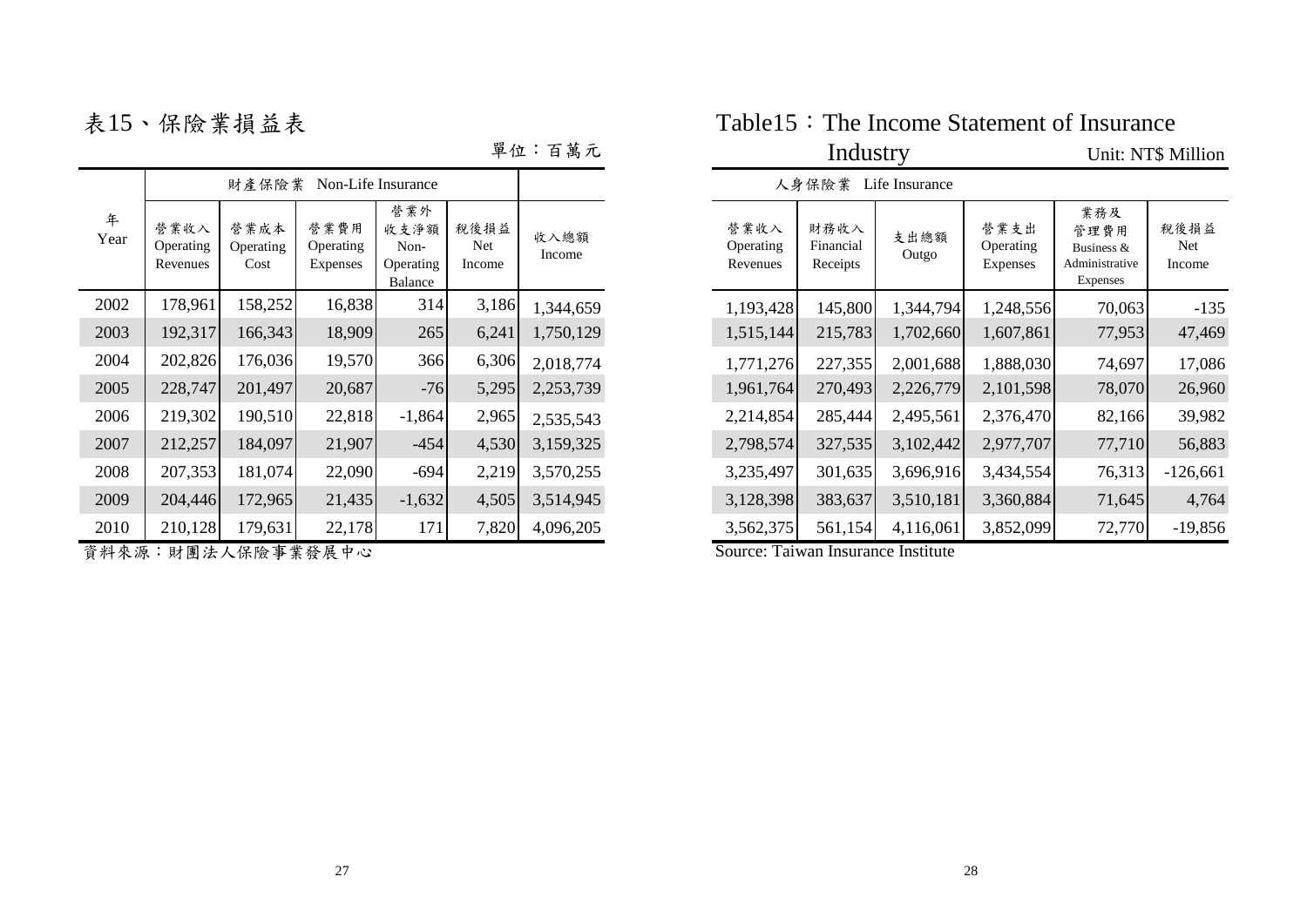# 表15、保險業損益表

# Table15：The Income Statement of Insurance Industry

單位：百萬元　　Unit: NT$ Million

| 年 Year | 財產保險業 Non-Life Insurance | | | | | 人身保險業 Life Insurance | | | | | | |
|---|---|---|---|---|---|---|---|---|---|---|---|---|
| | 營業收入 Operating Revenues | 營業成本 Operating Cost | 營業費用 Operating Expenses | 營業外收支淨額 Non-Operating Balance | 稅後損益 Net Income | 收入總額 Income | 營業收入 Operating Revenues | 財務收入 Financial Receipts | 支出總額 Outgo | 營業支出 Operating Expenses | 業務及管理費用 Business & Administrative Expenses | 稅後損益 Net Income |
| 2002 | 178,961 | 158,252 | 16,838 | 314 | 3,186 | 1,344,659 | 1,193,428 | 145,800 | 1,344,794 | 1,248,556 | 70,063 | -135 |
| 2003 | 192,317 | 166,343 | 18,909 | 265 | 6,241 | 1,750,129 | 1,515,144 | 215,783 | 1,702,660 | 1,607,861 | 77,953 | 47,469 |
| 2004 | 202,826 | 176,036 | 19,570 | 366 | 6,306 | 2,018,774 | 1,771,276 | 227,355 | 2,001,688 | 1,888,030 | 74,697 | 17,086 |
| 2005 | 228,747 | 201,497 | 20,687 | -76 | 5,295 | 2,253,739 | 1,961,764 | 270,493 | 2,226,779 | 2,101,598 | 78,070 | 26,960 |
| 2006 | 219,302 | 190,510 | 22,818 | -1,864 | 2,965 | 2,535,543 | 2,214,854 | 285,444 | 2,495,561 | 2,376,470 | 82,166 | 39,982 |
| 2007 | 212,257 | 184,097 | 21,907 | -454 | 4,530 | 3,159,325 | 2,798,574 | 327,535 | 3,102,442 | 2,977,707 | 77,710 | 56,883 |
| 2008 | 207,353 | 181,074 | 22,090 | -694 | 2,219 | 3,570,255 | 3,235,497 | 301,635 | 3,696,916 | 3,434,554 | 76,313 | -126,661 |
| 2009 | 204,446 | 172,965 | 21,435 | -1,632 | 4,505 | 3,514,945 | 3,128,398 | 383,637 | 3,510,181 | 3,360,884 | 71,645 | 4,764 |
| 2010 | 210,128 | 179,631 | 22,178 | 171 | 7,820 | 4,096,205 | 3,562,375 | 561,154 | 4,116,061 | 3,852,099 | 72,770 | -19,856 |

資料來源：財團法人保險事業發展中心

Source: Taiwan Insurance Institute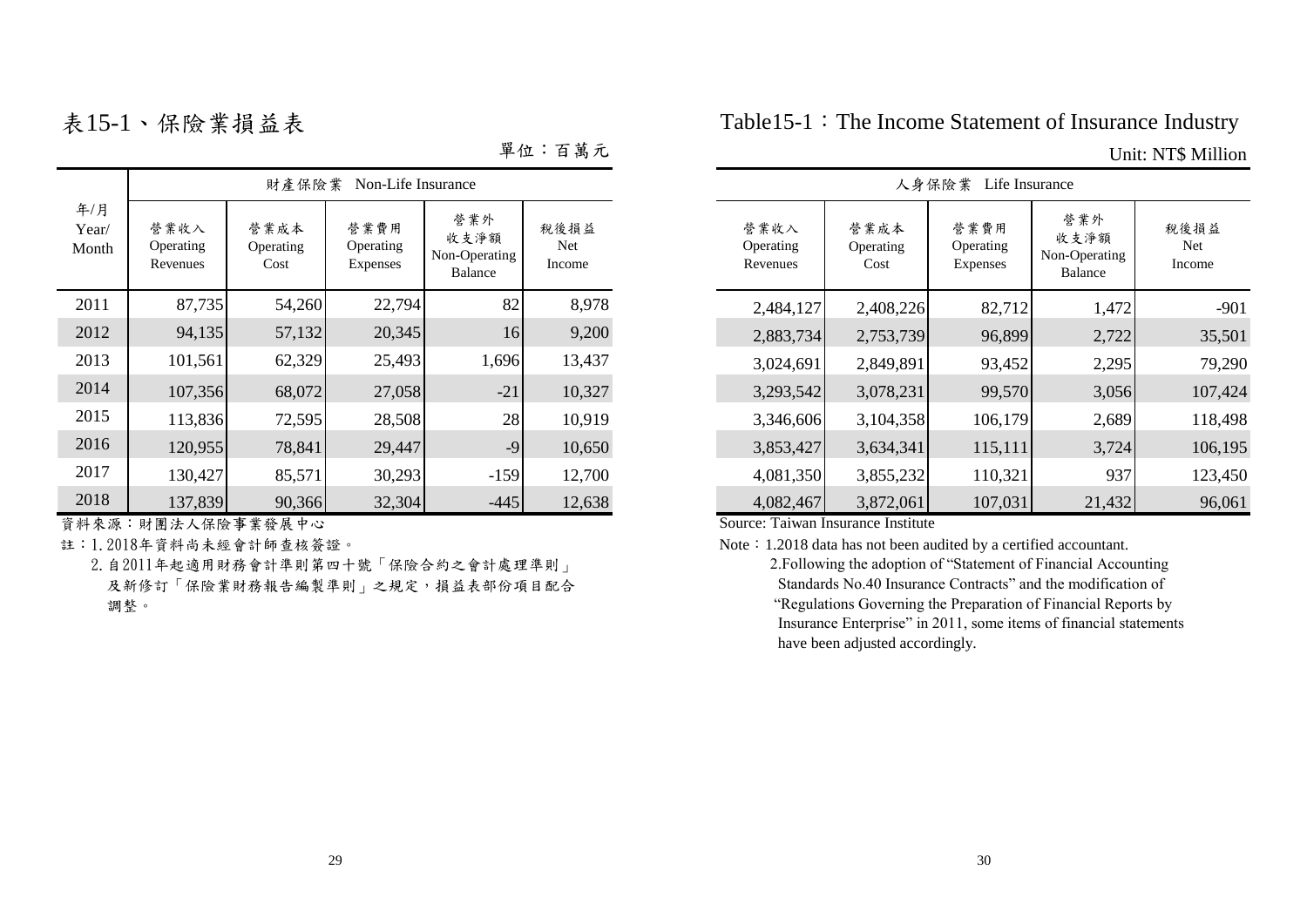# 表15-1、保險業損益表

# Table15-1：The Income Statement of Insurance Industry

單位：百萬元　Unit: NT$ Million

| 年/月 Year/ Month | 財產保險業 Non-Life Insurance | | | | | 人身保險業 Life Insurance | | | | |
|---|---|---|---|---|---|---|---|---|---|---|
| | 營業收入 Operating Revenues | 營業成本 Operating Cost | 營業費用 Operating Expenses | 營業外收支淨額 Non-Operating Balance | 稅後損益 Net Income | 營業收入 Operating Revenues | 營業成本 Operating Cost | 營業費用 Operating Expenses | 營業外收支淨額 Non-Operating Balance | 稅後損益 Net Income |
| 2011 | 87,735 | 54,260 | 22,794 | 82 | 8,978 | 2,484,127 | 2,408,226 | 82,712 | 1,472 | -901 |
| 2012 | 94,135 | 57,132 | 20,345 | 16 | 9,200 | 2,883,734 | 2,753,739 | 96,899 | 2,722 | 35,501 |
| 2013 | 101,561 | 62,329 | 25,493 | 1,696 | 13,437 | 3,024,691 | 2,849,891 | 93,452 | 2,295 | 79,290 |
| 2014 | 107,356 | 68,072 | 27,058 | -21 | 10,327 | 3,293,542 | 3,078,231 | 99,570 | 3,056 | 107,424 |
| 2015 | 113,836 | 72,595 | 28,508 | 28 | 10,919 | 3,346,606 | 3,104,358 | 106,179 | 2,689 | 118,498 |
| 2016 | 120,955 | 78,841 | 29,447 | -9 | 10,650 | 3,853,427 | 3,634,341 | 115,111 | 3,724 | 106,195 |
| 2017 | 130,427 | 85,571 | 30,293 | -159 | 12,700 | 4,081,350 | 3,855,232 | 110,321 | 937 | 123,450 |
| 2018 | 137,839 | 90,366 | 32,304 | -445 | 12,638 | 4,082,467 | 3,872,061 | 107,031 | 21,432 | 96,061 |

資料來源：財團法人保險事業發展中心

註：1. 2018年資料尚未經會計師查核簽證。

2. 自2011年起適用財務會計準則第四十號「保險合約之會計處理準則」及新修訂「保險業財務報告編製準則」之規定，損益表部份項目配合調整。

Source: Taiwan Insurance Institute

Note：1.2018 data has not been audited by a certified accountant.

2.Following the adoption of "Statement of Financial Accounting Standards No.40 Insurance Contracts" and the modification of "Regulations Governing the Preparation of Financial Reports by Insurance Enterprise" in 2011, some items of financial statements have been adjusted accordingly.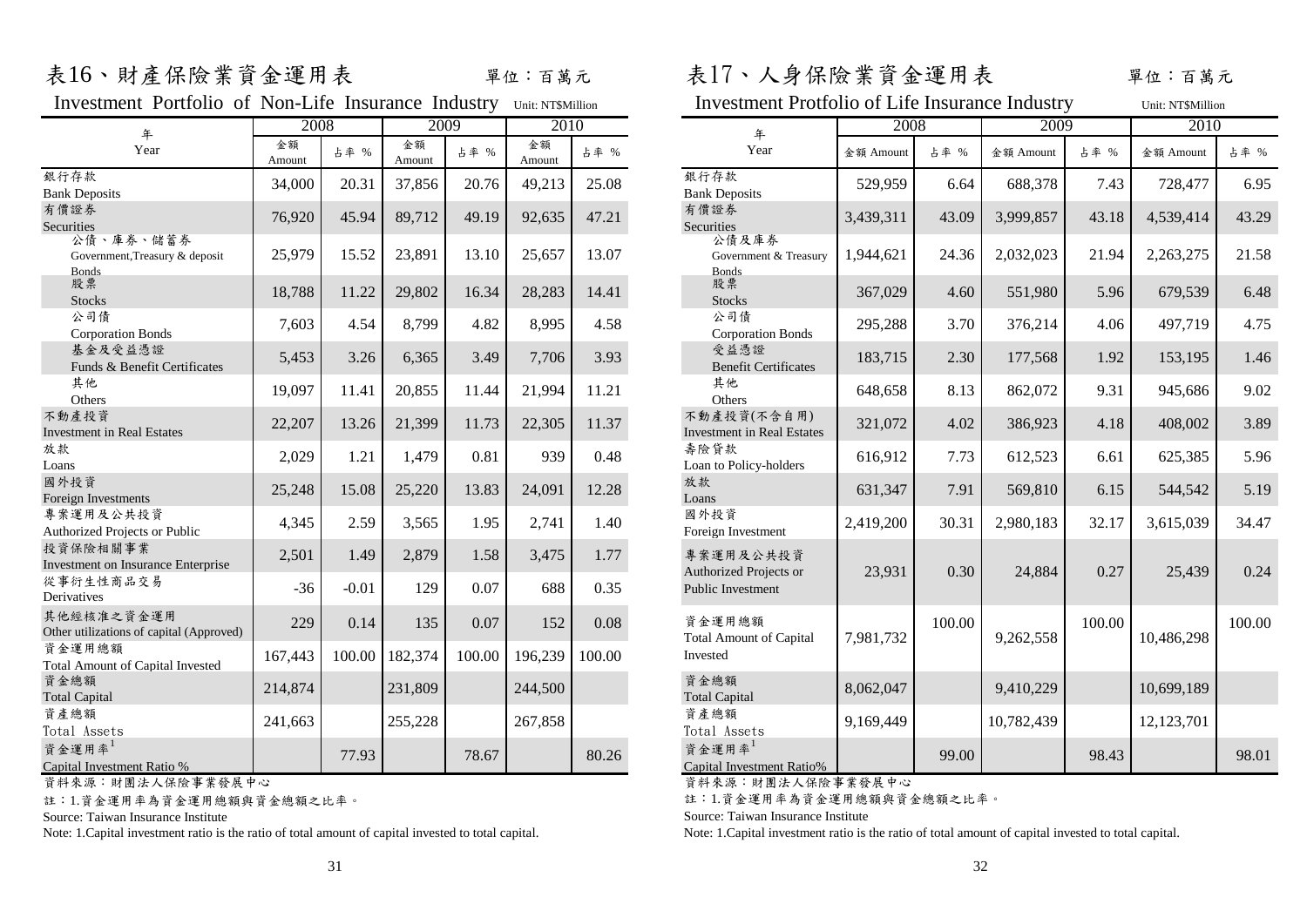# 表16、財產保險業資金運用表

單位：百萬元

Investment Portfolio of Non-Life Insurance Industry　Unit: NT$Million

| 年 Year | 2008 | | 2009 | | 2010 | |
|---|---|---|---|---|---|---|
| | 金額 Amount | 占率 % | 金額 Amount | 占率 % | 金額 Amount | 占率 % |
| 銀行存款 Bank Deposits | 34,000 | 20.31 | 37,856 | 20.76 | 49,213 | 25.08 |
| 有價證券 Securities | 76,920 | 45.94 | 89,712 | 49.19 | 92,635 | 47.21 |
| 公債、庫券、儲蓄券 Government,Treasury & deposit Bonds | 25,979 | 15.52 | 23,891 | 13.10 | 25,657 | 13.07 |
| 股票 Stocks | 18,788 | 11.22 | 29,802 | 16.34 | 28,283 | 14.41 |
| 公司債 Corporation Bonds | 7,603 | 4.54 | 8,799 | 4.82 | 8,995 | 4.58 |
| 基金及受益憑證 Funds & Benefit Certificates | 5,453 | 3.26 | 6,365 | 3.49 | 7,706 | 3.93 |
| 其他 Others | 19,097 | 11.41 | 20,855 | 11.44 | 21,994 | 11.21 |
| 不動產投資 Investment in Real Estates | 22,207 | 13.26 | 21,399 | 11.73 | 22,305 | 11.37 |
| 放款 Loans | 2,029 | 1.21 | 1,479 | 0.81 | 939 | 0.48 |
| 國外投資 Foreign Investments | 25,248 | 15.08 | 25,220 | 13.83 | 24,091 | 12.28 |
| 專案運用及公共投資 Authorized Projects or Public | 4,345 | 2.59 | 3,565 | 1.95 | 2,741 | 1.40 |
| 投資保險相關事業 Investment on Insurance Enterprise | 2,501 | 1.49 | 2,879 | 1.58 | 3,475 | 1.77 |
| 從事衍生性商品交易 Derivatives | -36 | -0.01 | 129 | 0.07 | 688 | 0.35 |
| 其他經核准之資金運用 Other utilizations of capital (Approved) | 229 | 0.14 | 135 | 0.07 | 152 | 0.08 |
| 資金運用總額 Total Amount of Capital Invested | 167,443 | 100.00 | 182,374 | 100.00 | 196,239 | 100.00 |
| 資金總額 Total Capital | 214,874 | | 231,809 | | 244,500 | |
| 資產總額 Total Assets | 241,663 | | 255,228 | | 267,858 | |
| 資金運用率[1] Capital Investment Ratio % | | 77.93 | | 78.67 | | 80.26 |

資料來源：財團法人保險事業發展中心

註：1.資金運用率為資金運用總額與資金總額之比率。

Source: Taiwan Insurance Institute

Note: 1.Capital investment ratio is the ratio of total amount of capital invested to total capital.

# 表17、人身保險業資金運用表

單位：百萬元

Investment Protfolio of Life Insurance Industry　Unit: NT$Million

| 年 Year | 2008 | | 2009 | | 2010 | |
|---|---|---|---|---|---|---|
| | 金額 Amount | 占率 % | 金額 Amount | 占率 % | 金額 Amount | 占率 % |
| 銀行存款 Bank Deposits | 529,959 | 6.64 | 688,378 | 7.43 | 728,477 | 6.95 |
| 有價證券 Securities | 3,439,311 | 43.09 | 3,999,857 | 43.18 | 4,539,414 | 43.29 |
| 公債及庫券 Government & Treasury Bonds | 1,944,621 | 24.36 | 2,032,023 | 21.94 | 2,263,275 | 21.58 |
| 股票 Stocks | 367,029 | 4.60 | 551,980 | 5.96 | 679,539 | 6.48 |
| 公司債 Corporation Bonds | 295,288 | 3.70 | 376,214 | 4.06 | 497,719 | 4.75 |
| 受益憑證 Benefit Certificates | 183,715 | 2.30 | 177,568 | 1.92 | 153,195 | 1.46 |
| 其他 Others | 648,658 | 8.13 | 862,072 | 9.31 | 945,686 | 9.02 |
| 不動產投資(不含自用) Investment in Real Estates | 321,072 | 4.02 | 386,923 | 4.18 | 408,002 | 3.89 |
| 壽險貸款 Loan to Policy-holders | 616,912 | 7.73 | 612,523 | 6.61 | 625,385 | 5.96 |
| 放款 Loans | 631,347 | 7.91 | 569,810 | 6.15 | 544,542 | 5.19 |
| 國外投資 Foreign Investment | 2,419,200 | 30.31 | 2,980,183 | 32.17 | 3,615,039 | 34.47 |
| 專案運用及公共投資 Authorized Projects or Public Investment | 23,931 | 0.30 | 24,884 | 0.27 | 25,439 | 0.24 |
| 資金運用總額 Total Amount of Capital Invested | 7,981,732 | 100.00 | 9,262,558 | 100.00 | 10,486,298 | 100.00 |
| 資金總額 Total Capital | 8,062,047 | | 9,410,229 | | 10,699,189 | |
| 資產總額 Total Assets | 9,169,449 | | 10,782,439 | | 12,123,701 | |
| 資金運用率[1] Capital Investment Ratio% | | 99.00 | | 98.43 | | 98.01 |

資料來源：財團法人保險事業發展中心

註：1.資金運用率為資金運用總額與資金總額之比率。

Source: Taiwan Insurance Institute

Note: 1.Capital investment ratio is the ratio of total amount of capital invested to total capital.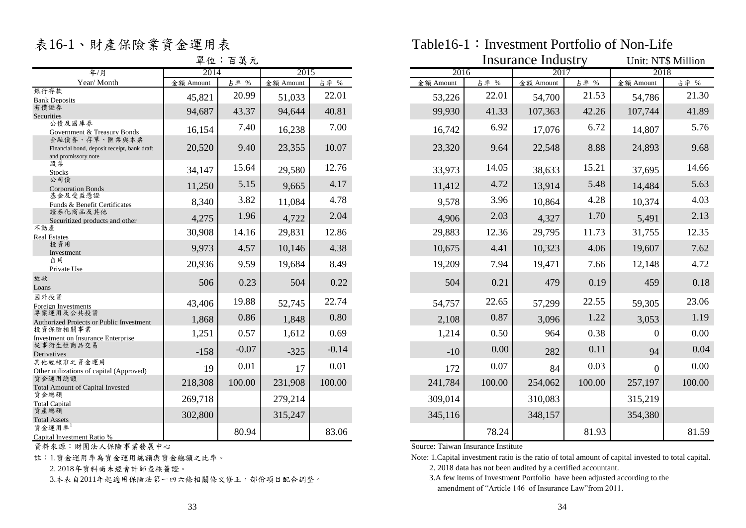# 表16-1、財產保險業資金運用表

# Table16-1：Investment Portfolio of Non-Life Insurance Industry

單位：百萬元　Unit: NT$ Million

| 年/月 Year/ Month | 2014 金額 Amount | 2014 占率 % | 2015 金額 Amount | 2015 占率 % | 2016 金額 Amount | 2016 占率 % | 2017 金額 Amount | 2017 占率 % | 2018 金額 Amount | 2018 占率 % |
|---|---|---|---|---|---|---|---|---|---|---|
| 銀行存款 Bank Deposits | 45,821 | 20.99 | 51,033 | 22.01 | 53,226 | 22.01 | 54,700 | 21.53 | 54,786 | 21.30 |
| 有價證券 Securities | 94,687 | 43.37 | 94,644 | 40.81 | 99,930 | 41.33 | 107,363 | 42.26 | 107,744 | 41.89 |
| 公債及國庫券 Government & Treasury Bonds | 16,154 | 7.40 | 16,238 | 7.00 | 16,742 | 6.92 | 17,076 | 6.72 | 14,807 | 5.76 |
| 金融債券、存單、匯票與本票 Financial bond, deposit receipt, bank draft and promissory note | 20,520 | 9.40 | 23,355 | 10.07 | 23,320 | 9.64 | 22,548 | 8.88 | 24,893 | 9.68 |
| 股票 Stocks | 34,147 | 15.64 | 29,580 | 12.76 | 33,973 | 14.05 | 38,633 | 15.21 | 37,695 | 14.66 |
| 公司債 Corporation Bonds | 11,250 | 5.15 | 9,665 | 4.17 | 11,412 | 4.72 | 13,914 | 5.48 | 14,484 | 5.63 |
| 基金及受益憑證 Funds & Benefit Certificates | 8,340 | 3.82 | 11,084 | 4.78 | 9,578 | 3.96 | 10,864 | 4.28 | 10,374 | 4.03 |
| 證券化商品及其他 Securitized products and other | 4,275 | 1.96 | 4,722 | 2.04 | 4,906 | 2.03 | 4,327 | 1.70 | 5,491 | 2.13 |
| 不動產 Real Estates | 30,908 | 14.16 | 29,831 | 12.86 | 29,883 | 12.36 | 29,795 | 11.73 | 31,755 | 12.35 |
| 投資用 Investment | 9,973 | 4.57 | 10,146 | 4.38 | 10,675 | 4.41 | 10,323 | 4.06 | 19,607 | 7.62 |
| 自用 Private Use | 20,936 | 9.59 | 19,684 | 8.49 | 19,209 | 7.94 | 19,471 | 7.66 | 12,148 | 4.72 |
| 放款 Loans | 506 | 0.23 | 504 | 0.22 | 504 | 0.21 | 479 | 0.19 | 459 | 0.18 |
| 國外投資 Foreign Investments | 43,406 | 19.88 | 52,745 | 22.74 | 54,757 | 22.65 | 57,299 | 22.55 | 59,305 | 23.06 |
| 專案運用及公共投資 Authorized Projects or Public Investment | 1,868 | 0.86 | 1,848 | 0.80 | 2,108 | 0.87 | 3,096 | 1.22 | 3,053 | 1.19 |
| 投資保險相關事業 Investment on Insurance Enterprise | 1,251 | 0.57 | 1,612 | 0.69 | 1,214 | 0.50 | 964 | 0.38 | 0 | 0.00 |
| 從事衍生性商品交易 Derivatives | -158 | -0.07 | -325 | -0.14 | -10 | 0.00 | 282 | 0.11 | 94 | 0.04 |
| 其他經核准之資金運用 Other utilizations of capital (Approved) | 19 | 0.01 | 17 | 0.01 | 172 | 0.07 | 84 | 0.03 | 0 | 0.00 |
| 資金運用總額 Total Amount of Capital Invested | 218,308 | 100.00 | 231,908 | 100.00 | 241,784 | 100.00 | 254,062 | 100.00 | 257,197 | 100.00 |
| 資金總額 Total Capital | 269,718 | | 279,214 | | 309,014 | | 310,083 | | 315,219 | |
| 資產總額 Total Assets | 302,800 | | 315,247 | | 345,116 | | 348,157 | | 354,380 | |
| 資金運用率[1] Capital Investment Ratio % | | 80.94 | | 83.06 | | 78.24 | | 81.93 | | 81.59 |

資料來源：財團法人保險事業發展中心

註：1.資金運用率為資金運用總額與資金總額之比率。

2. 2018年資料尚未經會計師查核簽證。

3.本表自2011年起適用保險法第一四六條相關條文修正，部份項目配合調整。

Source: Taiwan Insurance Institute

Note: 1.Capital investment ratio is the ratio of total amount of capital invested to total capital.

2. 2018 data has not been audited by a certified accountant.

3.A few items of Investment Portfolio have been adjusted according to the amendment of "Article 146 of Insurance Law"from 2011.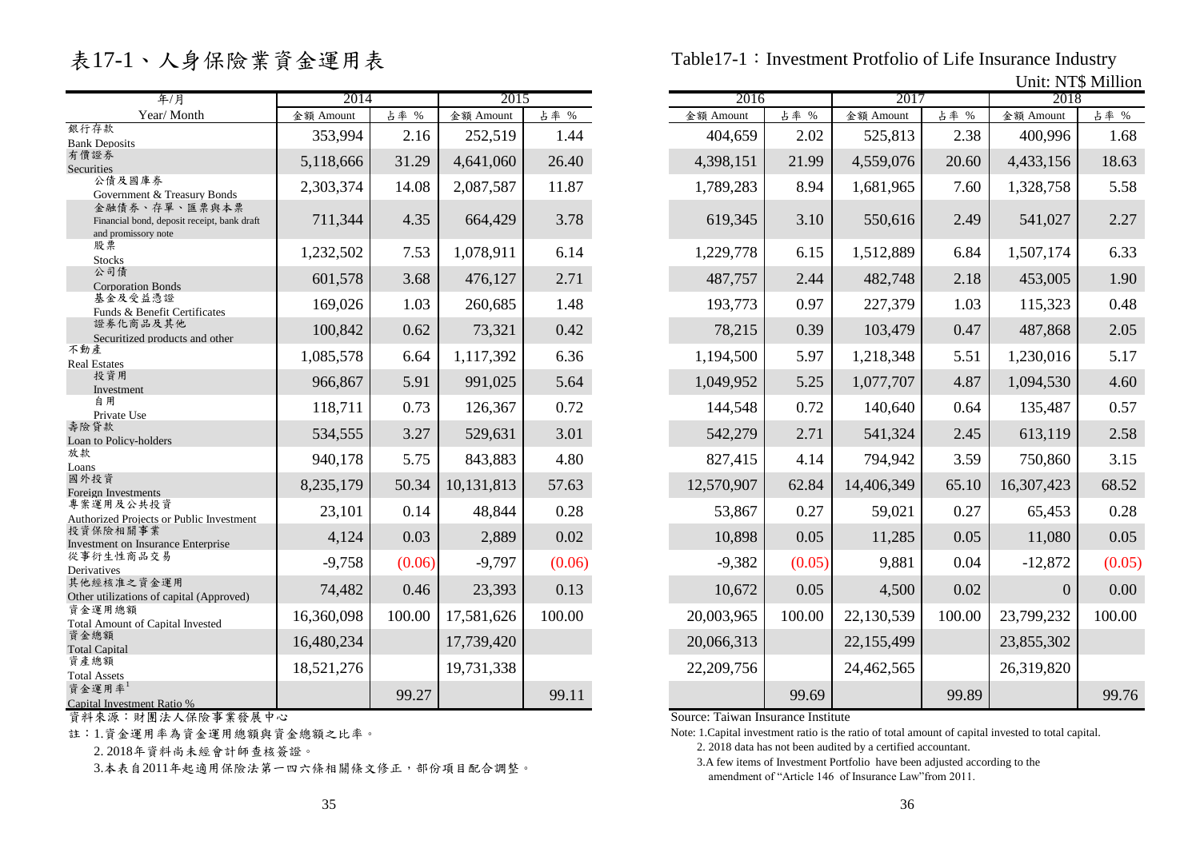# 表17-1、人身保險業資金運用表

# Table17-1：Investment Protfolio of Life Insurance Industry

Unit: NT$ Million

| 年/月 Year/ Month | 2014 | | 2015 | | 2016 | | 2017 | | 2018 | |
|---|---|---|---|---|---|---|---|---|---|---|
| | 金額 Amount | 占率 % | 金額 Amount | 占率 % | 金額 Amount | 占率 % | 金額 Amount | 占率 % | 金額 Amount | 占率 % |
| 銀行存款 Bank Deposits | 353,994 | 2.16 | 252,519 | 1.44 | 404,659 | 2.02 | 525,813 | 2.38 | 400,996 | 1.68 |
| 有價證券 Securities | 5,118,666 | 31.29 | 4,641,060 | 26.40 | 4,398,151 | 21.99 | 4,559,076 | 20.60 | 4,433,156 | 18.63 |
| 公債及國庫券 Government & Treasury Bonds | 2,303,374 | 14.08 | 2,087,587 | 11.87 | 1,789,283 | 8.94 | 1,681,965 | 7.60 | 1,328,758 | 5.58 |
| 金融債券、存單、匯票與本票 Financial bond, deposit receipt, bank draft and promissory note | 711,344 | 4.35 | 664,429 | 3.78 | 619,345 | 3.10 | 550,616 | 2.49 | 541,027 | 2.27 |
| 股票 Stocks | 1,232,502 | 7.53 | 1,078,911 | 6.14 | 1,229,778 | 6.15 | 1,512,889 | 6.84 | 1,507,174 | 6.33 |
| 公司債 Corporation Bonds | 601,578 | 3.68 | 476,127 | 2.71 | 487,757 | 2.44 | 482,748 | 2.18 | 453,005 | 1.90 |
| 基金及受益憑證 Funds & Benefit Certificates | 169,026 | 1.03 | 260,685 | 1.48 | 193,773 | 0.97 | 227,379 | 1.03 | 115,323 | 0.48 |
| 證券化商品及其他 Securitized products and other | 100,842 | 0.62 | 73,321 | 0.42 | 78,215 | 0.39 | 103,479 | 0.47 | 487,868 | 2.05 |
| 不動產 Real Estates | 1,085,578 | 6.64 | 1,117,392 | 6.36 | 1,194,500 | 5.97 | 1,218,348 | 5.51 | 1,230,016 | 5.17 |
| 投資用 Investment | 966,867 | 5.91 | 991,025 | 5.64 | 1,049,952 | 5.25 | 1,077,707 | 4.87 | 1,094,530 | 4.60 |
| 自用 Private Use | 118,711 | 0.73 | 126,367 | 0.72 | 144,548 | 0.72 | 140,640 | 0.64 | 135,487 | 0.57 |
| 壽險貸款 Loan to Policy-holders | 534,555 | 3.27 | 529,631 | 3.01 | 542,279 | 2.71 | 541,324 | 2.45 | 613,119 | 2.58 |
| 放款 Loans | 940,178 | 5.75 | 843,883 | 4.80 | 827,415 | 4.14 | 794,942 | 3.59 | 750,860 | 3.15 |
| 國外投資 Foreign Investments | 8,235,179 | 50.34 | 10,131,813 | 57.63 | 12,570,907 | 62.84 | 14,406,349 | 65.10 | 16,307,423 | 68.52 |
| 專案運用及公共投資 Authorized Projects or Public Investment | 23,101 | 0.14 | 48,844 | 0.28 | 53,867 | 0.27 | 59,021 | 0.27 | 65,453 | 0.28 |
| 投資保險相關事業 Investment on Insurance Enterprise | 4,124 | 0.03 | 2,889 | 0.02 | 10,898 | 0.05 | 11,285 | 0.05 | 11,080 | 0.05 |
| 從事衍生性商品交易 Derivatives | -9,758 | (0.06) | -9,797 | (0.06) | -9,382 | (0.05) | 9,881 | 0.04 | -12,872 | (0.05) |
| 其他經核准之資金運用 Other utilizations of capital (Approved) | 74,482 | 0.46 | 23,393 | 0.13 | 10,672 | 0.05 | 4,500 | 0.02 | 0 | 0.00 |
| 資金運用總額 Total Amount of Capital Invested | 16,360,098 | 100.00 | 17,581,626 | 100.00 | 20,003,965 | 100.00 | 22,130,539 | 100.00 | 23,799,232 | 100.00 |
| 資金總額 Total Capital | 16,480,234 | | 17,739,420 | | 20,066,313 | | 22,155,499 | | 23,855,302 | |
| 資產總額 Total Assets | 18,521,276 | | 19,731,338 | | 22,209,756 | | 24,462,565 | | 26,319,820 | |
| 資金運用率[1] Capital Investment Ratio % | | 99.27 | | 99.11 | | 99.69 | | 99.89 | | 99.76 |

資料來源：財團法人保險事業發展中心

註：1.資金運用率為資金運用總額與資金總額之比率。

2. 2018年資料尚未經會計師查核簽證。

3.本表自2011年起適用保險法第一四六條相關條文修正，部份項目配合調整。

Source: Taiwan Insurance Institute

Note: 1.Capital investment ratio is the ratio of total amount of capital invested to total capital.

2. 2018 data has not been audited by a certified accountant.

3.A few items of Investment Portfolio have been adjusted according to the amendment of "Article 146 of Insurance Law"from 2011.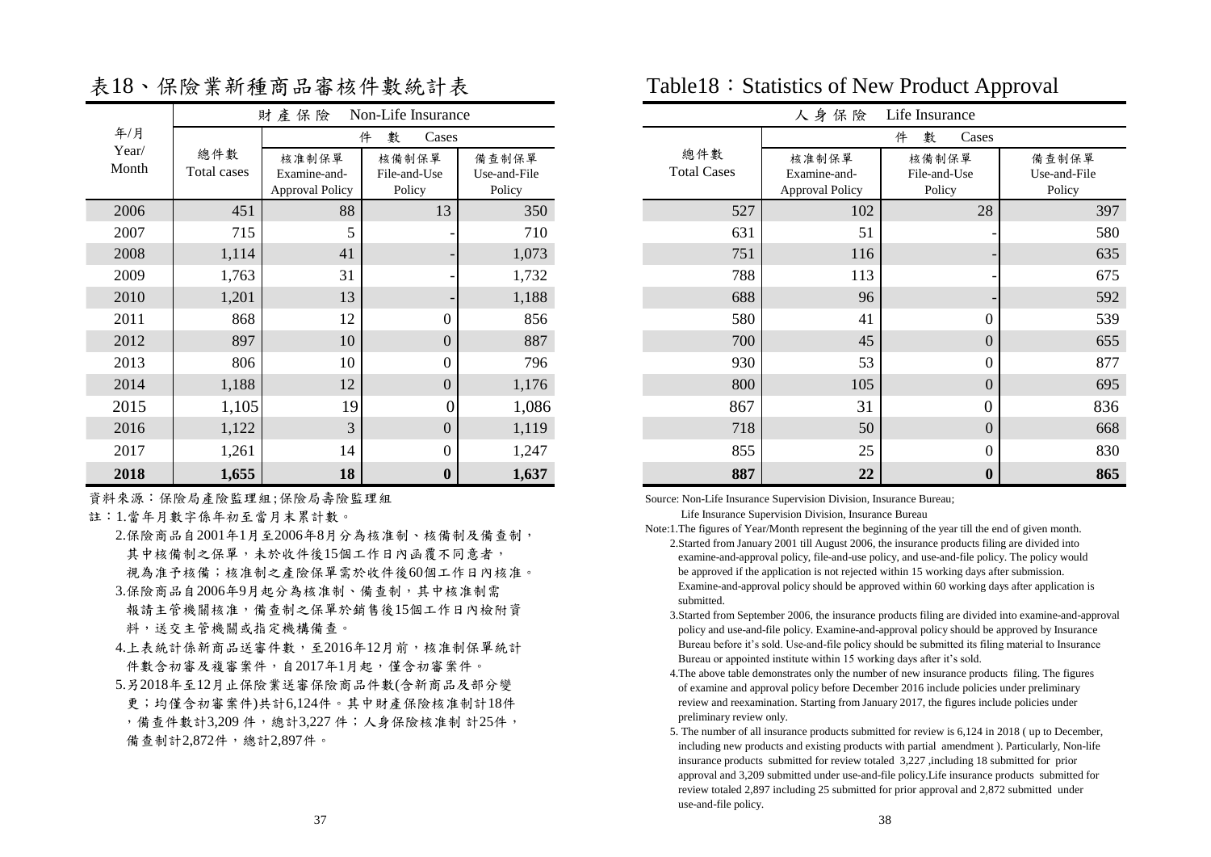# 表18、保險業新種商品審核件數統計表

# Table18：Statistics of New Product Approval

| 年/月 Year/ Month | 財產保險 Non-Life Insurance | | | | 人身保險 Life Insurance | | | |
|---|---|---|---|---|---|---|---|---|
| | 總件數 Total cases | 件數 Cases | | | 總件數 Total Cases | 件數 Cases | | |
| | | 核准制保單 Examine-and-Approval Policy | 核備制保單 File-and-Use Policy | 備查制保單 Use-and-File Policy | | 核准制保單 Examine-and-Approval Policy | 核備制保單 File-and-Use Policy | 備查制保單 Use-and-File Policy |
| 2006 | 451 | 88 | 13 | 350 | 527 | 102 | 28 | 397 |
| 2007 | 715 | 5 | - | 710 | 631 | 51 | - | 580 |
| 2008 | 1,114 | 41 | - | 1,073 | 751 | 116 | - | 635 |
| 2009 | 1,763 | 31 | - | 1,732 | 788 | 113 | - | 675 |
| 2010 | 1,201 | 13 | - | 1,188 | 688 | 96 | - | 592 |
| 2011 | 868 | 12 | 0 | 856 | 580 | 41 | 0 | 539 |
| 2012 | 897 | 10 | 0 | 887 | 700 | 45 | 0 | 655 |
| 2013 | 806 | 10 | 0 | 796 | 930 | 53 | 0 | 877 |
| 2014 | 1,188 | 12 | 0 | 1,176 | 800 | 105 | 0 | 695 |
| 2015 | 1,105 | 19 | 0 | 1,086 | 867 | 31 | 0 | 836 |
| 2016 | 1,122 | 3 | 0 | 1,119 | 718 | 50 | 0 | 668 |
| 2017 | 1,261 | 14 | 0 | 1,247 | 855 | 25 | 0 | 830 |
| **2018** | **1,655** | **18** | **0** | **1,637** | **887** | **22** | **0** | **865** |

資料來源：保險局產險監理組;保險局壽險監理組

註：1.當年月數字係年初至當月末累計數。

2.保險商品自2001年1月至2006年8月分為核准制、核備制及備查制，其中核備制之保單，未於收件後15個工作日內函覆不同意者，視為准予核備；核准制之產險保單需於收件後60個工作日內核准。

3.保險商品自2006年9月起分為核准制、備查制，其中核准制需報請主管機關核准，備查制之保單於銷售後15個工作日內檢附資料，送交主管機關或指定機構備查。

4.上表統計係新商品送審件數，至2016年12月前，核准制保單統計件數含初審及複審案件，自2017年1月起，僅含初審案件。

5.另2018年至12月止保險業送審保險商品件數(含新商品及部分變更；均僅含初審案件)共計6,124件。其中財產保險核准制計18件，備查件數計3,209 件，總計3,227 件；人身保險核准制 計25件，備查制計2,872件，總計2,897件。

Source: Non-Life Insurance Supervision Division, Insurance Bureau; Life Insurance Supervision Division, Insurance Bureau

Note:1.The figures of Year/Month represent the beginning of the year till the end of given month.

2.Started from January 2001 till August 2006, the insurance products filing are divided into examine-and-approval policy, file-and-use policy, and use-and-file policy. The policy would be approved if the application is not rejected within 15 working days after submission. Examine-and-approval policy should be approved within 60 working days after application is submitted.

3.Started from September 2006, the insurance products filing are divided into examine-and-approval policy and use-and-file policy. Examine-and-approval policy should be approved by Insurance Bureau before it's sold. Use-and-file policy should be submitted its filing material to Insurance Bureau or appointed institute within 15 working days after it's sold.

4.The above table demonstrates only the number of new insurance products filing. The figures of examine and approval policy before December 2016 include policies under preliminary review and reexamination. Starting from January 2017, the figures include policies under preliminary review only.

5. The number of all insurance products submitted for review is 6,124 in 2018 ( up to December, including new products and existing products with partial amendment ). Particularly, Non-life insurance products submitted for review totaled 3,227 ,including 18 submitted for prior approval and 3,209 submitted under use-and-file policy.Life insurance products submitted for review totaled 2,897 including 25 submitted for prior approval and 2,872 submitted under use-and-file policy.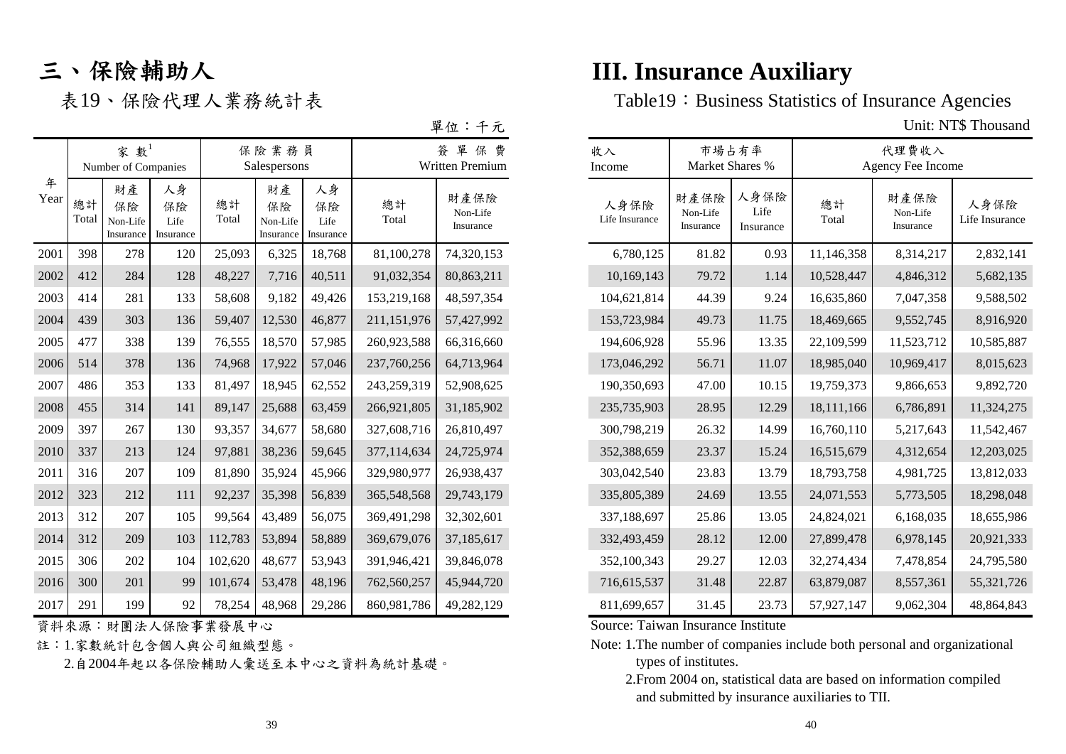# 三、保險輔助人

# III. Insurance Auxiliary

## 表19、保險代理人業務統計表

## Table19：Business Statistics of Insurance Agencies

單位：千元　Unit: NT$ Thousand

| 年 Year | 家數[1] Number of Companies | | | 保險業務員 Salespersons | | | 簽單保費 Written Premium | | 收入 Income | 市場占有率 Market Shares % | | 代理費收入 Agency Fee Income | | |
|---|---|---|---|---|---|---|---|---|---|---|---|---|---|---|
| | 總計 Total | 財產保險 Non-Life Insurance | 人身保險 Life Insurance | 總計 Total | 財產保險 Non-Life Insurance | 人身保險 Life Insurance | 總計 Total | 財產保險 Non-Life Insurance | 人身保險 Life Insurance | 財產保險 Non-Life Insurance | 人身保險 Life Insurance | 總計 Total | 財產保險 Non-Life Insurance | 人身保險 Life Insurance |
| 2001 | 398 | 278 | 120 | 25,093 | 6,325 | 18,768 | 81,100,278 | 74,320,153 | 6,780,125 | 81.82 | 0.93 | 11,146,358 | 8,314,217 | 2,832,141 |
| 2002 | 412 | 284 | 128 | 48,227 | 7,716 | 40,511 | 91,032,354 | 80,863,211 | 10,169,143 | 79.72 | 1.14 | 10,528,447 | 4,846,312 | 5,682,135 |
| 2003 | 414 | 281 | 133 | 58,608 | 9,182 | 49,426 | 153,219,168 | 48,597,354 | 104,621,814 | 44.39 | 9.24 | 16,635,860 | 7,047,358 | 9,588,502 |
| 2004 | 439 | 303 | 136 | 59,407 | 12,530 | 46,877 | 211,151,976 | 57,427,992 | 153,723,984 | 49.73 | 11.75 | 18,469,665 | 9,552,745 | 8,916,920 |
| 2005 | 477 | 338 | 139 | 76,555 | 18,570 | 57,985 | 260,923,588 | 66,316,660 | 194,606,928 | 55.96 | 13.35 | 22,109,599 | 11,523,712 | 10,585,887 |
| 2006 | 514 | 378 | 136 | 74,968 | 17,922 | 57,046 | 237,760,256 | 64,713,964 | 173,046,292 | 56.71 | 11.07 | 18,985,040 | 10,969,417 | 8,015,623 |
| 2007 | 486 | 353 | 133 | 81,497 | 18,945 | 62,552 | 243,259,319 | 52,908,625 | 190,350,693 | 47.00 | 10.15 | 19,759,373 | 9,866,653 | 9,892,720 |
| 2008 | 455 | 314 | 141 | 89,147 | 25,688 | 63,459 | 266,921,805 | 31,185,902 | 235,735,903 | 28.95 | 12.29 | 18,111,166 | 6,786,891 | 11,324,275 |
| 2009 | 397 | 267 | 130 | 93,357 | 34,677 | 58,680 | 327,608,716 | 26,810,497 | 300,798,219 | 26.32 | 14.99 | 16,760,110 | 5,217,643 | 11,542,467 |
| 2010 | 337 | 213 | 124 | 97,881 | 38,236 | 59,645 | 377,114,634 | 24,725,974 | 352,388,659 | 23.37 | 15.24 | 16,515,679 | 4,312,654 | 12,203,025 |
| 2011 | 316 | 207 | 109 | 81,890 | 35,924 | 45,966 | 329,980,977 | 26,938,437 | 303,042,540 | 23.83 | 13.79 | 18,793,758 | 4,981,725 | 13,812,033 |
| 2012 | 323 | 212 | 111 | 92,237 | 35,398 | 56,839 | 365,548,568 | 29,743,179 | 335,805,389 | 24.69 | 13.55 | 24,071,553 | 5,773,505 | 18,298,048 |
| 2013 | 312 | 207 | 105 | 99,564 | 43,489 | 56,075 | 369,491,298 | 32,302,601 | 337,188,697 | 25.86 | 13.05 | 24,824,021 | 6,168,035 | 18,655,986 |
| 2014 | 312 | 209 | 103 | 112,783 | 53,894 | 58,889 | 369,679,076 | 37,185,617 | 332,493,459 | 28.12 | 12.00 | 27,899,478 | 6,978,145 | 20,921,333 |
| 2015 | 306 | 202 | 104 | 102,620 | 48,677 | 53,943 | 391,946,421 | 39,846,078 | 352,100,343 | 29.27 | 12.03 | 32,274,434 | 7,478,854 | 24,795,580 |
| 2016 | 300 | 201 | 99 | 101,674 | 53,478 | 48,196 | 762,560,257 | 45,944,720 | 716,615,537 | 31.48 | 22.87 | 63,879,087 | 8,557,361 | 55,321,726 |
| 2017 | 291 | 199 | 92 | 78,254 | 48,968 | 29,286 | 860,981,786 | 49,282,129 | 811,699,657 | 31.45 | 23.73 | 57,927,147 | 9,062,304 | 48,864,843 |

資料來源：財團法人保險事業發展中心

註：1.家數統計包含個人與公司組織型態。

2.自2004年起以各保險輔助人彙送至本中心之資料為統計基礎。

Source: Taiwan Insurance Institute

Note: 1.The number of companies include both personal and organizational types of institutes.

2.From 2004 on, statistical data are based on information compiled and submitted by insurance auxiliaries to TII.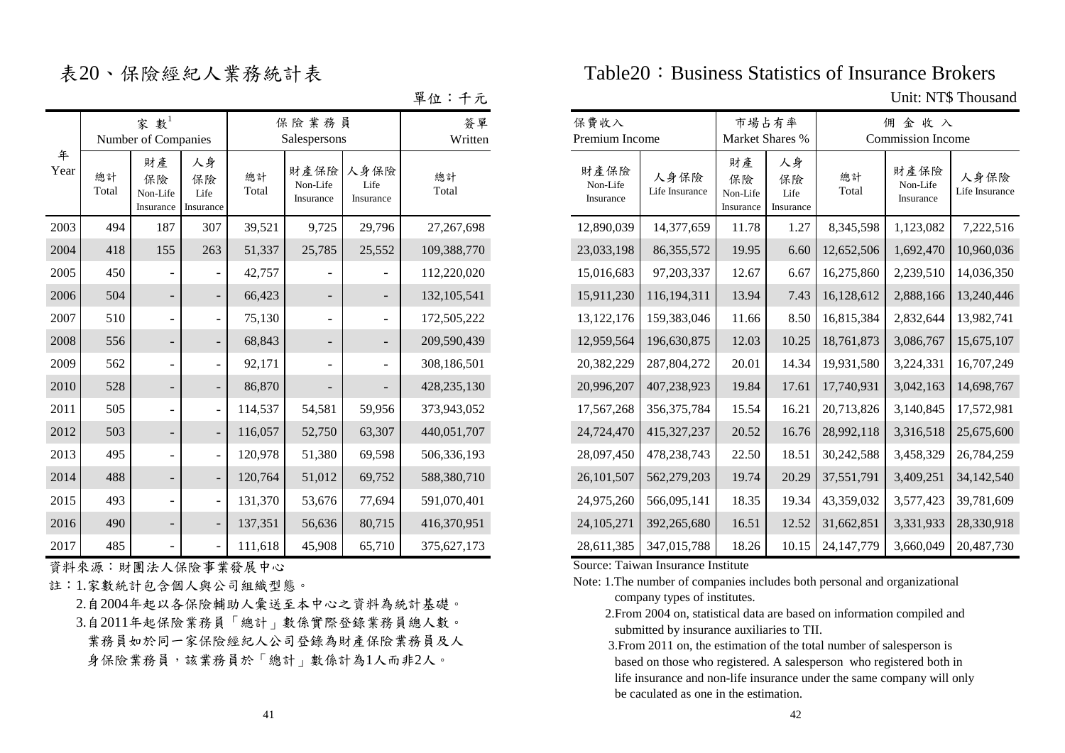# 表20、保險經紀人業務統計表

# Table20：Business Statistics of Insurance Brokers

單位：千元 Unit: NT$ Thousand

| 年 Year | 家數[1] Number of Companies | | | 保險業務員 Salespersons | | | 簽單 Written | 保費收入 Premium Income | | 市場占有率 Market Shares % | | 佣金收入 Commission Income | | |
|---|---|---|---|---|---|---|---|---|---|---|---|---|---|---|
| | 總計 Total | 財產保險 Non-Life Insurance | 人身保險 Life Insurance | 總計 Total | 財產保險 Non-Life Insurance | 人身保險 Life Insurance | 總計 Total | 財產保險 Non-Life Insurance | 人身保險 Life Insurance | 財產保險 Non-Life Insurance | 人身保險 Life Insurance | 總計 Total | 財產保險 Non-Life Insurance | 人身保險 Life Insurance |
| 2003 | 494 | 187 | 307 | 39,521 | 9,725 | 29,796 | 27,267,698 | 12,890,039 | 14,377,659 | 11.78 | 1.27 | 8,345,598 | 1,123,082 | 7,222,516 |
| 2004 | 418 | 155 | 263 | 51,337 | 25,785 | 25,552 | 109,388,770 | 23,033,198 | 86,355,572 | 19.95 | 6.60 | 12,652,506 | 1,692,470 | 10,960,036 |
| 2005 | 450 | - | - | 42,757 | - | - | 112,220,020 | 15,016,683 | 97,203,337 | 12.67 | 6.67 | 16,275,860 | 2,239,510 | 14,036,350 |
| 2006 | 504 | - | - | 66,423 | - | - | 132,105,541 | 15,911,230 | 116,194,311 | 13.94 | 7.43 | 16,128,612 | 2,888,166 | 13,240,446 |
| 2007 | 510 | - | - | 75,130 | - | - | 172,505,222 | 13,122,176 | 159,383,046 | 11.66 | 8.50 | 16,815,384 | 2,832,644 | 13,982,741 |
| 2008 | 556 | - | - | 68,843 | - | - | 209,590,439 | 12,959,564 | 196,630,875 | 12.03 | 10.25 | 18,761,873 | 3,086,767 | 15,675,107 |
| 2009 | 562 | - | - | 92,171 | - | - | 308,186,501 | 20,382,229 | 287,804,272 | 20.01 | 14.34 | 19,931,580 | 3,224,331 | 16,707,249 |
| 2010 | 528 | - | - | 86,870 | - | - | 428,235,130 | 20,996,207 | 407,238,923 | 19.84 | 17.61 | 17,740,931 | 3,042,163 | 14,698,767 |
| 2011 | 505 | - | - | 114,537 | 54,581 | 59,956 | 373,943,052 | 17,567,268 | 356,375,784 | 15.54 | 16.21 | 20,713,826 | 3,140,845 | 17,572,981 |
| 2012 | 503 | - | - | 116,057 | 52,750 | 63,307 | 440,051,707 | 24,724,470 | 415,327,237 | 20.52 | 16.76 | 28,992,118 | 3,316,518 | 25,675,600 |
| 2013 | 495 | - | - | 120,978 | 51,380 | 69,598 | 506,336,193 | 28,097,450 | 478,238,743 | 22.50 | 18.51 | 30,242,588 | 3,458,329 | 26,784,259 |
| 2014 | 488 | - | - | 120,764 | 51,012 | 69,752 | 588,380,710 | 26,101,507 | 562,279,203 | 19.74 | 20.29 | 37,551,791 | 3,409,251 | 34,142,540 |
| 2015 | 493 | - | - | 131,370 | 53,676 | 77,694 | 591,070,401 | 24,975,260 | 566,095,141 | 18.35 | 19.34 | 43,359,032 | 3,577,423 | 39,781,609 |
| 2016 | 490 | - | - | 137,351 | 56,636 | 80,715 | 416,370,951 | 24,105,271 | 392,265,680 | 16.51 | 12.52 | 31,662,851 | 3,331,933 | 28,330,918 |
| 2017 | 485 | - | - | 111,618 | 45,908 | 65,710 | 375,627,173 | 28,611,385 | 347,015,788 | 18.26 | 10.15 | 24,147,779 | 3,660,049 | 20,487,730 |

資料來源：財團法人保險事業發展中心

註：1.家數統計包含個人與公司組織型態。

2.自2004年起以各保險輔助人彙送至本中心之資料為統計基礎。

3.自2011年起保險業務員「總計」數係實際登錄業務員總人數。業務員如於同一家保險經紀人公司登錄為財產保險業務員及人身保險業務員，該業務員於「總計」數係計為1人而非2人。

Source: Taiwan Insurance Institute

Note: 1.The number of companies includes both personal and organizational company types of institutes.

2.From 2004 on, statistical data are based on information compiled and submitted by insurance auxiliaries to TII.

3.From 2011 on, the estimation of the total number of salesperson is based on those who registered. A salesperson who registered both in life insurance and non-life insurance under the same company will only be caculated as one in the estimation.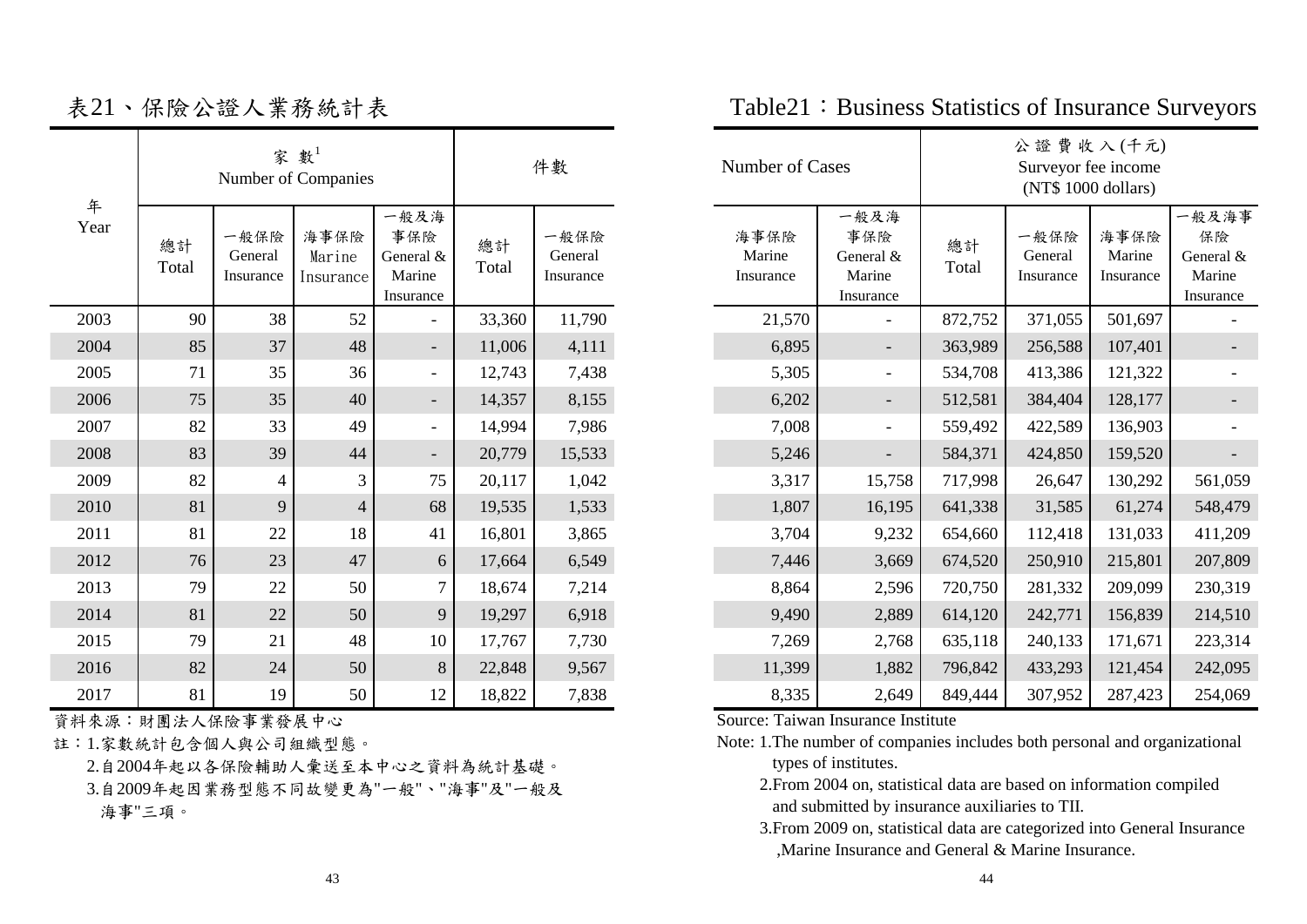# 表21、保險公證人業務統計表

# Table21：Business Statistics of Insurance Surveyors

| 年<br>Year | 家數[1]<br>Number of Companies | | | | 件數<br>Number of Cases | | | | 公證費收入(千元)<br>Surveyor fee income<br>(NT$ 1000 dollars) | | | |
|---|---|---|---|---|---|---|---|---|---|---|---|---|
| | 總計<br>Total | 一般保險<br>General Insurance | 海事保險<br>Marine Insurance | 一般及海事保險<br>General & Marine Insurance | 總計<br>Total | 一般保險<br>General Insurance | 海事保險<br>Marine Insurance | 一般及海事保險<br>General & Marine Insurance | 總計<br>Total | 一般保險<br>General Insurance | 海事保險<br>Marine Insurance | 一般及海事保險<br>General & Marine Insurance |
| 2003 | 90 | 38 | 52 | - | 33,360 | 11,790 | 21,570 | - | 872,752 | 371,055 | 501,697 | - |
| 2004 | 85 | 37 | 48 | - | 11,006 | 4,111 | 6,895 | - | 363,989 | 256,588 | 107,401 | - |
| 2005 | 71 | 35 | 36 | - | 12,743 | 7,438 | 5,305 | - | 534,708 | 413,386 | 121,322 | - |
| 2006 | 75 | 35 | 40 | - | 14,357 | 8,155 | 6,202 | - | 512,581 | 384,404 | 128,177 | - |
| 2007 | 82 | 33 | 49 | - | 14,994 | 7,986 | 7,008 | - | 559,492 | 422,589 | 136,903 | - |
| 2008 | 83 | 39 | 44 | - | 20,779 | 15,533 | 5,246 | - | 584,371 | 424,850 | 159,520 | - |
| 2009 | 82 | 4 | 3 | 75 | 20,117 | 1,042 | 3,317 | 15,758 | 717,998 | 26,647 | 130,292 | 561,059 |
| 2010 | 81 | 9 | 4 | 68 | 19,535 | 1,533 | 1,807 | 16,195 | 641,338 | 31,585 | 61,274 | 548,479 |
| 2011 | 81 | 22 | 18 | 41 | 16,801 | 3,865 | 3,704 | 9,232 | 654,660 | 112,418 | 131,033 | 411,209 |
| 2012 | 76 | 23 | 47 | 6 | 17,664 | 6,549 | 7,446 | 3,669 | 674,520 | 250,910 | 215,801 | 207,809 |
| 2013 | 79 | 22 | 50 | 7 | 18,674 | 7,214 | 8,864 | 2,596 | 720,750 | 281,332 | 209,099 | 230,319 |
| 2014 | 81 | 22 | 50 | 9 | 19,297 | 6,918 | 9,490 | 2,889 | 614,120 | 242,771 | 156,839 | 214,510 |
| 2015 | 79 | 21 | 48 | 10 | 17,767 | 7,730 | 7,269 | 2,768 | 635,118 | 240,133 | 171,671 | 223,314 |
| 2016 | 82 | 24 | 50 | 8 | 22,848 | 9,567 | 11,399 | 1,882 | 796,842 | 433,293 | 121,454 | 242,095 |
| 2017 | 81 | 19 | 50 | 12 | 18,822 | 7,838 | 8,335 | 2,649 | 849,444 | 307,952 | 287,423 | 254,069 |

資料來源：財團法人保險事業發展中心

註：1.家數統計包含個人與公司組織型態。

2.自2004年起以各保險輔助人彙送至本中心之資料為統計基礎。

3.自2009年起因業務型態不同故變更為"一般"、"海事"及"一般及海事"三項。

Source: Taiwan Insurance Institute

Note: 1.The number of companies includes both personal and organizational types of institutes.

2.From 2004 on, statistical data are based on information compiled and submitted by insurance auxiliaries to TII.

3.From 2009 on, statistical data are categorized into General Insurance ,Marine Insurance and General & Marine Insurance.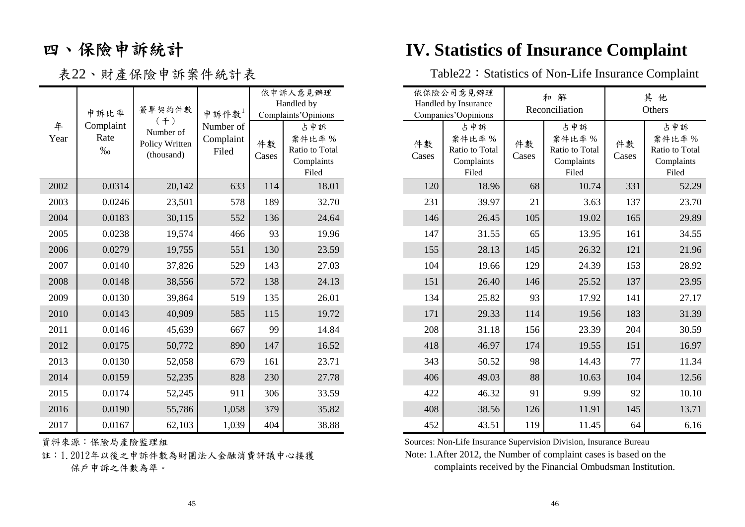# 四、保險申訴統計

# IV. Statistics of Insurance Complaint

## 表22、財產保險申訴案件統計表

## Table22：Statistics of Non-Life Insurance Complaint

| 年 Year | 申訴比率 Complaint Rate ‰ | 簽單契約件數（千） Number of Policy Written (thousand) | 申訴件數[1] Number of Complaint Filed | 依申訴人意見辦理 Handled by Complaints'Opinions | | 依保險公司意見辦理 Handled by Insurance Companies'Oopinions | | 和解 Reconciliation | | 其他 Others | |
|---|---|---|---|---|---|---|---|---|---|---|---|
| | | | | 件數 Cases | 占申訴案件比率 % Ratio to Total Complaints Filed | 件數 Cases | 占申訴案件比率 % Ratio to Total Complaints Filed | 件數 Cases | 占申訴案件比率 % Ratio to Total Complaints Filed | 件數 Cases | 占申訴案件比率 % Ratio to Total Complaints Filed |
| 2002 | 0.0314 | 20,142 | 633 | 114 | 18.01 | 120 | 18.96 | 68 | 10.74 | 331 | 52.29 |
| 2003 | 0.0246 | 23,501 | 578 | 189 | 32.70 | 231 | 39.97 | 21 | 3.63 | 137 | 23.70 |
| 2004 | 0.0183 | 30,115 | 552 | 136 | 24.64 | 146 | 26.45 | 105 | 19.02 | 165 | 29.89 |
| 2005 | 0.0238 | 19,574 | 466 | 93 | 19.96 | 147 | 31.55 | 65 | 13.95 | 161 | 34.55 |
| 2006 | 0.0279 | 19,755 | 551 | 130 | 23.59 | 155 | 28.13 | 145 | 26.32 | 121 | 21.96 |
| 2007 | 0.0140 | 37,826 | 529 | 143 | 27.03 | 104 | 19.66 | 129 | 24.39 | 153 | 28.92 |
| 2008 | 0.0148 | 38,556 | 572 | 138 | 24.13 | 151 | 26.40 | 146 | 25.52 | 137 | 23.95 |
| 2009 | 0.0130 | 39,864 | 519 | 135 | 26.01 | 134 | 25.82 | 93 | 17.92 | 141 | 27.17 |
| 2010 | 0.0143 | 40,909 | 585 | 115 | 19.72 | 171 | 29.33 | 114 | 19.56 | 183 | 31.39 |
| 2011 | 0.0146 | 45,639 | 667 | 99 | 14.84 | 208 | 31.18 | 156 | 23.39 | 204 | 30.59 |
| 2012 | 0.0175 | 50,772 | 890 | 147 | 16.52 | 418 | 46.97 | 174 | 19.55 | 151 | 16.97 |
| 2013 | 0.0130 | 52,058 | 679 | 161 | 23.71 | 343 | 50.52 | 98 | 14.43 | 77 | 11.34 |
| 2014 | 0.0159 | 52,235 | 828 | 230 | 27.78 | 406 | 49.03 | 88 | 10.63 | 104 | 12.56 |
| 2015 | 0.0174 | 52,245 | 911 | 306 | 33.59 | 422 | 46.32 | 91 | 9.99 | 92 | 10.10 |
| 2016 | 0.0190 | 55,786 | 1,058 | 379 | 35.82 | 408 | 38.56 | 126 | 11.91 | 145 | 13.71 |
| 2017 | 0.0167 | 62,103 | 1,039 | 404 | 38.88 | 452 | 43.51 | 119 | 11.45 | 64 | 6.16 |

資料來源：保險局產險監理組

註：1. 2012年以後之申訴件數為財團法人金融消費評議中心接獲保戶申訴之件數為準。

Sources: Non-Life Insurance Supervision Division, Insurance Bureau

Note: 1.After 2012, the Number of complaint cases is based on the complaints received by the Financial Ombudsman Institution.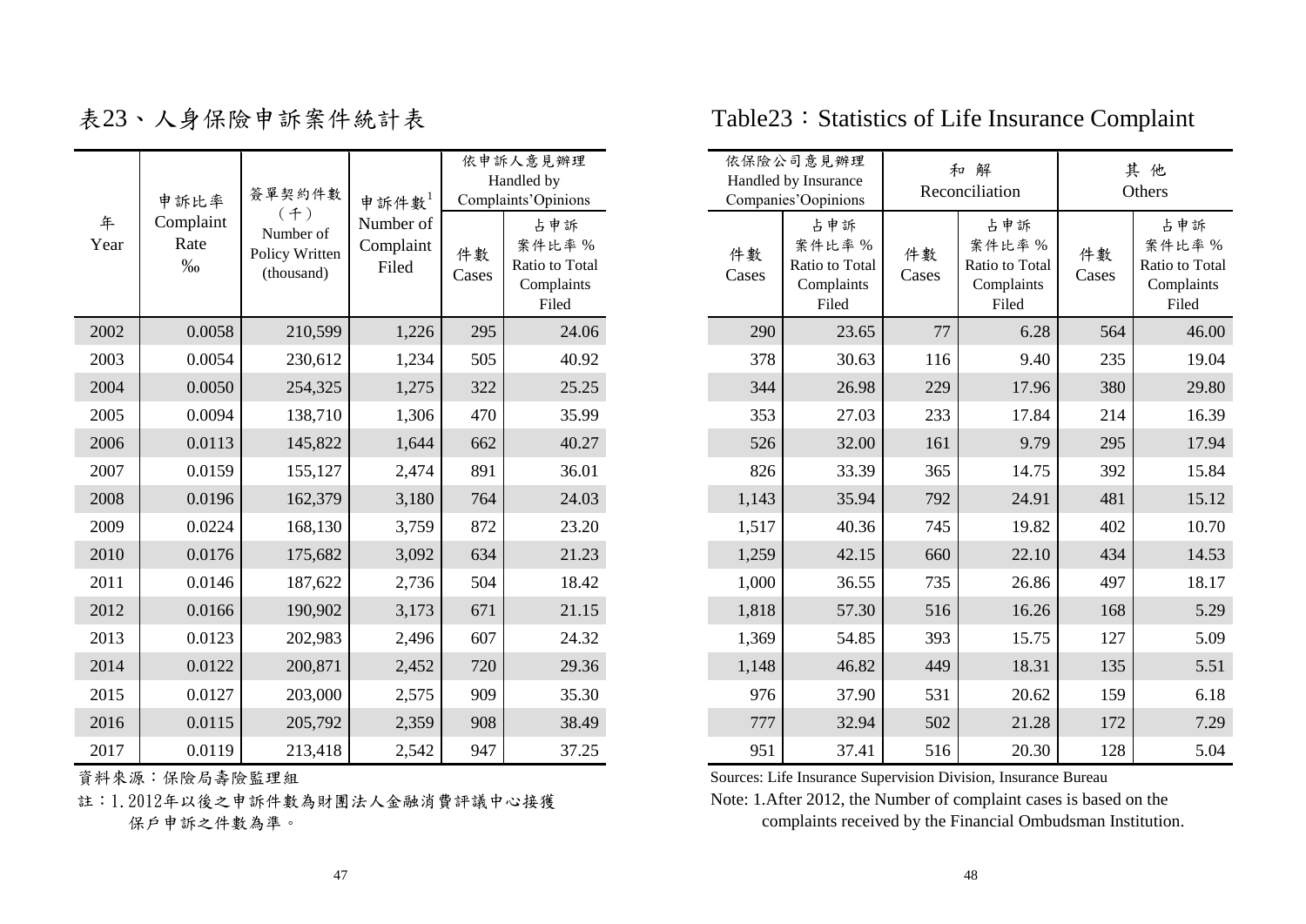# 表23、人身保險申訴案件統計表

# Table23：Statistics of Life Insurance Complaint

| 年 Year | 申訴比率 Complaint Rate ‰ | 簽單契約件數（千） Number of Policy Written (thousand) | 申訴件數[1] Number of Complaint Filed | 依申訴人意見辦理 Handled by Complaints'Opinions | | 依保險公司意見辦理 Handled by Insurance Companies'Oopinions | | 和解 Reconciliation | | 其他 Others | |
|---|---|---|---|---|---|---|---|---|---|---|---|
| | | | | 件數 Cases | 占申訴案件比率 % Ratio to Total Complaints Filed | 件數 Cases | 占申訴案件比率 % Ratio to Total Complaints Filed | 件數 Cases | 占申訴案件比率 % Ratio to Total Complaints Filed | 件數 Cases | 占申訴案件比率 % Ratio to Total Complaints Filed |
| 2002 | 0.0058 | 210,599 | 1,226 | 295 | 24.06 | 290 | 23.65 | 77 | 6.28 | 564 | 46.00 |
| 2003 | 0.0054 | 230,612 | 1,234 | 505 | 40.92 | 378 | 30.63 | 116 | 9.40 | 235 | 19.04 |
| 2004 | 0.0050 | 254,325 | 1,275 | 322 | 25.25 | 344 | 26.98 | 229 | 17.96 | 380 | 29.80 |
| 2005 | 0.0094 | 138,710 | 1,306 | 470 | 35.99 | 353 | 27.03 | 233 | 17.84 | 214 | 16.39 |
| 2006 | 0.0113 | 145,822 | 1,644 | 662 | 40.27 | 526 | 32.00 | 161 | 9.79 | 295 | 17.94 |
| 2007 | 0.0159 | 155,127 | 2,474 | 891 | 36.01 | 826 | 33.39 | 365 | 14.75 | 392 | 15.84 |
| 2008 | 0.0196 | 162,379 | 3,180 | 764 | 24.03 | 1,143 | 35.94 | 792 | 24.91 | 481 | 15.12 |
| 2009 | 0.0224 | 168,130 | 3,759 | 872 | 23.20 | 1,517 | 40.36 | 745 | 19.82 | 402 | 10.70 |
| 2010 | 0.0176 | 175,682 | 3,092 | 634 | 21.23 | 1,259 | 42.15 | 660 | 22.10 | 434 | 14.53 |
| 2011 | 0.0146 | 187,622 | 2,736 | 504 | 18.42 | 1,000 | 36.55 | 735 | 26.86 | 497 | 18.17 |
| 2012 | 0.0166 | 190,902 | 3,173 | 671 | 21.15 | 1,818 | 57.30 | 516 | 16.26 | 168 | 5.29 |
| 2013 | 0.0123 | 202,983 | 2,496 | 607 | 24.32 | 1,369 | 54.85 | 393 | 15.75 | 127 | 5.09 |
| 2014 | 0.0122 | 200,871 | 2,452 | 720 | 29.36 | 1,148 | 46.82 | 449 | 18.31 | 135 | 5.51 |
| 2015 | 0.0127 | 203,000 | 2,575 | 909 | 35.30 | 976 | 37.90 | 531 | 20.62 | 159 | 6.18 |
| 2016 | 0.0115 | 205,792 | 2,359 | 908 | 38.49 | 777 | 32.94 | 502 | 21.28 | 172 | 7.29 |
| 2017 | 0.0119 | 213,418 | 2,542 | 947 | 37.25 | 951 | 37.41 | 516 | 20.30 | 128 | 5.04 |

資料來源：保險局壽險監理組

Sources: Life Insurance Supervision Division, Insurance Bureau

註：1. 2012年以後之申訴件數為財團法人金融消費評議中心接獲保戶申訴之件數為準。

Note: 1.After 2012, the Number of complaint cases is based on the complaints received by the Financial Ombudsman Institution.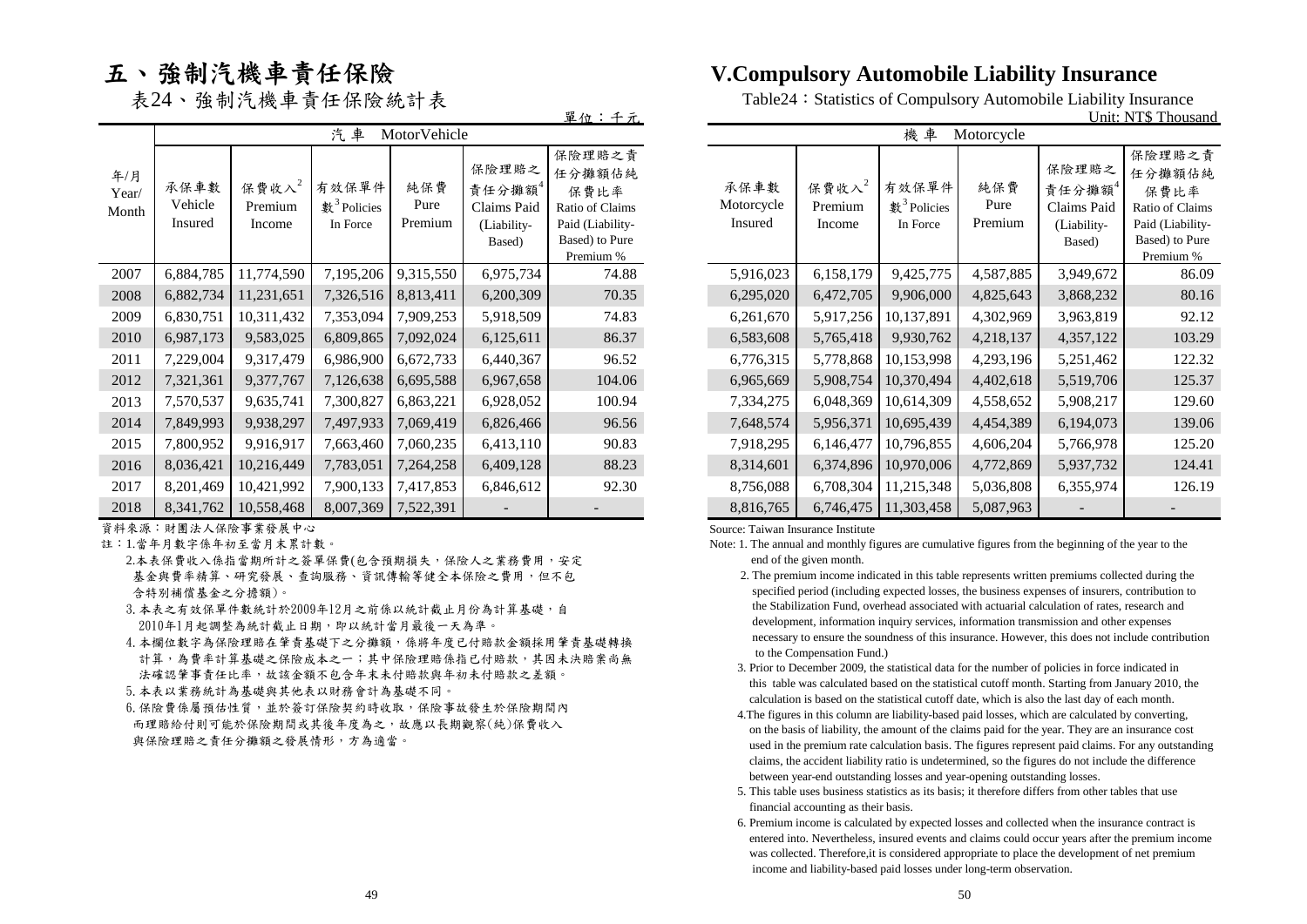# 五、強制汽機車責任保險

# V.Compulsory Automobile Liability Insurance

表24、強制汽機車責任保險統計表

Table24：Statistics of Compulsory Automobile Liability Insurance

單位：千元 Unit: NT$ Thousand

| 年/月 Year/ Month | 汽車 MotorVehicle | | | | | | 機車 Motorcycle | | | | | |
|---|---|---|---|---|---|---|---|---|---|---|---|---|
| | 承保車數 Vehicle Insured | 保費收入[2] Premium Income | 有效保單件數[3] Policies In Force | 純保費 Pure Premium | 保險理賠之責任分攤額[4] Claims Paid (Liability-Based) | 保險理賠之責任分攤額佔純保費比率 Ratio of Claims Paid (Liability-Based) to Pure Premium % | 承保車數 Motorcycle Insured | 保費收入[2] Premium Income | 有效保單件數[3] Policies In Force | 純保費 Pure Premium | 保險理賠之責任分攤額[4] Claims Paid (Liability-Based) | 保險理賠之責任分攤額佔純保費比率 Ratio of Claims Paid (Liability-Based) to Pure Premium % |
| 2007 | 6,884,785 | 11,774,590 | 7,195,206 | 9,315,550 | 6,975,734 | 74.88 | 5,916,023 | 6,158,179 | 9,425,775 | 4,587,885 | 3,949,672 | 86.09 |
| 2008 | 6,882,734 | 11,231,651 | 7,326,516 | 8,813,411 | 6,200,309 | 70.35 | 6,295,020 | 6,472,705 | 9,906,000 | 4,825,643 | 3,868,232 | 80.16 |
| 2009 | 6,830,751 | 10,311,432 | 7,353,094 | 7,909,253 | 5,918,509 | 74.83 | 6,261,670 | 5,917,256 | 10,137,891 | 4,302,969 | 3,963,819 | 92.12 |
| 2010 | 6,987,173 | 9,583,025 | 6,809,865 | 7,092,024 | 6,125,611 | 86.37 | 6,583,608 | 5,765,418 | 9,930,762 | 4,218,137 | 4,357,122 | 103.29 |
| 2011 | 7,229,004 | 9,317,479 | 6,986,900 | 6,672,733 | 6,440,367 | 96.52 | 6,776,315 | 5,778,868 | 10,153,998 | 4,293,196 | 5,251,462 | 122.32 |
| 2012 | 7,321,361 | 9,377,767 | 7,126,638 | 6,695,588 | 6,967,658 | 104.06 | 6,965,669 | 5,908,754 | 10,370,494 | 4,402,618 | 5,519,706 | 125.37 |
| 2013 | 7,570,537 | 9,635,741 | 7,300,827 | 6,863,221 | 6,928,052 | 100.94 | 7,334,275 | 6,048,369 | 10,614,309 | 4,558,652 | 5,908,217 | 129.60 |
| 2014 | 7,849,993 | 9,938,297 | 7,497,933 | 7,069,419 | 6,826,466 | 96.56 | 7,648,574 | 5,956,371 | 10,695,439 | 4,454,389 | 6,194,073 | 139.06 |
| 2015 | 7,800,952 | 9,916,917 | 7,663,460 | 7,060,235 | 6,413,110 | 90.83 | 7,918,295 | 6,146,477 | 10,796,855 | 4,606,204 | 5,766,978 | 125.20 |
| 2016 | 8,036,421 | 10,216,449 | 7,783,051 | 7,264,258 | 6,409,128 | 88.23 | 8,314,601 | 6,374,896 | 10,970,006 | 4,772,869 | 5,937,732 | 124.41 |
| 2017 | 8,201,469 | 10,421,992 | 7,900,133 | 7,417,853 | 6,846,612 | 92.30 | 8,756,088 | 6,708,304 | 11,215,348 | 5,036,808 | 6,355,974 | 126.19 |
| 2018 | 8,341,762 | 10,558,468 | 8,007,369 | 7,522,391 | - | - | 8,816,765 | 6,746,475 | 11,303,458 | 5,087,963 | - | - |

資料來源：財團法人保險事業發展中心

註：1.當年月數字係年初至當月末累計數。

2.本表保費收入係指當期所計之簽單保費(包含預期損失，保險人之業務費用，安定基金與費率精算、研究發展、查詢服務、資訊傳輸等健全本保險之費用，但不包含特別補償基金之分擔額)。

3.本表之有效保單件數統計於2009年12月之前係以統計截止月份為計算基礎，自2010年1月起調整為統計截止日期，即以統計當月最後一天為準。

4.本欄位數字為保險理賠在肇責基礎下之分攤額，係將年度已付賠款金額採用肇責基礎轉換計算，為費率計算基礎之保險成本之一；其中保險理賠係指已付賠款，其因未決賠案尚無法確認肇事責任比率，故該金額不包含年末未付賠款與年初未付賠款之差額。

5.本表以業務統計為基礎與其他表以財務會計為基礎不同。

6.保險費係屬預估性質，並於簽訂保險契約時收取，保險事故發生於保險期間內而理賠給付則可能於保險期間或其後年度為之，故應以長期觀察(純)保費收入與保險理賠之責任分攤額之發展情形，方為適當。

Source: Taiwan Insurance Institute

Note: 1. The annual and monthly figures are cumulative figures from the beginning of the year to the end of the given month.

2. The premium income indicated in this table represents written premiums collected during the specified period (including expected losses, the business expenses of insurers, contribution to the Stabilization Fund, overhead associated with actuarial calculation of rates, research and development, information inquiry services, information transmission and other expenses necessary to ensure the soundness of this insurance. However, this does not include contribution to the Compensation Fund.)

3. Prior to December 2009, the statistical data for the number of policies in force indicated in this table was calculated based on the statistical cutoff month. Starting from January 2010, the calculation is based on the statistical cutoff date, which is also the last day of each month.

4.The figures in this column are liability-based paid losses, which are calculated by converting, on the basis of liability, the amount of the claims paid for the year. They are an insurance cost used in the premium rate calculation basis. The figures represent paid claims. For any outstanding claims, the accident liability ratio is undetermined, so the figures do not include the difference between year-end outstanding losses and year-opening outstanding losses.

5. This table uses business statistics as its basis; it therefore differs from other tables that use financial accounting as their basis.

6. Premium income is calculated by expected losses and collected when the insurance contract is entered into. Nevertheless, insured events and claims could occur years after the premium income was collected. Therefore,it is considered appropriate to place the development of net premium income and liability-based paid losses under long-term observation.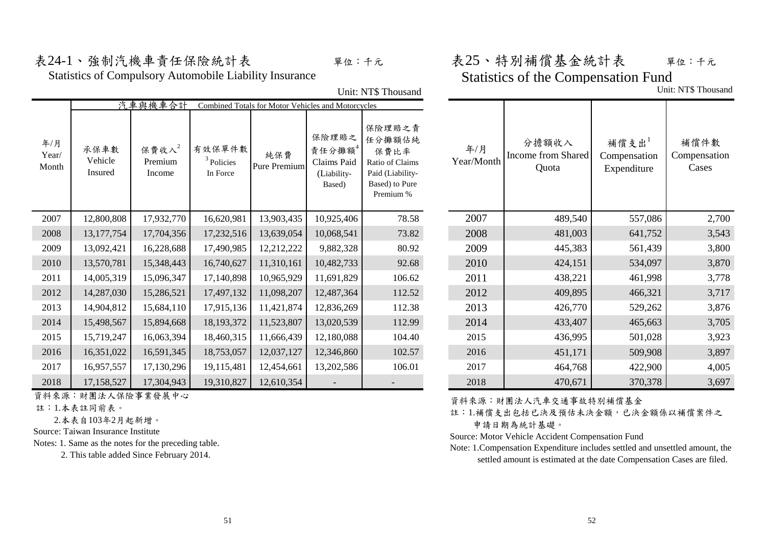## 表24-1、強制汽機車責任保險統計表

單位：千元

Statistics of Compulsory Automobile Liability Insurance

Unit: NT$ Thousand

| 年/月 Year/ Month | 汽車與機車合計 Combined Totals for Motor Vehicles and Motorcycles | | | | | |
|---|---|---|---|---|---|---|
| | 承保車數 Vehicle Insured | 保費收入[2] Premium Income | 有效保單件數[3] Policies In Force | 純保費 Pure Premium | 保險理賠之責任分攤額[4] Claims Paid (Liability-Based) | 保險理賠之責任分攤額佔純保費比率 Ratio of Claims Paid (Liability-Based) to Pure Premium % |
| 2007 | 12,800,808 | 17,932,770 | 16,620,981 | 13,903,435 | 10,925,406 | 78.58 |
| 2008 | 13,177,754 | 17,704,356 | 17,232,516 | 13,639,054 | 10,068,541 | 73.82 |
| 2009 | 13,092,421 | 16,228,688 | 17,490,985 | 12,212,222 | 9,882,328 | 80.92 |
| 2010 | 13,570,781 | 15,348,443 | 16,740,627 | 11,310,161 | 10,482,733 | 92.68 |
| 2011 | 14,005,319 | 15,096,347 | 17,140,898 | 10,965,929 | 11,691,829 | 106.62 |
| 2012 | 14,287,030 | 15,286,521 | 17,497,132 | 11,098,207 | 12,487,364 | 112.52 |
| 2013 | 14,904,812 | 15,684,110 | 17,915,136 | 11,421,874 | 12,836,269 | 112.38 |
| 2014 | 15,498,567 | 15,894,668 | 18,193,372 | 11,523,807 | 13,020,539 | 112.99 |
| 2015 | 15,719,247 | 16,063,394 | 18,460,315 | 11,666,439 | 12,180,088 | 104.40 |
| 2016 | 16,351,022 | 16,591,345 | 18,753,057 | 12,037,127 | 12,346,860 | 102.57 |
| 2017 | 16,957,557 | 17,130,296 | 19,115,481 | 12,454,661 | 13,202,586 | 106.01 |
| 2018 | 17,158,527 | 17,304,943 | 19,310,827 | 12,610,354 | - | - |

資料來源：財團法人保險事業發展中心

註：1.本表註同前表。

2.本表自103年2月起新增。

Source: Taiwan Insurance Institute

Notes: 1. Same as the notes for the preceding table.

2. This table added Since February 2014.

## 表25、特別補償基金統計表

單位：千元

Statistics of the Compensation Fund

Unit: NT$ Thousand

| 年/月 Year/Month | 分擔額收入 Income from Shared Quota | 補償支出[1] Compensation Expenditure | 補償件數 Compensation Cases |
|---|---|---|---|
| 2007 | 489,540 | 557,086 | 2,700 |
| 2008 | 481,003 | 641,752 | 3,543 |
| 2009 | 445,383 | 561,439 | 3,800 |
| 2010 | 424,151 | 534,097 | 3,870 |
| 2011 | 438,221 | 461,998 | 3,778 |
| 2012 | 409,895 | 466,321 | 3,717 |
| 2013 | 426,770 | 529,262 | 3,876 |
| 2014 | 433,407 | 465,663 | 3,705 |
| 2015 | 436,995 | 501,028 | 3,923 |
| 2016 | 451,171 | 509,908 | 3,897 |
| 2017 | 464,768 | 422,900 | 4,005 |
| 2018 | 470,671 | 370,378 | 3,697 |

資料來源：財團法人汽車交通事故特別補償基金

註：1.補償支出包括已決及預估未決金額，已決金額係以補償案件之申請日期為統計基礎。

Source: Motor Vehicle Accident Compensation Fund

Note: 1.Compensation Expenditure includes settled and unsettled amount, the settled amount is estimated at the date Compensation Cases are filed.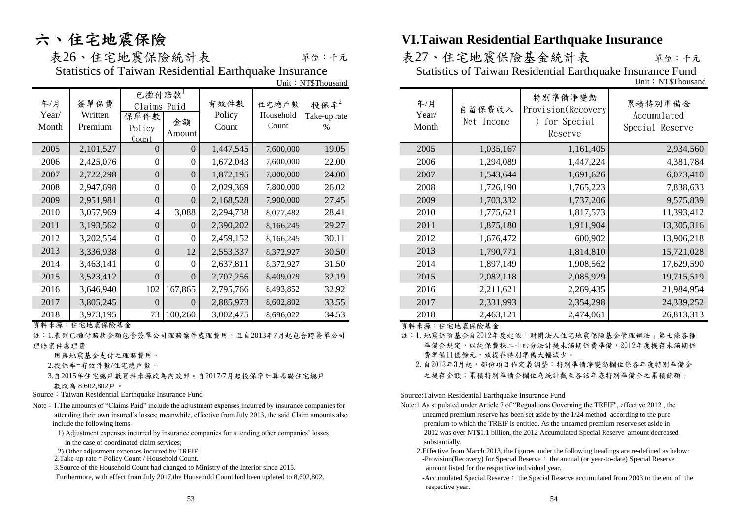# 六、住宅地震保險

## 表26、住宅地震保險統計表

單位：千元

### Statistics of Taiwan Residential Earthquake Insurance

Unit：NT$Thousand

| 年/月 Year/ Month | 簽單保費 Written Premium | 已攤付賠款[1] Claims Paid 保單件數 Policy Count | 金額 Amount | 有效件數 Policy Count | 住宅總戶數 Household Count | 投保率[2] Take-up rate % |
|---|---|---|---|---|---|---|
| 2005 | 2,101,527 | 0 | 0 | 1,447,545 | 7,600,000 | 19.05 |
| 2006 | 2,425,076 | 0 | 0 | 1,672,043 | 7,600,000 | 22.00 |
| 2007 | 2,722,298 | 0 | 0 | 1,872,195 | 7,800,000 | 24.00 |
| 2008 | 2,947,698 | 0 | 0 | 2,029,369 | 7,800,000 | 26.02 |
| 2009 | 2,951,981 | 0 | 0 | 2,168,528 | 7,900,000 | 27.45 |
| 2010 | 3,057,969 | 4 | 3,088 | 2,294,738 | 8,077,482 | 28.41 |
| 2011 | 3,193,562 | 0 | 0 | 2,390,202 | 8,166,245 | 29.27 |
| 2012 | 3,202,554 | 0 | 0 | 2,459,152 | 8,166,245 | 30.11 |
| 2013 | 3,336,938 | 0 | 12 | 2,553,337 | 8,372,927 | 30.50 |
| 2014 | 3,463,141 | 0 | 0 | 2,637,811 | 8,372,927 | 31.50 |
| 2015 | 3,523,412 | 0 | 0 | 2,707,256 | 8,409,079 | 32.19 |
| 2016 | 3,646,940 | 102 | 167,865 | 2,795,766 | 8,493,852 | 32.92 |
| 2017 | 3,805,245 | 0 | 0 | 2,885,973 | 8,602,802 | 33.55 |
| 2018 | 3,973,195 | 73 | 100,260 | 3,002,475 | 8,696,022 | 34.53 |

資料來源：住宅地震保險基金

註：1.表列已攤付賠款金額包含簽單公司理賠案件處理費用，且自2013年7月起包含跨簽單公司理賠案件處理費用與地震基金支付之理賠費用。

2.投保率=有效件數/住宅總戶數。

3.自2015年住宅總戶數資料來源改為內政部。自2017/7月起投保率計算基礎住宅總戶數改為 8,602,802戶。

Source：Taiwan Residential Earthquake Insurance Fund

Note：1.The amounts of "Claims Paid" include the adjustment expenses incurred by insurance companies for attending their own insured's losses; meanwhile, effective from July 2013, the said Claim amounts also include the following items-

1) Adjustment expenses incurred by insurance companies for attending other companies' losses in the case of coordinated claim services;

2) Other adjustment expenses incurred by TREIF.

2.Take-up-rate = Policy Count / Household Count.

3.Source of the Household Count had changed to Ministry of the Interior since 2015. Furthermore, with effect from July 2017,the Household Count had been updated to 8,602,802.

# VI.Taiwan Residential Earthquake Insurance

## 表27、住宅地震保險基金統計表

單位：千元

### Statistics of Taiwan Residential Earthquake Insurance Fund

Unit：NT$Thousand

| 年/月 Year/ Month | 自留保費收入 Net Income | 特別準備淨變動 Provision(Recovery) for Special Reserve | 累積特別準備金 Accumulated Special Reserve |
|---|---|---|---|
| 2005 | 1,035,167 | 1,161,405 | 2,934,560 |
| 2006 | 1,294,089 | 1,447,224 | 4,381,784 |
| 2007 | 1,543,644 | 1,691,626 | 6,073,410 |
| 2008 | 1,726,190 | 1,765,223 | 7,838,633 |
| 2009 | 1,703,332 | 1,737,206 | 9,575,839 |
| 2010 | 1,775,621 | 1,817,573 | 11,393,412 |
| 2011 | 1,875,180 | 1,911,904 | 13,305,316 |
| 2012 | 1,676,472 | 600,902 | 13,906,218 |
| 2013 | 1,790,771 | 1,814,810 | 15,721,028 |
| 2014 | 1,897,149 | 1,908,562 | 17,629,590 |
| 2015 | 2,082,118 | 2,085,929 | 19,715,519 |
| 2016 | 2,211,621 | 2,269,435 | 21,984,954 |
| 2017 | 2,331,993 | 2,354,298 | 24,339,252 |
| 2018 | 2,463,121 | 2,474,061 | 26,813,313 |

資料來源：住宅地震保險基金

註：1.地震保險基金自2012年度起依「財團法人住宅地震保險基金管理辦法」第七條各種準備金規定，以純保費採二十四分法計提未滿期保費準備，2012年度提存未滿期保費準備11億餘元，致提存特別準備大幅減少。

2.自2013年3月起，部份項目作定義調整：特別準備變動欄位係各年度特別準備金之提存金額；累積特別準備金欄位為統計截至各該年底特別準備金之累積餘額。

Source:Taiwan Residential Earthquake Insurance Fund

Note:1.As stipulated under Article 7 of "Regualtions Governing the TREIF", effective 2012 , the unearned premium reserve has been set aside by the 1/24 method according to the pure premium to which the TREIF is entitled. As the unearned premium reserve set aside in 2012 was over NT$1.1 billion, the 2012 Accumulated Special Reserve amount decreased substantially.

2.Effective from March 2013, the figures under the following headings are re-defined as below:

-Provision(Recovery) for Special Reserve： the annual (or year-to-date) Special Reserve amount listed for the respective individual year.

-Accumulated Special Reserve： the Special Reserve accumulated from 2003 to the end of the respective year.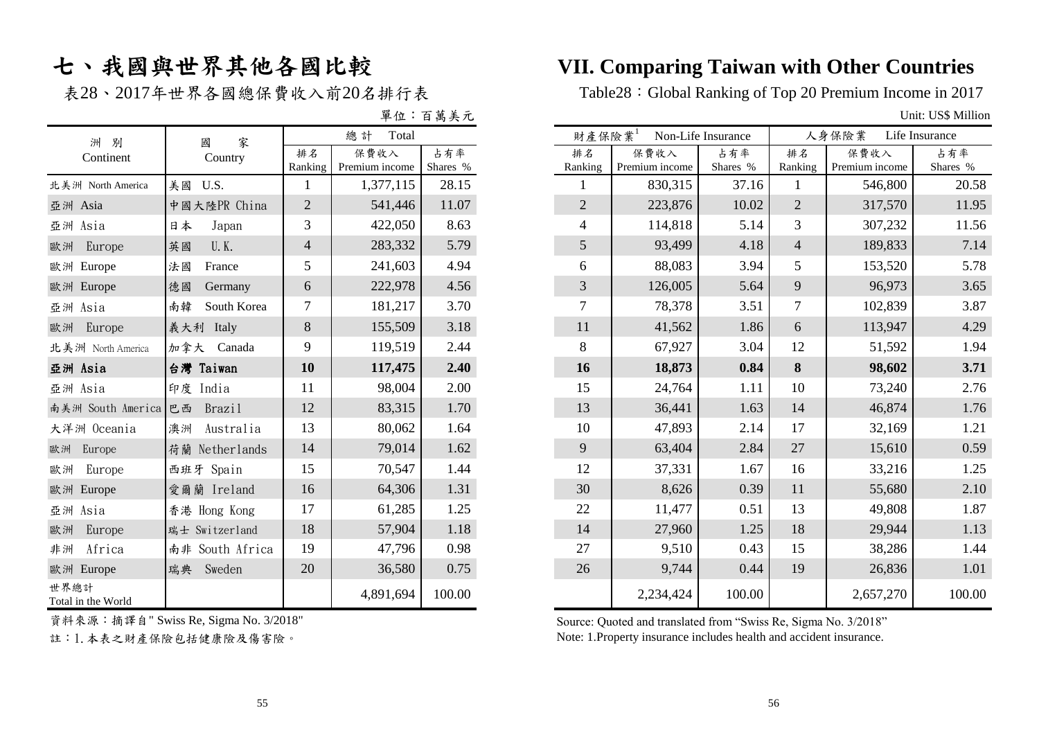# 七、我國與世界其他各國比較

# VII. Comparing Taiwan with Other Countries

表28、2017年世界各國總保費收入前20名排行表

Table28：Global Ranking of Top 20 Premium Income in 2017

單位：百萬美元

Unit: US$ Million

| 洲別 Continent | 國家 Country | 總計 Total | | | 財產保險業[1] Non-Life Insurance | | | 人身保險業 Life Insurance | | |
|---|---|---|---|---|---|---|---|---|---|---|
| | | 排名 Ranking | 保費收入 Premium income | 占有率 Shares % | 排名 Ranking | 保費收入 Premium income | 占有率 Shares % | 排名 Ranking | 保費收入 Premium income | 占有率 Shares % |
| 北美洲 North America | 美國 U.S. | 1 | 1,377,115 | 28.15 | 1 | 830,315 | 37.16 | 1 | 546,800 | 20.58 |
| 亞洲 Asia | 中國大陸PR China | 2 | 541,446 | 11.07 | 2 | 223,876 | 10.02 | 2 | 317,570 | 11.95 |
| 亞洲 Asia | 日本 Japan | 3 | 422,050 | 8.63 | 4 | 114,818 | 5.14 | 3 | 307,232 | 11.56 |
| 歐洲 Europe | 英國 U.K. | 4 | 283,332 | 5.79 | 5 | 93,499 | 4.18 | 4 | 189,833 | 7.14 |
| 歐洲 Europe | 法國 France | 5 | 241,603 | 4.94 | 6 | 88,083 | 3.94 | 5 | 153,520 | 5.78 |
| 歐洲 Europe | 德國 Germany | 6 | 222,978 | 4.56 | 3 | 126,005 | 5.64 | 9 | 96,973 | 3.65 |
| 亞洲 Asia | 南韓 South Korea | 7 | 181,217 | 3.70 | 7 | 78,378 | 3.51 | 7 | 102,839 | 3.87 |
| 歐洲 Europe | 義大利 Italy | 8 | 155,509 | 3.18 | 11 | 41,562 | 1.86 | 6 | 113,947 | 4.29 |
| 北美洲 North America | 加拿大 Canada | 9 | 119,519 | 2.44 | 8 | 67,927 | 3.04 | 12 | 51,592 | 1.94 |
| **亞洲 Asia** | **台灣 Taiwan** | **10** | **117,475** | **2.40** | **16** | **18,873** | **0.84** | **8** | **98,602** | **3.71** |
| 亞洲 Asia | 印度 India | 11 | 98,004 | 2.00 | 15 | 24,764 | 1.11 | 10 | 73,240 | 2.76 |
| 南美洲 South America | 巴西 Brazil | 12 | 83,315 | 1.70 | 13 | 36,441 | 1.63 | 14 | 46,874 | 1.76 |
| 大洋洲 Oceania | 澳洲 Australia | 13 | 80,062 | 1.64 | 10 | 47,893 | 2.14 | 17 | 32,169 | 1.21 |
| 歐洲 Europe | 荷蘭 Netherlands | 14 | 79,014 | 1.62 | 9 | 63,404 | 2.84 | 27 | 15,610 | 0.59 |
| 歐洲 Europe | 西班牙 Spain | 15 | 70,547 | 1.44 | 12 | 37,331 | 1.67 | 16 | 33,216 | 1.25 |
| 歐洲 Europe | 愛爾蘭 Ireland | 16 | 64,306 | 1.31 | 30 | 8,626 | 0.39 | 11 | 55,680 | 2.10 |
| 亞洲 Asia | 香港 Hong Kong | 17 | 61,285 | 1.25 | 22 | 11,477 | 0.51 | 13 | 49,808 | 1.87 |
| 歐洲 Europe | 瑞士 Switzerland | 18 | 57,904 | 1.18 | 14 | 27,960 | 1.25 | 18 | 29,944 | 1.13 |
| 非洲 Africa | 南非 South Africa | 19 | 47,796 | 0.98 | 27 | 9,510 | 0.43 | 15 | 38,286 | 1.44 |
| 歐洲 Europe | 瑞典 Sweden | 20 | 36,580 | 0.75 | 26 | 9,744 | 0.44 | 19 | 26,836 | 1.01 |
| 世界總計 Total in the World | | | 4,891,694 | 100.00 | | 2,234,424 | 100.00 | | 2,657,270 | 100.00 |

資料來源：摘譯自" Swiss Re, Sigma No. 3/2018"

註：1.本表之財產保險包括健康險及傷害險。

Source: Quoted and translated from "Swiss Re, Sigma No. 3/2018"

Note: 1.Property insurance includes health and accident insurance.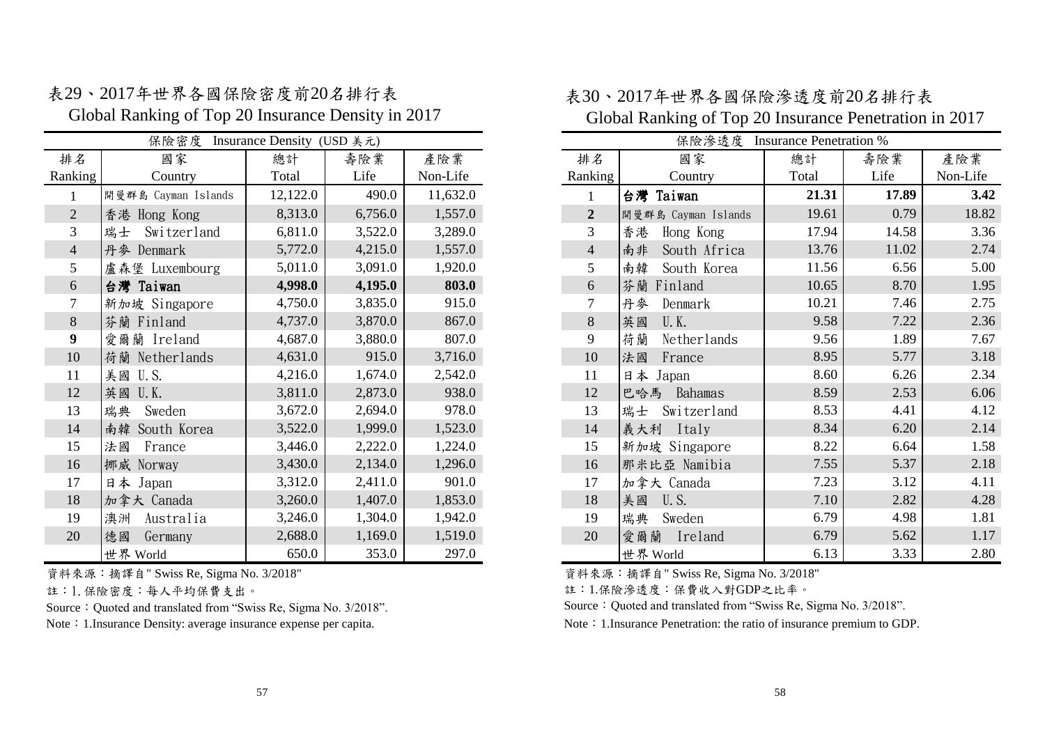## 表29、2017年世界各國保險密度前20名排行表
## Global Ranking of Top 20 Insurance Density in 2017

| 保險密度 Insurance Density (USD 美元) | | | | |
|---|---|---|---|---|
| 排名 Ranking | 國家 Country | 總計 Total | 壽險業 Life | 產險業 Non-Life |
| 1 | 開曼群島 Cayman Islands | 12,122.0 | 490.0 | 11,632.0 |
| 2 | 香港 Hong Kong | 8,313.0 | 6,756.0 | 1,557.0 |
| 3 | 瑞士 Switzerland | 6,811.0 | 3,522.0 | 3,289.0 |
| 4 | 丹麥 Denmark | 5,772.0 | 4,215.0 | 1,557.0 |
| 5 | 盧森堡 Luxembourg | 5,011.0 | 3,091.0 | 1,920.0 |
| 6 | **台灣 Taiwan** | **4,998.0** | **4,195.0** | **803.0** |
| 7 | 新加坡 Singapore | 4,750.0 | 3,835.0 | 915.0 |
| 8 | 芬蘭 Finland | 4,737.0 | 3,870.0 | 867.0 |
| **9** | 愛爾蘭 Ireland | 4,687.0 | 3,880.0 | 807.0 |
| 10 | 荷蘭 Netherlands | 4,631.0 | 915.0 | 3,716.0 |
| 11 | 美國 U.S. | 4,216.0 | 1,674.0 | 2,542.0 |
| 12 | 英國 U.K. | 3,811.0 | 2,873.0 | 938.0 |
| 13 | 瑞典 Sweden | 3,672.0 | 2,694.0 | 978.0 |
| 14 | 南韓 South Korea | 3,522.0 | 1,999.0 | 1,523.0 |
| 15 | 法國 France | 3,446.0 | 2,222.0 | 1,224.0 |
| 16 | 挪威 Norway | 3,430.0 | 2,134.0 | 1,296.0 |
| 17 | 日本 Japan | 3,312.0 | 2,411.0 | 901.0 |
| 18 | 加拿大 Canada | 3,260.0 | 1,407.0 | 1,853.0 |
| 19 | 澳洲 Australia | 3,246.0 | 1,304.0 | 1,942.0 |
| 20 | 德國 Germany | 2,688.0 | 1,169.0 | 1,519.0 |
| | 世界 World | 650.0 | 353.0 | 297.0 |

資料來源：摘譯自" Swiss Re, Sigma No. 3/2018"

註：1.保險密度：每人平均保費支出。

Source：Quoted and translated from "Swiss Re, Sigma No. 3/2018".

Note：1.Insurance Density: average insurance expense per capita.

## 表30、2017年世界各國保險滲透度前20名排行表
## Global Ranking of Top 20 Insurance Penetration in 2017

| 保險滲透度 Insurance Penetration % | | | | |
|---|---|---|---|---|
| 排名 Ranking | 國家 Country | 總計 Total | 壽險業 Life | 產險業 Non-Life |
| 1 | **台灣 Taiwan** | **21.31** | **17.89** | **3.42** |
| **2** | 開曼群島 Cayman Islands | 19.61 | 0.79 | 18.82 |
| 3 | 香港 Hong Kong | 17.94 | 14.58 | 3.36 |
| 4 | 南非 South Africa | 13.76 | 11.02 | 2.74 |
| 5 | 南韓 South Korea | 11.56 | 6.56 | 5.00 |
| 6 | 芬蘭 Finland | 10.65 | 8.70 | 1.95 |
| 7 | 丹麥 Denmark | 10.21 | 7.46 | 2.75 |
| 8 | 英國 U.K. | 9.58 | 7.22 | 2.36 |
| 9 | 荷蘭 Netherlands | 9.56 | 1.89 | 7.67 |
| 10 | 法國 France | 8.95 | 5.77 | 3.18 |
| 11 | 日本 Japan | 8.60 | 6.26 | 2.34 |
| 12 | 巴哈馬 Bahamas | 8.59 | 2.53 | 6.06 |
| 13 | 瑞士 Switzerland | 8.53 | 4.41 | 4.12 |
| 14 | 義大利 Italy | 8.34 | 6.20 | 2.14 |
| 15 | 新加坡 Singapore | 8.22 | 6.64 | 1.58 |
| 16 | 那米比亞 Namibia | 7.55 | 5.37 | 2.18 |
| 17 | 加拿大 Canada | 7.23 | 3.12 | 4.11 |
| 18 | 美國 U.S. | 7.10 | 2.82 | 4.28 |
| 19 | 瑞典 Sweden | 6.79 | 4.98 | 1.81 |
| 20 | 愛爾蘭 Ireland | 6.79 | 5.62 | 1.17 |
| | 世界 World | 6.13 | 3.33 | 2.80 |

資料來源：摘譯自" Swiss Re, Sigma No. 3/2018"

註：1.保險滲透度：保費收入對GDP之比率。

Source：Quoted and translated from "Swiss Re, Sigma No. 3/2018".

Note：1.Insurance Penetration: the ratio of insurance premium to GDP.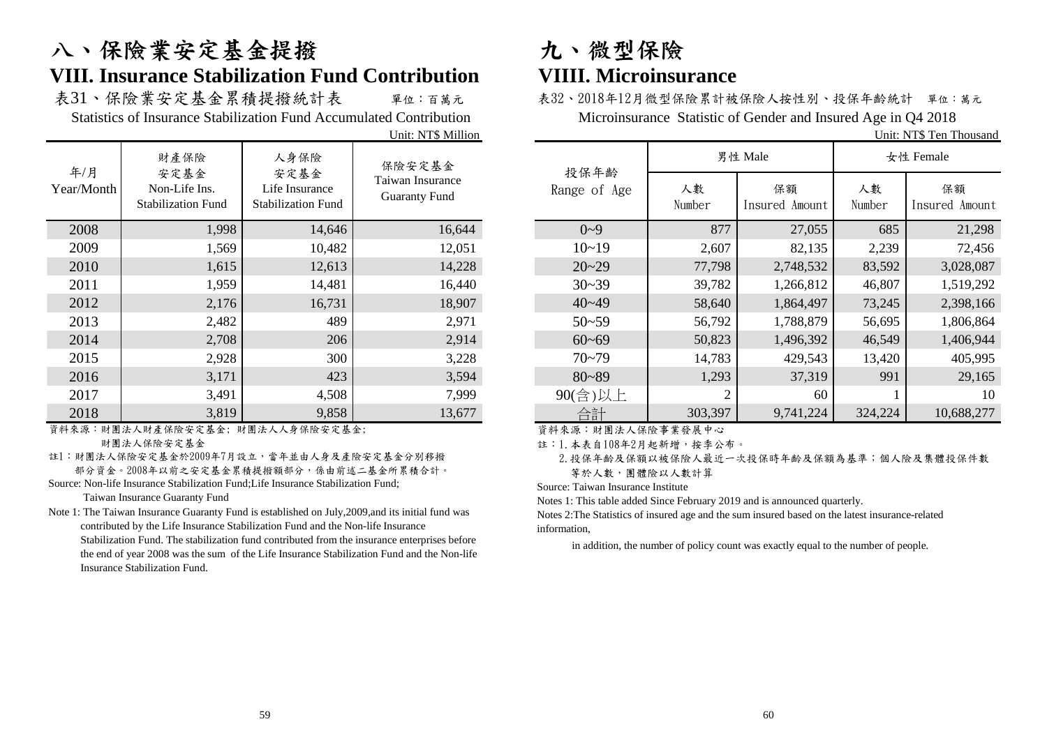# 八、保險業安定基金提撥

## VIII. Insurance Stabilization Fund Contribution

表31、保險業安定基金累積提撥統計表　　單位：百萬元

Statistics of Insurance Stabilization Fund Accumulated Contribution

Unit: NT$ Million

| 年/月 Year/Month | 財產保險安定基金 Non-Life Ins. Stabilization Fund | 人身保險安定基金 Life Insurance Stabilization Fund | 保險安定基金 Taiwan Insurance Guaranty Fund |
|---|---|---|---|
| 2008 | 1,998 | 14,646 | 16,644 |
| 2009 | 1,569 | 10,482 | 12,051 |
| 2010 | 1,615 | 12,613 | 14,228 |
| 2011 | 1,959 | 14,481 | 16,440 |
| 2012 | 2,176 | 16,731 | 18,907 |
| 2013 | 2,482 | 489 | 2,971 |
| 2014 | 2,708 | 206 | 2,914 |
| 2015 | 2,928 | 300 | 3,228 |
| 2016 | 3,171 | 423 | 3,594 |
| 2017 | 3,491 | 4,508 | 7,999 |
| 2018 | 3,819 | 9,858 | 13,677 |

資料來源：財團法人財產保險安定基金; 財團法人人身保險安定基金; 財團法人保險安定基金

註1：財團法人保險安定基金於2009年7月設立，當年並由人身及產險安定基金分別移撥部分資金。2008年以前之安定基金累積提撥額部分，係由前述二基金所累積合計。

Source: Non-life Insurance Stabilization Fund;Life Insurance Stabilization Fund; Taiwan Insurance Guaranty Fund

Note 1: The Taiwan Insurance Guaranty Fund is established on July,2009,and its initial fund was contributed by the Life Insurance Stabilization Fund and the Non-life Insurance Stabilization Fund. The stabilization fund contributed from the insurance enterprises before the end of year 2008 was the sum of the Life Insurance Stabilization Fund and the Non-life Insurance Stabilization Fund.

# 九、微型保險

## VIIII. Microinsurance

表32、2018年12月微型保險累計被保險人按性別、投保年齡統計　單位：萬元

Microinsurance Statistic of Gender and Insured Age in Q4 2018

Unit: NT$ Ten Thousand

| 投保年齡 Range of Age | 男性 Male | | 女性 Female | |
|---|---|---|---|---|
| | 人數 Number | 保額 Insured Amount | 人數 Number | 保額 Insured Amount |
| 0~9 | 877 | 27,055 | 685 | 21,298 |
| 10~19 | 2,607 | 82,135 | 2,239 | 72,456 |
| 20~29 | 77,798 | 2,748,532 | 83,592 | 3,028,087 |
| 30~39 | 39,782 | 1,266,812 | 46,807 | 1,519,292 |
| 40~49 | 58,640 | 1,864,497 | 73,245 | 2,398,166 |
| 50~59 | 56,792 | 1,788,879 | 56,695 | 1,806,864 |
| 60~69 | 50,823 | 1,496,392 | 46,549 | 1,406,944 |
| 70~79 | 14,783 | 429,543 | 13,420 | 405,995 |
| 80~89 | 1,293 | 37,319 | 991 | 29,165 |
| 90(含)以上 | 2 | 60 | 1 | 10 |
| 合計 | 303,397 | 9,741,224 | 324,224 | 10,688,277 |

資料來源：財團法人保險事業發展中心

註：1.本表自108年2月起新增，按季公布。

2.投保年齡及保額以被保險人最近一次投保時年齡及保額為基準；個人險及集體投保件數等於人數，團體險以人數計算

Source: Taiwan Insurance Institute

Notes 1: This table added Since February 2019 and is announced quarterly.

Notes 2:The Statistics of insured age and the sum insured based on the latest insurance-related information,

in addition, the number of policy count was exactly equal to the number of people.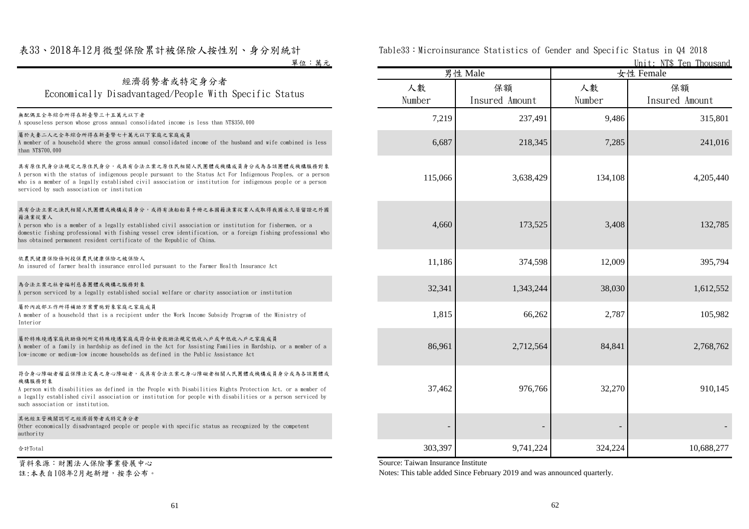# 表33、2018年12月微型保險累計被保險人按性別、身分別統計

Table33：Microinsurance Statistics of Gender and Specific Status in Q4 2018

單位：萬元 Unit: NT$ Ten Thousand

| 經濟弱勢者或特定身分者<br>Economically Disadvantaged/People With Specific Status | 男性 Male | | 女性 Female | |
|---|---|---|---|---|
| | 人數<br>Number | 保額<br>Insured Amount | 人數<br>Number | 保額<br>Insured Amount |
| 無配偶且全年綜合所得在新臺幣三十五萬元以下者<br>A spouseless person whose gross annual consolidated income is less than NT$350,000 | 7,219 | 237,491 | 9,486 | 315,801 |
| 屬於夫妻二人之全年綜合所得在新臺幣七十萬元以下家庭之家庭成員<br>A member of a household where the gross annual consolidated income of the husband and wife combined is less than NT$700,000 | 6,687 | 218,345 | 7,285 | 241,016 |
| 具有原住民身分法規定之原住民身分，或具有合法立案之原住民相關人民團體或機構成員身分或為各該團體或機構服務對象<br>A person with the status of indigenous people pursuant to the Status Act For Indigenous Peoples, or a person who is a member of a legally established civil association or institution for indigenous people or a person serviced by such association or institution | 115,066 | 3,638,429 | 134,108 | 4,205,440 |
| 具有合法立案之漁民相關人民團體或機構成員身分，或持有漁船船員手冊之本國籍漁業從業人或取得我國永久居留證之外國籍漁業從業人<br>A person who is a member of a legally established civil association or institution for fishermen, or a domestic fishing professional with fishing vessel crew identification, or a foreign fishing professional who has obtained permanent resident certificate of the Republic of China. | 4,660 | 173,525 | 3,408 | 132,785 |
| 依農民健康保險條例投保農民健康保險之被保險人<br>An insured of farmer health insurance enrolled pursuant to the Farmer Health Insurance Act | 11,186 | 374,598 | 12,009 | 395,794 |
| 為合法立案之社會福利慈善團體或機構之服務對象<br>A person serviced by a legally established social welfare or charity association or institution | 32,341 | 1,343,244 | 38,030 | 1,612,552 |
| 屬於內政部工作所得補助方案實施對象家庭之家庭成員<br>A member of a household that is a recipient under the Work Income Subsidy Program of the Ministry of Interior | 1,815 | 66,262 | 2,787 | 105,982 |
| 屬於特殊境遇家庭扶助條例所定特殊境遇家庭或符合社會救助法規定低收入戶或中低收入戶之家庭成員<br>A member of a family in hardship as defined in the Act for Assisting Families in Hardship, or a member of a low-income or medium-low income households as defined in the Public Assistance Act | 86,961 | 2,712,564 | 84,841 | 2,768,762 |
| 符合身心障礙者權益保障法定義之身心障礙者，或具有合法立案之身心障礙者相關人民團體或機構成員身分或為各該團體或機構服務對象<br>A person with disabilities as defined in the People with Disabilities Rights Protection Act, or a member of a legally established civil association or institution for people with disabilities or a person serviced by such association or institution. | 37,462 | 976,766 | 32,270 | 910,145 |
| 其他經主管機關認可之經濟弱勢者或特定身分者<br>Other economically disadvantaged people or people with specific status as recognized by the competent authority | - | - | - | - |
| 合計Total | 303,397 | 9,741,224 | 324,224 | 10,688,277 |

資料來源：財團法人保險事業發展中心

註:本表自108年2月起新增，按季公布。

Source: Taiwan Insurance Institute

Notes: This table added Since February 2019 and was announced quarterly.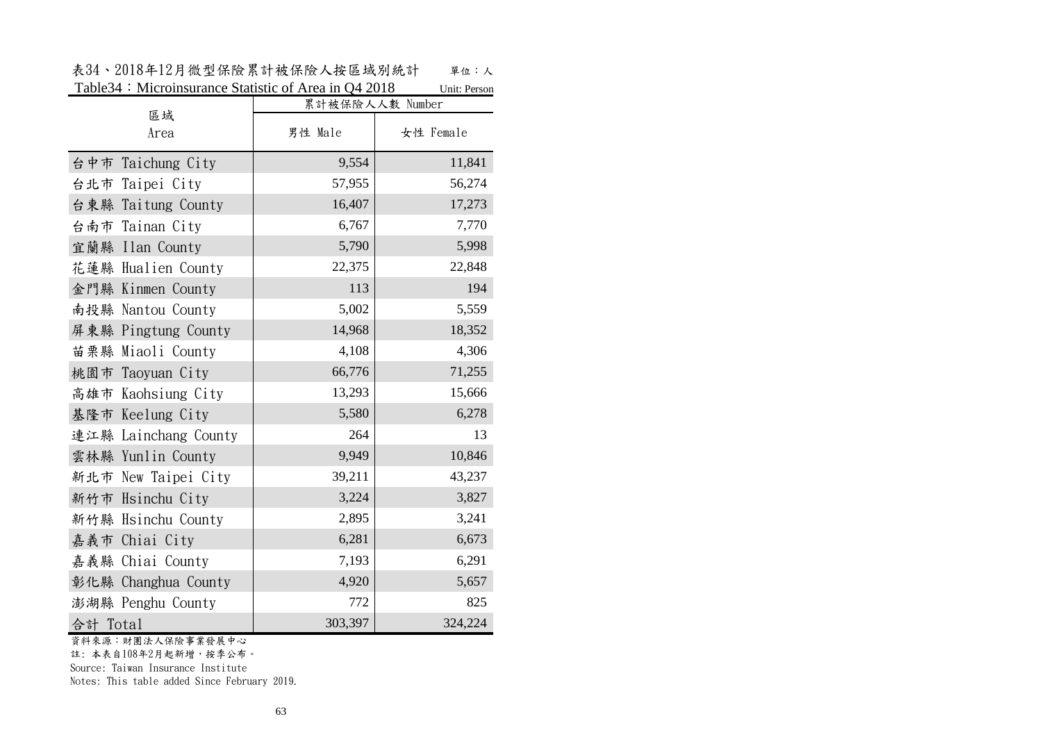表34、2018年12月微型保險累計被保險人按區域別統計　　單位：人

Table34：Microinsurance Statistic of Area in Q4 2018　　Unit: Person

| 區域 Area | 累計被保險人人數 Number | |
|---|---|---|
| | 男性 Male | 女性 Female |
| 台中市 Taichung City | 9,554 | 11,841 |
| 台北市 Taipei City | 57,955 | 56,274 |
| 台東縣 Taitung County | 16,407 | 17,273 |
| 台南市 Tainan City | 6,767 | 7,770 |
| 宜蘭縣 Ilan County | 5,790 | 5,998 |
| 花蓮縣 Hualien County | 22,375 | 22,848 |
| 金門縣 Kinmen County | 113 | 194 |
| 南投縣 Nantou County | 5,002 | 5,559 |
| 屏東縣 Pingtung County | 14,968 | 18,352 |
| 苗栗縣 Miaoli County | 4,108 | 4,306 |
| 桃園市 Taoyuan City | 66,776 | 71,255 |
| 高雄市 Kaohsiung City | 13,293 | 15,666 |
| 基隆市 Keelung City | 5,580 | 6,278 |
| 連江縣 Lainchang County | 264 | 13 |
| 雲林縣 Yunlin County | 9,949 | 10,846 |
| 新北市 New Taipei City | 39,211 | 43,237 |
| 新竹市 Hsinchu City | 3,224 | 3,827 |
| 新竹縣 Hsinchu County | 2,895 | 3,241 |
| 嘉義市 Chiai City | 6,281 | 6,673 |
| 嘉義縣 Chiai County | 7,193 | 6,291 |
| 彰化縣 Changhua County | 4,920 | 5,657 |
| 澎湖縣 Penghu County | 772 | 825 |
| 合計 Total | 303,397 | 324,224 |

資料來源：財團法人保險事業發展中心

註：本表自108年2月起新增，按季公布。

Source: Taiwan Insurance Institute

Notes: This table added Since February 2019.